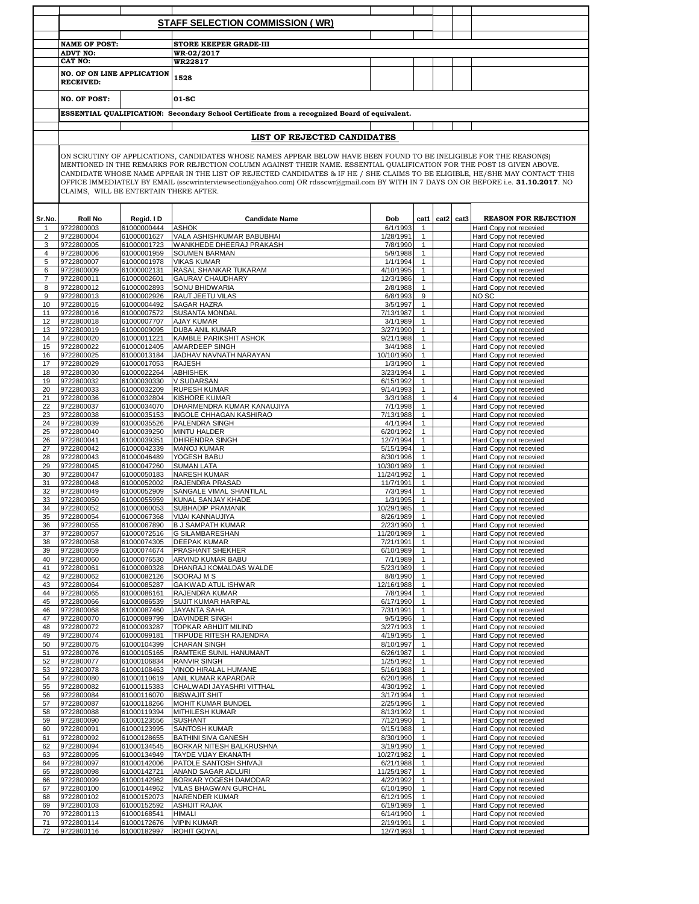## STAFF SELECTION COMMISSION ( WR)

| | |
|---|---|
| **NAME OF POST:** | **STORE KEEPER GRADE-III** |
| **ADVT NO:** | **WR-02/2017** |
| **CAT NO:** | **WR22817** |
| **NO. OF ON LINE APPLICATION RECEIVED:** | **1528** |
| **NO. OF POST:** | **01-SC** |

**ESSENTIAL QUALIFICATION: Secondary School Certificate from a recognized Board of equivalent.**

## LIST OF REJECTED CANDIDATES

ON SCRUTINY OF APPLICATIONS, CANDIDATES WHOSE NAMES APPEAR BELOW HAVE BEEN FOUND TO BE INELIGIBLE FOR THE REASON(S) MENTIONED IN THE REMARKS FOR REJECTION COLUMN AGAINST THEIR NAME. ESSENTIAL QUALIFICATION FOR THE POST IS GIVEN ABOVE. CANDIDATE WHOSE NAME APPEAR IN THE LIST OF REJECTED CANDIDATES & IF HE / SHE CLAIMS TO BE ELIGIBLE, HE/SHE MAY CONTACT THIS OFFICE IMMEDIATELY BY EMAIL (sscwrinterviewsection@yahoo.com) OR rdsscwr@gmail.com BY WITH IN 7 DAYS ON OR BEFORE i.e. **31.10.2017**. NO CLAIMS, WILL BE ENTERTAIN THERE AFTER.

| Sr.No. | Roll No | Regid. I D | Candidate Name | Dob | cat1 | cat2 | cat3 | REASON FOR REJECTION |
|---|---|---|---|---|---|---|---|---|
| 1 | 9722800003 | 61000000444 | ASHOK | 6/1/1993 | 1 | | | Hard Copy not recevied |
| 2 | 9722800004 | 61000001627 | VALA ASHISHKUMAR BABUBHAI | 1/28/1991 | 1 | | | Hard Copy not recevied |
| 3 | 9722800005 | 61000001723 | WANKHEDE DHEERAJ PRAKASH | 7/8/1990 | 1 | | | Hard Copy not recevied |
| 4 | 9722800006 | 61000001959 | SOUMEN BARMAN | 5/9/1988 | 1 | | | Hard Copy not recevied |
| 5 | 9722800007 | 61000001978 | VIKAS KUMAR | 1/1/1994 | 1 | | | Hard Copy not recevied |
| 6 | 9722800009 | 61000002131 | RASAL SHANKAR TUKARAM | 4/10/1995 | 1 | | | Hard Copy not recevied |
| 7 | 9722800011 | 61000002601 | GAURAV CHAUDHARY | 12/3/1986 | 1 | | | Hard Copy not recevied |
| 8 | 9722800012 | 61000002893 | SONU BHIDWARIA | 2/8/1988 | 1 | | | Hard Copy not recevied |
| 9 | 9722800013 | 61000002926 | RAUT JEETU VILAS | 6/8/1993 | 9 | | | NO SC |
| 10 | 9722800015 | 61000004492 | SAGAR HAZRA | 3/5/1997 | 1 | | | Hard Copy not recevied |
| 11 | 9722800016 | 61000007572 | SUSANTA MONDAL | 7/13/1987 | 1 | | | Hard Copy not recevied |
| 12 | 9722800018 | 61000007707 | AJAY KUMAR | 3/1/1989 | 1 | | | Hard Copy not recevied |
| 13 | 9722800019 | 61000009095 | DUBA ANIL KUMAR | 3/27/1990 | 1 | | | Hard Copy not recevied |
| 14 | 9722800020 | 61000011221 | KAMBLE PARIKSHIT ASHOK | 9/21/1988 | 1 | | | Hard Copy not recevied |
| 15 | 9722800022 | 61000012405 | AMARDEEP SINGH | 3/4/1988 | 1 | | | Hard Copy not recevied |
| 16 | 9722800025 | 61000013184 | JADHAV NAVNATH NARAYAN | 10/10/1990 | 1 | | | Hard Copy not recevied |
| 17 | 9722800029 | 61000017053 | RAJESH | 1/3/1990 | 1 | | | Hard Copy not recevied |
| 18 | 9722800030 | 61000022264 | ABHISHEK | 3/23/1994 | 1 | | | Hard Copy not recevied |
| 19 | 9722800032 | 61000030330 | V SUDARSAN | 6/15/1992 | 1 | | | Hard Copy not recevied |
| 20 | 9722800033 | 61000032209 | RUPESH KUMAR | 9/14/1993 | 1 | | | Hard Copy not recevied |
| 21 | 9722800036 | 61000032804 | KISHORE KUMAR | 3/3/1988 | 1 | | 4 | Hard Copy not recevied |
| 22 | 9722800037 | 61000034070 | DHARMENDRA KUMAR KANAUJIYA | 7/1/1998 | 1 | | | Hard Copy not recevied |
| 23 | 9722800038 | 61000035153 | INGOLE CHHAGAN KASHIRAO | 7/13/1988 | 1 | | | Hard Copy not recevied |
| 24 | 9722800039 | 61000035526 | PALENDRA SINGH | 4/1/1994 | 1 | | | Hard Copy not recevied |
| 25 | 9722800040 | 61000039250 | MINTU HALDER | 6/20/1992 | 1 | | | Hard Copy not recevied |
| 26 | 9722800041 | 61000039351 | DHIRENDRA SINGH | 12/7/1994 | 1 | | | Hard Copy not recevied |
| 27 | 9722800042 | 61000042339 | MANOJ KUMAR | 5/15/1994 | 1 | | | Hard Copy not recevied |
| 28 | 9722800043 | 61000046489 | YOGESH BABU | 8/30/1996 | 1 | | | Hard Copy not recevied |
| 29 | 9722800045 | 61000047260 | SUMAN LATA | 10/30/1989 | 1 | | | Hard Copy not recevied |
| 30 | 9722800047 | 61000050183 | NARESH KUMAR | 11/24/1992 | 1 | | | Hard Copy not recevied |
| 31 | 9722800048 | 61000052002 | RAJENDRA PRASAD | 11/7/1991 | 1 | | | Hard Copy not recevied |
| 32 | 9722800049 | 61000052909 | SANGALE VIMAL SHANTILAL | 7/3/1994 | 1 | | | Hard Copy not recevied |
| 33 | 9722800050 | 61000055959 | KUNAL SANJAY KHADE | 1/3/1995 | 1 | | | Hard Copy not recevied |
| 34 | 9722800052 | 61000060053 | SUBHADIP PRAMANIK | 10/29/1985 | 1 | | | Hard Copy not recevied |
| 35 | 9722800054 | 61000067368 | VIJAI KANNAUJIYA | 8/26/1989 | 1 | | | Hard Copy not recevied |
| 36 | 9722800055 | 61000067890 | B J SAMPATH KUMAR | 2/23/1990 | 1 | | | Hard Copy not recevied |
| 37 | 9722800057 | 61000072516 | G SILAMBARESHAN | 11/20/1989 | 1 | | | Hard Copy not recevied |
| 38 | 9722800058 | 61000074305 | DEEPAK KUMAR | 7/21/1991 | 1 | | | Hard Copy not recevied |
| 39 | 9722800059 | 61000074674 | PRASHANT SHEKHER | 6/10/1989 | 1 | | | Hard Copy not recevied |
| 40 | 9722800060 | 61000076530 | ARVIND KUMAR BABU | 7/1/1989 | 1 | | | Hard Copy not recevied |
| 41 | 9722800061 | 61000080328 | DHANRAJ KOMALDAS WALDE | 5/23/1989 | 1 | | | Hard Copy not recevied |
| 42 | 9722800062 | 61000082126 | SOORAJ M S | 8/8/1990 | 1 | | | Hard Copy not recevied |
| 43 | 9722800064 | 61000085287 | GAIKWAD ATUL ISHWAR | 12/16/1988 | 1 | | | Hard Copy not recevied |
| 44 | 9722800065 | 61000086161 | RAJENDRA KUMAR | 7/8/1994 | 1 | | | Hard Copy not recevied |
| 45 | 9722800066 | 61000086539 | SUJIT KUMAR HARIPAL | 6/17/1990 | 1 | | | Hard Copy not recevied |
| 46 | 9722800068 | 61000087460 | JAYANTA SAHA | 7/31/1991 | 1 | | | Hard Copy not recevied |
| 47 | 9722800070 | 61000089799 | DAVINDER SINGH | 9/5/1996 | 1 | | | Hard Copy not recevied |
| 48 | 9722800072 | 61000093287 | TOPKAR ABHIJIT MILIND | 3/27/1993 | 1 | | | Hard Copy not recevied |
| 49 | 9722800074 | 61000099181 | TIRPUDE RITESH RAJENDRA | 4/19/1995 | 1 | | | Hard Copy not recevied |
| 50 | 9722800075 | 61000104399 | CHARAN SINGH | 8/10/1997 | 1 | | | Hard Copy not recevied |
| 51 | 9722800076 | 61000105165 | RAMTEKE SUNIL HANUMANT | 6/26/1987 | 1 | | | Hard Copy not recevied |
| 52 | 9722800077 | 61000106834 | RANVIR SINGH | 1/25/1992 | 1 | | | Hard Copy not recevied |
| 53 | 9722800078 | 61000108463 | VINOD HIRALAL HUMANE | 5/16/1988 | 1 | | | Hard Copy not recevied |
| 54 | 9722800080 | 61000110619 | ANIL KUMAR KAPARDAR | 6/20/1996 | 1 | | | Hard Copy not recevied |
| 55 | 9722800082 | 61000115383 | CHALWADI JAYASHRI VITTHAL | 4/30/1992 | 1 | | | Hard Copy not recevied |
| 56 | 9722800084 | 61000116070 | BISWAJIT SHIT | 3/17/1994 | 1 | | | Hard Copy not recevied |
| 57 | 9722800087 | 61000118266 | MOHIT KUMAR BUNDEL | 2/25/1996 | 1 | | | Hard Copy not recevied |
| 58 | 9722800088 | 61000119394 | MITHILESH KUMAR | 8/13/1992 | 1 | | | Hard Copy not recevied |
| 59 | 9722800090 | 61000123556 | SUSHANT | 7/12/1990 | 1 | | | Hard Copy not recevied |
| 60 | 9722800091 | 61000123995 | SANTOSH KUMAR | 9/15/1988 | 1 | | | Hard Copy not recevied |
| 61 | 9722800092 | 61000128655 | BATHINI SIVA GANESH | 8/30/1990 | 1 | | | Hard Copy not recevied |
| 62 | 9722800094 | 61000134545 | BORKAR NITESH BALKRUSHNA | 3/19/1990 | 1 | | | Hard Copy not recevied |
| 63 | 9722800095 | 61000134949 | TAYDE VIJAY EKANATH | 10/27/1982 | 1 | | | Hard Copy not recevied |
| 64 | 9722800097 | 61000142006 | PATOLE SANTOSH SHIVAJI | 6/21/1988 | 1 | | | Hard Copy not recevied |
| 65 | 9722800098 | 61000142721 | ANAND SAGAR ADLURI | 11/25/1987 | 1 | | | Hard Copy not recevied |
| 66 | 9722800099 | 61000142962 | BORKAR YOGESH DAMODAR | 4/22/1992 | 1 | | | Hard Copy not recevied |
| 67 | 9722800100 | 61000144962 | VILAS BHAGWAN GURCHAL | 6/10/1990 | 1 | | | Hard Copy not recevied |
| 68 | 9722800102 | 61000152073 | NARENDER KUMAR | 6/12/1995 | 1 | | | Hard Copy not recevied |
| 69 | 9722800103 | 61000152592 | ASHIJIT RAJAK | 6/19/1989 | 1 | | | Hard Copy not recevied |
| 70 | 9722800113 | 61000168541 | HIMALI | 6/14/1990 | 1 | | | Hard Copy not recevied |
| 71 | 9722800114 | 61000172676 | VIPIN KUMAR | 2/19/1991 | 1 | | | Hard Copy not recevied |
| 72 | 9722800116 | 61000182997 | ROHIT GOYAL | 12/7/1993 | 1 | | | Hard Copy not recevied |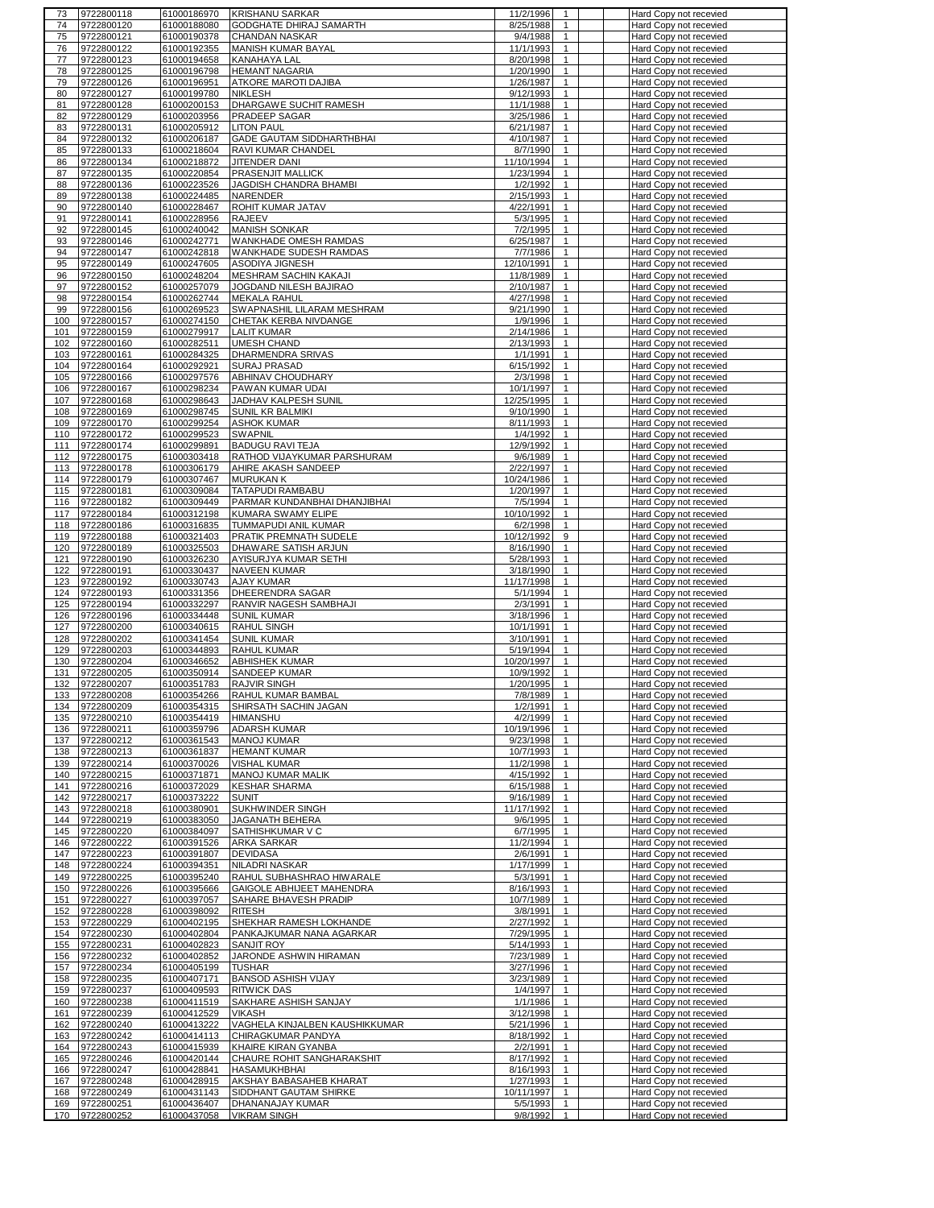| | | | | | | | | |
|---|---|---|---|---|---|---|---|---|
| 73 | 9722800118 | 61000186970 | KRISHANU SARKAR | 11/2/1996 | 1 | | | Hard Copy not recevied |
| 74 | 9722800120 | 61000188080 | GODGHATE DHIRAJ SAMARTH | 8/25/1988 | 1 | | | Hard Copy not recevied |
| 75 | 9722800121 | 61000190378 | CHANDAN NASKAR | 9/4/1988 | 1 | | | Hard Copy not recevied |
| 76 | 9722800122 | 61000192355 | MANISH KUMAR BAYAL | 11/1/1993 | 1 | | | Hard Copy not recevied |
| 77 | 9722800123 | 61000194658 | KANAHAYA LAL | 8/20/1998 | 1 | | | Hard Copy not recevied |
| 78 | 9722800125 | 61000196798 | HEMANT NAGARIA | 1/20/1990 | 1 | | | Hard Copy not recevied |
| 79 | 9722800126 | 61000196951 | ATKORE MAROTI DAJIBA | 1/26/1987 | 1 | | | Hard Copy not recevied |
| 80 | 9722800127 | 61000199780 | NIKLESH | 9/12/1993 | 1 | | | Hard Copy not recevied |
| 81 | 9722800128 | 61000200153 | DHARGAWE SUCHIT RAMESH | 11/1/1988 | 1 | | | Hard Copy not recevied |
| 82 | 9722800129 | 61000203956 | PRADEEP SAGAR | 3/25/1986 | 1 | | | Hard Copy not recevied |
| 83 | 9722800131 | 61000205912 | LITON PAUL | 6/21/1987 | 1 | | | Hard Copy not recevied |
| 84 | 9722800132 | 61000206187 | GADE GAUTAM SIDDHARTHBHAI | 4/10/1987 | 1 | | | Hard Copy not recevied |
| 85 | 9722800133 | 61000218604 | RAVI KUMAR CHANDEL | 8/7/1990 | 1 | | | Hard Copy not recevied |
| 86 | 9722800134 | 61000218872 | JITENDER DANI | 11/10/1994 | 1 | | | Hard Copy not recevied |
| 87 | 9722800135 | 61000220854 | PRASENJIT MALLICK | 1/23/1994 | 1 | | | Hard Copy not recevied |
| 88 | 9722800136 | 61000223526 | JAGDISH CHANDRA BHAMBI | 1/2/1992 | 1 | | | Hard Copy not recevied |
| 89 | 9722800138 | 61000224485 | NARENDER | 2/15/1993 | 1 | | | Hard Copy not recevied |
| 90 | 9722800140 | 61000228467 | ROHIT KUMAR JATAV | 4/22/1991 | 1 | | | Hard Copy not recevied |
| 91 | 9722800141 | 61000228956 | RAJEEV | 5/3/1995 | 1 | | | Hard Copy not recevied |
| 92 | 9722800145 | 61000240042 | MANISH SONKAR | 7/2/1995 | 1 | | | Hard Copy not recevied |
| 93 | 9722800146 | 61000242771 | WANKHADE OMESH RAMDAS | 6/25/1987 | 1 | | | Hard Copy not recevied |
| 94 | 9722800147 | 61000242818 | WANKHADE SUDESH RAMDAS | 7/7/1986 | 1 | | | Hard Copy not recevied |
| 95 | 9722800149 | 61000247605 | ASODIYA JIGNESH | 12/10/1991 | 1 | | | Hard Copy not recevied |
| 96 | 9722800150 | 61000248204 | MESHRAM SACHIN KAKAJI | 11/8/1989 | 1 | | | Hard Copy not recevied |
| 97 | 9722800152 | 61000257079 | JOGDAND NILESH BAJIRAO | 2/10/1987 | 1 | | | Hard Copy not recevied |
| 98 | 9722800154 | 61000262744 | MEKALA RAHUL | 4/27/1998 | 1 | | | Hard Copy not recevied |
| 99 | 9722800156 | 61000269523 | SWAPNASHIL LILARAM MESHRAM | 9/21/1990 | 1 | | | Hard Copy not recevied |
| 100 | 9722800157 | 61000274150 | CHETAK KERBA NIVDANGE | 1/9/1996 | 1 | | | Hard Copy not recevied |
| 101 | 9722800159 | 61000279917 | LALIT KUMAR | 2/14/1986 | 1 | | | Hard Copy not recevied |
| 102 | 9722800160 | 61000282511 | UMESH CHAND | 2/13/1993 | 1 | | | Hard Copy not recevied |
| 103 | 9722800161 | 61000284325 | DHARMENDRA SRIVAS | 1/1/1991 | 1 | | | Hard Copy not recevied |
| 104 | 9722800164 | 61000292921 | SURAJ PRASAD | 6/15/1992 | 1 | | | Hard Copy not recevied |
| 105 | 9722800166 | 61000297576 | ABHINAV CHOUDHARY | 2/3/1998 | 1 | | | Hard Copy not recevied |
| 106 | 9722800167 | 61000298234 | PAWAN KUMAR UDAI | 10/1/1997 | 1 | | | Hard Copy not recevied |
| 107 | 9722800168 | 61000298643 | JADHAV KALPESH SUNIL | 12/25/1995 | 1 | | | Hard Copy not recevied |
| 108 | 9722800169 | 61000298745 | SUNIL KR BALMIKI | 9/10/1990 | 1 | | | Hard Copy not recevied |
| 109 | 9722800170 | 61000299254 | ASHOK KUMAR | 8/11/1993 | 1 | | | Hard Copy not recevied |
| 110 | 9722800172 | 61000299523 | SWAPNIL | 1/4/1992 | 1 | | | Hard Copy not recevied |
| 111 | 9722800174 | 61000299891 | BADUGU RAVI TEJA | 12/9/1992 | 1 | | | Hard Copy not recevied |
| 112 | 9722800175 | 61000303418 | RATHOD VIJAYKUMAR PARSHURAM | 9/6/1989 | 1 | | | Hard Copy not recevied |
| 113 | 9722800178 | 61000306179 | AHIRE AKASH SANDEEP | 2/22/1997 | 1 | | | Hard Copy not recevied |
| 114 | 9722800179 | 61000307467 | MURUKAN K | 10/24/1986 | 1 | | | Hard Copy not recevied |
| 115 | 9722800181 | 61000309084 | TATAPUDI RAMBABU | 1/20/1997 | 1 | | | Hard Copy not recevied |
| 116 | 9722800182 | 61000309449 | PARMAR KUNDANBHAI DHANJIBHAI | 7/5/1994 | 1 | | | Hard Copy not recevied |
| 117 | 9722800184 | 61000312198 | KUMARA SWAMY ELIPE | 10/10/1992 | 1 | | | Hard Copy not recevied |
| 118 | 9722800186 | 61000316835 | TUMMAPUDI ANIL KUMAR | 6/2/1998 | 1 | | | Hard Copy not recevied |
| 119 | 9722800188 | 61000321403 | PRATIK PREMNATH SUDELE | 10/12/1992 | 9 | | | Hard Copy not recevied |
| 120 | 9722800189 | 61000325503 | DHAWARE SATISH ARJUN | 8/16/1990 | 1 | | | Hard Copy not recevied |
| 121 | 9722800190 | 61000326230 | AYISURJYA KUMAR SETHI | 5/28/1993 | 1 | | | Hard Copy not recevied |
| 122 | 9722800191 | 61000330437 | NAVEEN KUMAR | 3/18/1990 | 1 | | | Hard Copy not recevied |
| 123 | 9722800192 | 61000330743 | AJAY KUMAR | 11/17/1998 | 1 | | | Hard Copy not recevied |
| 124 | 9722800193 | 61000331356 | DHEERENDRA SAGAR | 5/1/1994 | 1 | | | Hard Copy not recevied |
| 125 | 9722800194 | 61000332297 | RANVIR NAGESH SAMBHAJI | 2/3/1991 | 1 | | | Hard Copy not recevied |
| 126 | 9722800196 | 61000334448 | SUNIL KUMAR | 3/18/1996 | 1 | | | Hard Copy not recevied |
| 127 | 9722800200 | 61000340615 | RAHUL SINGH | 10/1/1991 | 1 | | | Hard Copy not recevied |
| 128 | 9722800202 | 61000341454 | SUNIL KUMAR | 3/10/1991 | 1 | | | Hard Copy not recevied |
| 129 | 9722800203 | 61000344893 | RAHUL KUMAR | 5/19/1994 | 1 | | | Hard Copy not recevied |
| 130 | 9722800204 | 61000346652 | ABHISHEK KUMAR | 10/20/1997 | 1 | | | Hard Copy not recevied |
| 131 | 9722800205 | 61000350914 | SANDEEP KUMAR | 10/9/1992 | 1 | | | Hard Copy not recevied |
| 132 | 9722800207 | 61000351783 | RAJVIR SINGH | 1/20/1995 | 1 | | | Hard Copy not recevied |
| 133 | 9722800208 | 61000354266 | RAHUL KUMAR BAMBAL | 7/8/1989 | 1 | | | Hard Copy not recevied |
| 134 | 9722800209 | 61000354315 | SHIRSATH SACHIN JAGAN | 1/2/1991 | 1 | | | Hard Copy not recevied |
| 135 | 9722800210 | 61000354419 | HIMANSHU | 4/2/1999 | 1 | | | Hard Copy not recevied |
| 136 | 9722800211 | 61000359796 | ADARSH KUMAR | 10/19/1996 | 1 | | | Hard Copy not recevied |
| 137 | 9722800212 | 61000361543 | MANOJ KUMAR | 9/23/1998 | 1 | | | Hard Copy not recevied |
| 138 | 9722800213 | 61000361837 | HEMANT KUMAR | 10/7/1993 | 1 | | | Hard Copy not recevied |
| 139 | 9722800214 | 61000370026 | VISHAL KUMAR | 11/2/1998 | 1 | | | Hard Copy not recevied |
| 140 | 9722800215 | 61000371871 | MANOJ KUMAR MALIK | 4/15/1992 | 1 | | | Hard Copy not recevied |
| 141 | 9722800216 | 61000372029 | KESHAR SHARMA | 6/15/1988 | 1 | | | Hard Copy not recevied |
| 142 | 9722800217 | 61000373222 | SUNIT | 9/16/1989 | 1 | | | Hard Copy not recevied |
| 143 | 9722800218 | 61000380901 | SUKHWINDER SINGH | 11/17/1992 | 1 | | | Hard Copy not recevied |
| 144 | 9722800219 | 61000383050 | JAGANATH BEHERA | 9/6/1995 | 1 | | | Hard Copy not recevied |
| 145 | 9722800220 | 61000384097 | SATHISHKUMAR V C | 6/7/1995 | 1 | | | Hard Copy not recevied |
| 146 | 9722800222 | 61000391526 | ARKA SARKAR | 11/2/1994 | 1 | | | Hard Copy not recevied |
| 147 | 9722800223 | 61000391807 | DEVIDASA | 2/6/1991 | 1 | | | Hard Copy not recevied |
| 148 | 9722800224 | 61000394351 | NILADRI NASKAR | 1/17/1999 | 1 | | | Hard Copy not recevied |
| 149 | 9722800225 | 61000395240 | RAHUL SUBHASHRAO HIWARALE | 5/3/1991 | 1 | | | Hard Copy not recevied |
| 150 | 9722800226 | 61000395666 | GAIGOLE ABHIJEET MAHENDRA | 8/16/1993 | 1 | | | Hard Copy not recevied |
| 151 | 9722800227 | 61000397057 | SAHARE BHAVESH PRADIP | 10/7/1989 | 1 | | | Hard Copy not recevied |
| 152 | 9722800228 | 61000398092 | RITESH | 3/8/1991 | 1 | | | Hard Copy not recevied |
| 153 | 9722800229 | 61000402195 | SHEKHAR RAMESH LOKHANDE | 2/27/1992 | 1 | | | Hard Copy not recevied |
| 154 | 9722800230 | 61000402804 | PANKAJKUMAR NANA AGARKAR | 7/29/1995 | 1 | | | Hard Copy not recevied |
| 155 | 9722800231 | 61000402823 | SANJIT ROY | 5/14/1993 | 1 | | | Hard Copy not recevied |
| 156 | 9722800232 | 61000402852 | JARONDE ASHWIN HIRAMAN | 7/23/1989 | 1 | | | Hard Copy not recevied |
| 157 | 9722800234 | 61000405199 | TUSHAR | 3/27/1996 | 1 | | | Hard Copy not recevied |
| 158 | 9722800235 | 61000407171 | BANSOD ASHISH VIJAY | 3/23/1989 | 1 | | | Hard Copy not recevied |
| 159 | 9722800237 | 61000409593 | RITWICK DAS | 1/4/1997 | 1 | | | Hard Copy not recevied |
| 160 | 9722800238 | 61000411519 | SAKHARE ASHISH SANJAY | 1/1/1986 | 1 | | | Hard Copy not recevied |
| 161 | 9722800239 | 61000412529 | VIKASH | 3/12/1998 | 1 | | | Hard Copy not recevied |
| 162 | 9722800240 | 61000413222 | VAGHELA KINJALBEN KAUSHIKKUMAR | 5/21/1996 | 1 | | | Hard Copy not recevied |
| 163 | 9722800242 | 61000414113 | CHIRAGKUMAR PANDYA | 8/18/1992 | 1 | | | Hard Copy not recevied |
| 164 | 9722800243 | 61000415939 | KHAIRE KIRAN GYANBA | 2/2/1991 | 1 | | | Hard Copy not recevied |
| 165 | 9722800246 | 61000420144 | CHAURE ROHIT SANGHARAKSHIT | 8/17/1992 | 1 | | | Hard Copy not recevied |
| 166 | 9722800247 | 61000428841 | HASAMUKHBHAI | 8/16/1993 | 1 | | | Hard Copy not recevied |
| 167 | 9722800248 | 61000428915 | AKSHAY BABASAHEB KHARAT | 1/27/1993 | 1 | | | Hard Copy not recevied |
| 168 | 9722800249 | 61000431143 | SIDDHANT GAUTAM SHIRKE | 10/11/1997 | 1 | | | Hard Copy not recevied |
| 169 | 9722800251 | 61000436407 | DHANANAJAY KUMAR | 5/5/1993 | 1 | | | Hard Copy not recevied |
| 170 | 9722800252 | 61000437058 | VIKRAM SINGH | 9/8/1992 | 1 | | | Hard Copy not recevied |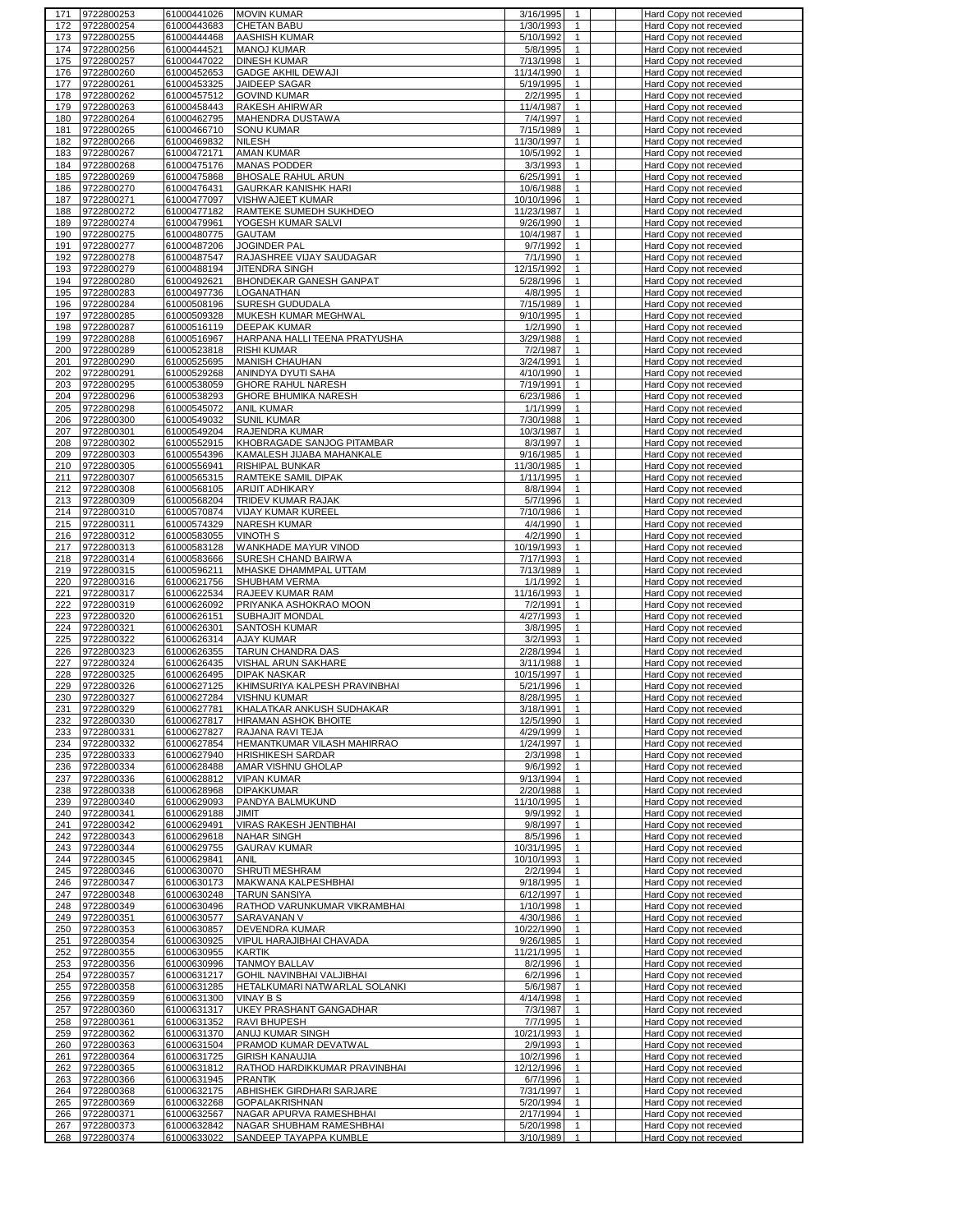| | | | | | | | | |
|---|---|---|---|---|---|---|---|---|
| 171 | 9722800253 | 61000441026 | MOVIN KUMAR | 3/16/1995 | 1 | | | Hard Copy not recevied |
| 172 | 9722800254 | 61000443683 | CHETAN BABU | 1/30/1993 | 1 | | | Hard Copy not recevied |
| 173 | 9722800255 | 61000444468 | AASHISH KUMAR | 5/10/1992 | 1 | | | Hard Copy not recevied |
| 174 | 9722800256 | 61000444521 | MANOJ KUMAR | 5/8/1995 | 1 | | | Hard Copy not recevied |
| 175 | 9722800257 | 61000447022 | DINESH KUMAR | 7/13/1998 | 1 | | | Hard Copy not recevied |
| 176 | 9722800260 | 61000452653 | GADGE AKHIL DEWAJI | 11/14/1990 | 1 | | | Hard Copy not recevied |
| 177 | 9722800261 | 61000453325 | JAIDEEP SAGAR | 5/19/1995 | 1 | | | Hard Copy not recevied |
| 178 | 9722800262 | 61000457512 | GOVIND KUMAR | 2/2/1995 | 1 | | | Hard Copy not recevied |
| 179 | 9722800263 | 61000458443 | RAKESH AHIRWAR | 11/4/1987 | 1 | | | Hard Copy not recevied |
| 180 | 9722800264 | 61000462795 | MAHENDRA DUSTAWA | 7/4/1997 | 1 | | | Hard Copy not recevied |
| 181 | 9722800265 | 61000466710 | SONU KUMAR | 7/15/1989 | 1 | | | Hard Copy not recevied |
| 182 | 9722800266 | 61000469832 | NILESH | 11/30/1997 | 1 | | | Hard Copy not recevied |
| 183 | 9722800267 | 61000472171 | AMAN KUMAR | 10/5/1992 | 1 | | | Hard Copy not recevied |
| 184 | 9722800268 | 61000475176 | MANAS PODDER | 3/3/1993 | 1 | | | Hard Copy not recevied |
| 185 | 9722800269 | 61000475868 | BHOSALE RAHUL ARUN | 6/25/1991 | 1 | | | Hard Copy not recevied |
| 186 | 9722800270 | 61000476431 | GAURKAR KANISHK HARI | 10/6/1988 | 1 | | | Hard Copy not recevied |
| 187 | 9722800271 | 61000477097 | VISHWAJEET KUMAR | 10/10/1996 | 1 | | | Hard Copy not recevied |
| 188 | 9722800272 | 61000477182 | RAMTEKE SUMEDH SUKHDEO | 11/23/1987 | 1 | | | Hard Copy not recevied |
| 189 | 9722800274 | 61000479961 | YOGESH KUMAR SALVI | 9/26/1990 | 1 | | | Hard Copy not recevied |
| 190 | 9722800275 | 61000480775 | GAUTAM | 10/4/1987 | 1 | | | Hard Copy not recevied |
| 191 | 9722800277 | 61000487206 | JOGINDER PAL | 9/7/1992 | 1 | | | Hard Copy not recevied |
| 192 | 9722800278 | 61000487547 | RAJASHREE VIJAY SAUDAGAR | 7/1/1990 | 1 | | | Hard Copy not recevied |
| 193 | 9722800279 | 61000488194 | JITENDRA SINGH | 12/15/1992 | 1 | | | Hard Copy not recevied |
| 194 | 9722800280 | 61000492621 | BHONDEKAR GANESH GANPAT | 5/28/1996 | 1 | | | Hard Copy not recevied |
| 195 | 9722800283 | 61000497736 | LOGANATHAN | 4/8/1995 | 1 | | | Hard Copy not recevied |
| 196 | 9722800284 | 61000508196 | SURESH GUDUDALA | 7/15/1989 | 1 | | | Hard Copy not recevied |
| 197 | 9722800285 | 61000509328 | MUKESH KUMAR MEGHWAL | 9/10/1995 | 1 | | | Hard Copy not recevied |
| 198 | 9722800287 | 61000516119 | DEEPAK KUMAR | 1/2/1990 | 1 | | | Hard Copy not recevied |
| 199 | 9722800288 | 61000516967 | HARPANA HALLI TEENA PRATYUSHA | 3/29/1988 | 1 | | | Hard Copy not recevied |
| 200 | 9722800289 | 61000523818 | RISHI KUMAR | 7/2/1987 | 1 | | | Hard Copy not recevied |
| 201 | 9722800290 | 61000525695 | MANISH CHAUHAN | 3/24/1991 | 1 | | | Hard Copy not recevied |
| 202 | 9722800291 | 61000529268 | ANINDYA DYUTI SAHA | 4/10/1990 | 1 | | | Hard Copy not recevied |
| 203 | 9722800295 | 61000538059 | GHORE RAHUL NARESH | 7/19/1991 | 1 | | | Hard Copy not recevied |
| 204 | 9722800296 | 61000538293 | GHORE BHUMIKA NARESH | 6/23/1986 | 1 | | | Hard Copy not recevied |
| 205 | 9722800298 | 61000545072 | ANIL KUMAR | 1/1/1999 | 1 | | | Hard Copy not recevied |
| 206 | 9722800300 | 61000549032 | SUNIL KUMAR | 7/30/1988 | 1 | | | Hard Copy not recevied |
| 207 | 9722800301 | 61000549204 | RAJENDRA KUMAR | 10/3/1987 | 1 | | | Hard Copy not recevied |
| 208 | 9722800302 | 61000552915 | KHOBRAGADE SANJOG PITAMBAR | 8/3/1997 | 1 | | | Hard Copy not recevied |
| 209 | 9722800303 | 61000554396 | KAMALESH JIJABA MAHANKALE | 9/16/1985 | 1 | | | Hard Copy not recevied |
| 210 | 9722800305 | 61000556941 | RISHIPAL BUNKAR | 11/30/1985 | 1 | | | Hard Copy not recevied |
| 211 | 9722800307 | 61000565315 | RAMTEKE SAMIL DIPAK | 1/11/1995 | 1 | | | Hard Copy not recevied |
| 212 | 9722800308 | 61000568105 | ARIJIT ADHIKARY | 8/8/1994 | 1 | | | Hard Copy not recevied |
| 213 | 9722800309 | 61000568204 | TRIDEV KUMAR RAJAK | 5/7/1996 | 1 | | | Hard Copy not recevied |
| 214 | 9722800310 | 61000570874 | VIJAY KUMAR KUREEL | 7/10/1986 | 1 | | | Hard Copy not recevied |
| 215 | 9722800311 | 61000574329 | NARESH KUMAR | 4/4/1990 | 1 | | | Hard Copy not recevied |
| 216 | 9722800312 | 61000583055 | VINOTH S | 4/2/1990 | 1 | | | Hard Copy not recevied |
| 217 | 9722800313 | 61000583128 | WANKHADE MAYUR VINOD | 10/19/1993 | 1 | | | Hard Copy not recevied |
| 218 | 9722800314 | 61000583666 | SURESH CHAND BAIRWA | 7/17/1993 | 1 | | | Hard Copy not recevied |
| 219 | 9722800315 | 61000596211 | MHASKE DHAMMPAL UTTAM | 7/13/1989 | 1 | | | Hard Copy not recevied |
| 220 | 9722800316 | 61000621756 | SHUBHAM VERMA | 1/1/1992 | 1 | | | Hard Copy not recevied |
| 221 | 9722800317 | 61000622534 | RAJEEV KUMAR RAM | 11/16/1993 | 1 | | | Hard Copy not recevied |
| 222 | 9722800319 | 61000626092 | PRIYANKA ASHOKRAO MOON | 7/2/1991 | 1 | | | Hard Copy not recevied |
| 223 | 9722800320 | 61000626151 | SUBHAJIT MONDAL | 4/27/1993 | 1 | | | Hard Copy not recevied |
| 224 | 9722800321 | 61000626301 | SANTOSH KUMAR | 3/8/1995 | 1 | | | Hard Copy not recevied |
| 225 | 9722800322 | 61000626314 | AJAY KUMAR | 3/2/1993 | 1 | | | Hard Copy not recevied |
| 226 | 9722800323 | 61000626355 | TARUN CHANDRA DAS | 2/28/1994 | 1 | | | Hard Copy not recevied |
| 227 | 9722800324 | 61000626435 | VISHAL ARUN SAKHARE | 3/11/1988 | 1 | | | Hard Copy not recevied |
| 228 | 9722800325 | 61000626495 | DIPAK NASKAR | 10/15/1997 | 1 | | | Hard Copy not recevied |
| 229 | 9722800326 | 61000627125 | KHIMSURIYA KALPESH PRAVINBHAI | 5/21/1996 | 1 | | | Hard Copy not recevied |
| 230 | 9722800327 | 61000627284 | VISHNU KUMAR | 8/28/1995 | 1 | | | Hard Copy not recevied |
| 231 | 9722800329 | 61000627781 | KHALATKAR ANKUSH SUDHAKAR | 3/18/1991 | 1 | | | Hard Copy not recevied |
| 232 | 9722800330 | 61000627817 | HIRAMAN ASHOK BHOITE | 12/5/1990 | 1 | | | Hard Copy not recevied |
| 233 | 9722800331 | 61000627827 | RAJANA RAVI TEJA | 4/29/1999 | 1 | | | Hard Copy not recevied |
| 234 | 9722800332 | 61000627854 | HEMANTKUMAR VILASH MAHIRRAO | 1/24/1997 | 1 | | | Hard Copy not recevied |
| 235 | 9722800333 | 61000627940 | HRISHIKESH SARDAR | 2/3/1998 | 1 | | | Hard Copy not recevied |
| 236 | 9722800334 | 61000628488 | AMAR VISHNU GHOLAP | 9/6/1992 | 1 | | | Hard Copy not recevied |
| 237 | 9722800336 | 61000628812 | VIPAN KUMAR | 9/13/1994 | 1 | | | Hard Copy not recevied |
| 238 | 9722800338 | 61000628968 | DIPAKKUMAR | 2/20/1988 | 1 | | | Hard Copy not recevied |
| 239 | 9722800340 | 61000629093 | PANDYA BALMUKUND | 11/10/1995 | 1 | | | Hard Copy not recevied |
| 240 | 9722800341 | 61000629188 | JIMIT | 9/9/1992 | 1 | | | Hard Copy not recevied |
| 241 | 9722800342 | 61000629491 | VIRAS RAKESH JENTIBHAI | 9/8/1997 | 1 | | | Hard Copy not recevied |
| 242 | 9722800343 | 61000629618 | NAHAR SINGH | 8/5/1996 | 1 | | | Hard Copy not recevied |
| 243 | 9722800344 | 61000629755 | GAURAV KUMAR | 10/31/1995 | 1 | | | Hard Copy not recevied |
| 244 | 9722800345 | 61000629841 | ANIL | 10/10/1993 | 1 | | | Hard Copy not recevied |
| 245 | 9722800346 | 61000630070 | SHRUTI MESHRAM | 2/2/1994 | 1 | | | Hard Copy not recevied |
| 246 | 9722800347 | 61000630173 | MAKWANA KALPESHBHAI | 9/18/1995 | 1 | | | Hard Copy not recevied |
| 247 | 9722800348 | 61000630248 | TARUN SANSIYA | 6/12/1997 | 1 | | | Hard Copy not recevied |
| 248 | 9722800349 | 61000630496 | RATHOD VARUNKUMAR VIKRAMBHAI | 1/10/1998 | 1 | | | Hard Copy not recevied |
| 249 | 9722800351 | 61000630577 | SARAVANAN V | 4/30/1986 | 1 | | | Hard Copy not recevied |
| 250 | 9722800353 | 61000630857 | DEVENDRA KUMAR | 10/22/1990 | 1 | | | Hard Copy not recevied |
| 251 | 9722800354 | 61000630925 | VIPUL HARAJIBHAI CHAVADA | 9/26/1985 | 1 | | | Hard Copy not recevied |
| 252 | 9722800355 | 61000630955 | KARTIK | 11/21/1995 | 1 | | | Hard Copy not recevied |
| 253 | 9722800356 | 61000630996 | TANMOY BALLAV | 8/2/1996 | 1 | | | Hard Copy not recevied |
| 254 | 9722800357 | 61000631217 | GOHIL NAVINBHAI VALJIBHAI | 6/2/1996 | 1 | | | Hard Copy not recevied |
| 255 | 9722800358 | 61000631285 | HETALKUMARI NATWARLAL SOLANKI | 5/6/1987 | 1 | | | Hard Copy not recevied |
| 256 | 9722800359 | 61000631300 | VINAY B S | 4/14/1998 | 1 | | | Hard Copy not recevied |
| 257 | 9722800360 | 61000631317 | UKEY PRASHANT GANGADHAR | 7/3/1987 | 1 | | | Hard Copy not recevied |
| 258 | 9722800361 | 61000631352 | RAVI BHUPESH | 7/7/1995 | 1 | | | Hard Copy not recevied |
| 259 | 9722800362 | 61000631370 | ANUJ KUMAR SINGH | 10/21/1993 | 1 | | | Hard Copy not recevied |
| 260 | 9722800363 | 61000631504 | PRAMOD KUMAR DEVATWAL | 2/9/1993 | 1 | | | Hard Copy not recevied |
| 261 | 9722800364 | 61000631725 | GIRISH KANAUJIA | 10/2/1996 | 1 | | | Hard Copy not recevied |
| 262 | 9722800365 | 61000631812 | RATHOD HARDIKKUMAR PRAVINBHAI | 12/12/1996 | 1 | | | Hard Copy not recevied |
| 263 | 9722800366 | 61000631945 | PRANTIK | 6/7/1996 | 1 | | | Hard Copy not recevied |
| 264 | 9722800368 | 61000632175 | ABHISHEK GIRDHARI SARJARE | 7/31/1997 | 1 | | | Hard Copy not recevied |
| 265 | 9722800369 | 61000632268 | GOPALAKRISHNAN | 5/20/1994 | 1 | | | Hard Copy not recevied |
| 266 | 9722800371 | 61000632567 | NAGAR APURVA RAMESHBHAI | 2/17/1994 | 1 | | | Hard Copy not recevied |
| 267 | 9722800373 | 61000632842 | NAGAR SHUBHAM RAMESHBHAI | 5/20/1998 | 1 | | | Hard Copy not recevied |
| 268 | 9722800374 | 61000633022 | SANDEEP TAYAPPA KUMBLE | 3/10/1989 | 1 | | | Hard Copy not recevied |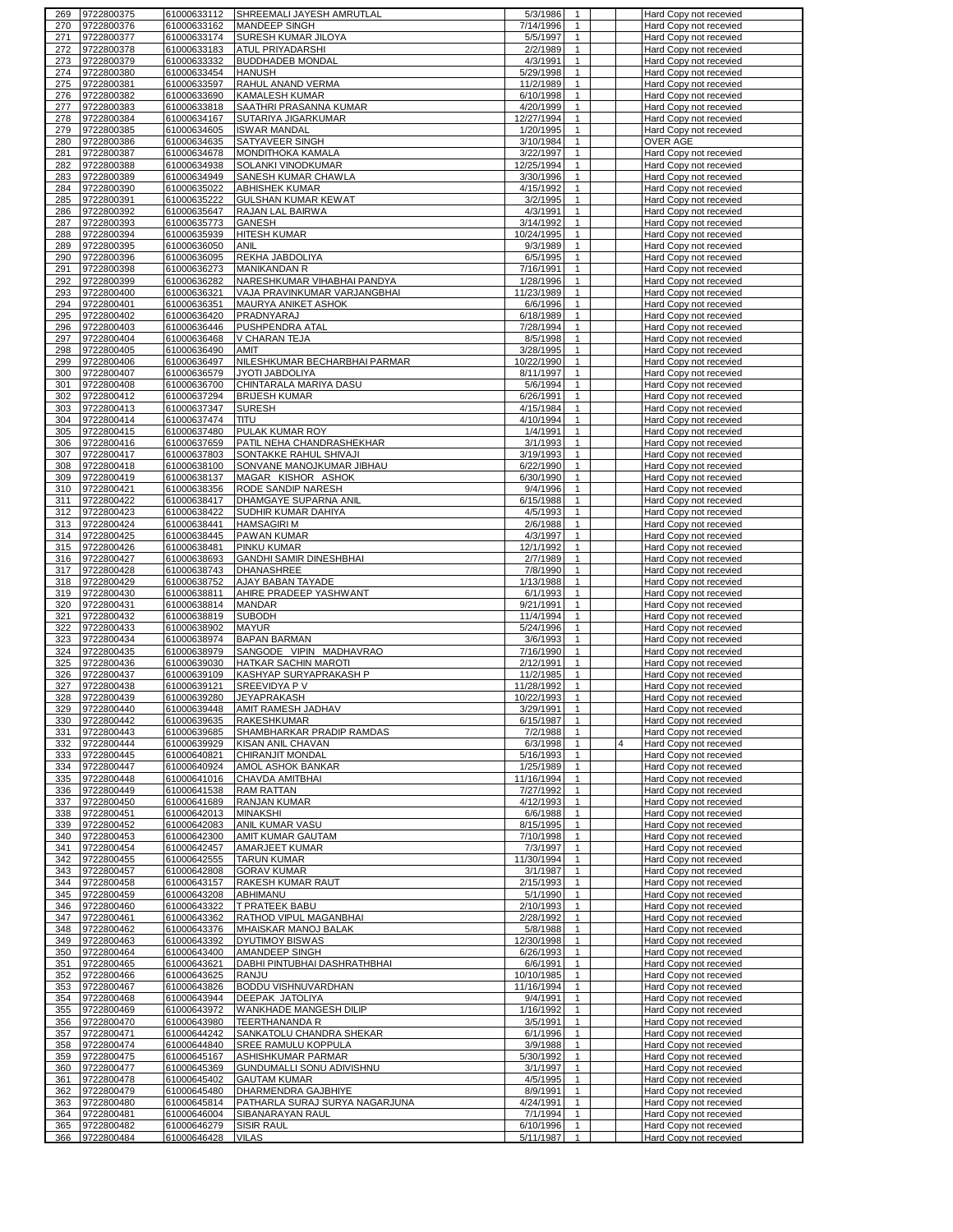| | | | | | | | | |
|---|---|---|---|---|---|---|---|---|
| 269 | 9722800375 | 61000633112 | SHREEMALI JAYESH AMRUTLAL | 5/3/1986 | 1 | | | Hard Copy not recevied |
| 270 | 9722800376 | 61000633162 | MANDEEP SINGH | 7/14/1996 | 1 | | | Hard Copy not recevied |
| 271 | 9722800377 | 61000633174 | SURESH KUMAR JILOYA | 5/5/1997 | 1 | | | Hard Copy not recevied |
| 272 | 9722800378 | 61000633183 | ATUL PRIYADARSHI | 2/2/1989 | 1 | | | Hard Copy not recevied |
| 273 | 9722800379 | 61000633332 | BUDDHADEB MONDAL | 4/3/1991 | 1 | | | Hard Copy not recevied |
| 274 | 9722800380 | 61000633454 | HANUSH | 5/29/1998 | 1 | | | Hard Copy not recevied |
| 275 | 9722800381 | 61000633597 | RAHUL ANAND VERMA | 11/2/1989 | 1 | | | Hard Copy not recevied |
| 276 | 9722800382 | 61000633690 | KAMALESH KUMAR | 6/10/1998 | 1 | | | Hard Copy not recevied |
| 277 | 9722800383 | 61000633818 | SAATHRI PRASANNA KUMAR | 4/20/1999 | 1 | | | Hard Copy not recevied |
| 278 | 9722800384 | 61000634167 | SUTARIYA JIGARKUMAR | 12/27/1994 | 1 | | | Hard Copy not recevied |
| 279 | 9722800385 | 61000634605 | ISWAR MANDAL | 1/20/1995 | 1 | | | Hard Copy not recevied |
| 280 | 9722800386 | 61000634635 | SATYAVEER SINGH | 3/10/1984 | 1 | | | OVER AGE |
| 281 | 9722800387 | 61000634678 | MONDITHOKA KAMALA | 3/22/1997 | 1 | | | Hard Copy not recevied |
| 282 | 9722800388 | 61000634938 | SOLANKI VINODKUMAR | 12/25/1994 | 1 | | | Hard Copy not recevied |
| 283 | 9722800389 | 61000634949 | SANESH KUMAR CHAWLA | 3/30/1996 | 1 | | | Hard Copy not recevied |
| 284 | 9722800390 | 61000635022 | ABHISHEK KUMAR | 4/15/1992 | 1 | | | Hard Copy not recevied |
| 285 | 9722800391 | 61000635222 | GULSHAN KUMAR KEWAT | 3/2/1995 | 1 | | | Hard Copy not recevied |
| 286 | 9722800392 | 61000635647 | RAJAN LAL BAIRWA | 4/3/1991 | 1 | | | Hard Copy not recevied |
| 287 | 9722800393 | 61000635773 | GANESH | 3/14/1992 | 1 | | | Hard Copy not recevied |
| 288 | 9722800394 | 61000635939 | HITESH KUMAR | 10/24/1995 | 1 | | | Hard Copy not recevied |
| 289 | 9722800395 | 61000636050 | ANIL | 9/3/1989 | 1 | | | Hard Copy not recevied |
| 290 | 9722800396 | 61000636095 | REKHA JABDOLIYA | 6/5/1995 | 1 | | | Hard Copy not recevied |
| 291 | 9722800398 | 61000636273 | MANIKANDAN R | 7/16/1991 | 1 | | | Hard Copy not recevied |
| 292 | 9722800399 | 61000636282 | NARESHKUMAR VIHABHAI PANDYA | 1/28/1996 | 1 | | | Hard Copy not recevied |
| 293 | 9722800400 | 61000636321 | VAJA PRAVINKUMAR VARJANGBHAI | 11/23/1989 | 1 | | | Hard Copy not recevied |
| 294 | 9722800401 | 61000636351 | MAURYA ANIKET ASHOK | 6/6/1996 | 1 | | | Hard Copy not recevied |
| 295 | 9722800402 | 61000636420 | PRADNYARAJ | 6/18/1989 | 1 | | | Hard Copy not recevied |
| 296 | 9722800403 | 61000636446 | PUSHPENDRA ATAL | 7/28/1994 | 1 | | | Hard Copy not recevied |
| 297 | 9722800404 | 61000636468 | V CHARAN TEJA | 8/5/1998 | 1 | | | Hard Copy not recevied |
| 298 | 9722800405 | 61000636490 | AMIT | 3/28/1995 | 1 | | | Hard Copy not recevied |
| 299 | 9722800406 | 61000636497 | NILESHKUMAR BECHARBHAI PARMAR | 10/22/1990 | 1 | | | Hard Copy not recevied |
| 300 | 9722800407 | 61000636579 | JYOTI JABDOLIYA | 8/11/1997 | 1 | | | Hard Copy not recevied |
| 301 | 9722800408 | 61000636700 | CHINTARALA MARIYA DASU | 5/6/1994 | 1 | | | Hard Copy not recevied |
| 302 | 9722800412 | 61000637294 | BRIJESH KUMAR | 6/26/1991 | 1 | | | Hard Copy not recevied |
| 303 | 9722800413 | 61000637347 | SURESH | 4/15/1984 | 1 | | | Hard Copy not recevied |
| 304 | 9722800414 | 61000637474 | TITU | 4/10/1994 | 1 | | | Hard Copy not recevied |
| 305 | 9722800415 | 61000637480 | PULAK KUMAR ROY | 1/4/1991 | 1 | | | Hard Copy not recevied |
| 306 | 9722800416 | 61000637659 | PATIL NEHA CHANDRASHEKHAR | 3/1/1993 | 1 | | | Hard Copy not recevied |
| 307 | 9722800417 | 61000637803 | SONTAKKE RAHUL SHIVAJI | 3/19/1993 | 1 | | | Hard Copy not recevied |
| 308 | 9722800418 | 61000638100 | SONVANE MANOJKUMAR JIBHAU | 6/22/1990 | 1 | | | Hard Copy not recevied |
| 309 | 9722800419 | 61000638137 | MAGAR KISHOR ASHOK | 6/30/1990 | 1 | | | Hard Copy not recevied |
| 310 | 9722800421 | 61000638356 | RODE SANDIP NARESH | 9/4/1996 | 1 | | | Hard Copy not recevied |
| 311 | 9722800422 | 61000638417 | DHAMGAYE SUPARNA ANIL | 6/15/1988 | 1 | | | Hard Copy not recevied |
| 312 | 9722800423 | 61000638422 | SUDHIR KUMAR DAHIYA | 4/5/1993 | 1 | | | Hard Copy not recevied |
| 313 | 9722800424 | 61000638441 | HAMSAGIRI M | 2/6/1988 | 1 | | | Hard Copy not recevied |
| 314 | 9722800425 | 61000638445 | PAWAN KUMAR | 4/3/1997 | 1 | | | Hard Copy not recevied |
| 315 | 9722800426 | 61000638481 | PINKU KUMAR | 12/1/1992 | 1 | | | Hard Copy not recevied |
| 316 | 9722800427 | 61000638693 | GANDHI SAMIR DINESHBHAI | 2/7/1989 | 1 | | | Hard Copy not recevied |
| 317 | 9722800428 | 61000638743 | DHANASHREE | 7/8/1990 | 1 | | | Hard Copy not recevied |
| 318 | 9722800429 | 61000638752 | AJAY BABAN TAYADE | 1/13/1988 | 1 | | | Hard Copy not recevied |
| 319 | 9722800430 | 61000638811 | AHIRE PRADEEP YASHWANT | 6/1/1993 | 1 | | | Hard Copy not recevied |
| 320 | 9722800431 | 61000638814 | MANDAR | 9/21/1991 | 1 | | | Hard Copy not recevied |
| 321 | 9722800432 | 61000638819 | SUBODH | 11/4/1994 | 1 | | | Hard Copy not recevied |
| 322 | 9722800433 | 61000638902 | MAYUR | 5/24/1996 | 1 | | | Hard Copy not recevied |
| 323 | 9722800434 | 61000638974 | BAPAN BARMAN | 3/6/1993 | 1 | | | Hard Copy not recevied |
| 324 | 9722800435 | 61000638979 | SANGODE VIPIN MADHAVRAO | 7/16/1990 | 1 | | | Hard Copy not recevied |
| 325 | 9722800436 | 61000639030 | HATKAR SACHIN MAROTI | 2/12/1991 | 1 | | | Hard Copy not recevied |
| 326 | 9722800437 | 61000639109 | KASHYAP SURYAPRAKASH P | 11/2/1985 | 1 | | | Hard Copy not recevied |
| 327 | 9722800438 | 61000639121 | SREEVIDYA P V | 11/28/1992 | 1 | | | Hard Copy not recevied |
| 328 | 9722800439 | 61000639280 | JEYAPRAKASH | 10/22/1993 | 1 | | | Hard Copy not recevied |
| 329 | 9722800440 | 61000639448 | AMIT RAMESH JADHAV | 3/29/1991 | 1 | | | Hard Copy not recevied |
| 330 | 9722800442 | 61000639635 | RAKESHKUMAR | 6/15/1987 | 1 | | | Hard Copy not recevied |
| 331 | 9722800443 | 61000639685 | SHAMBHARKAR PRADIP RAMDAS | 7/2/1988 | 1 | | | Hard Copy not recevied |
| 332 | 9722800444 | 61000639929 | KISAN ANIL CHAVAN | 6/3/1998 | 1 | | 4 | Hard Copy not recevied |
| 333 | 9722800445 | 61000640821 | CHIRANJIT MONDAL | 5/16/1993 | 1 | | | Hard Copy not recevied |
| 334 | 9722800447 | 61000640924 | AMOL ASHOK BANKAR | 1/25/1989 | 1 | | | Hard Copy not recevied |
| 335 | 9722800448 | 61000641016 | CHAVDA AMITBHAI | 11/16/1994 | 1 | | | Hard Copy not recevied |
| 336 | 9722800449 | 61000641538 | RAM RATTAN | 7/27/1992 | 1 | | | Hard Copy not recevied |
| 337 | 9722800450 | 61000641689 | RANJAN KUMAR | 4/12/1993 | 1 | | | Hard Copy not recevied |
| 338 | 9722800451 | 61000642013 | MINAKSHI | 6/6/1988 | 1 | | | Hard Copy not recevied |
| 339 | 9722800452 | 61000642083 | ANIL KUMAR VASU | 8/15/1995 | 1 | | | Hard Copy not recevied |
| 340 | 9722800453 | 61000642300 | AMIT KUMAR GAUTAM | 7/10/1998 | 1 | | | Hard Copy not recevied |
| 341 | 9722800454 | 61000642457 | AMARJEET KUMAR | 7/3/1997 | 1 | | | Hard Copy not recevied |
| 342 | 9722800455 | 61000642555 | TARUN KUMAR | 11/30/1994 | 1 | | | Hard Copy not recevied |
| 343 | 9722800457 | 61000642808 | GORAV KUMAR | 3/1/1987 | 1 | | | Hard Copy not recevied |
| 344 | 9722800458 | 61000643157 | RAKESH KUMAR RAUT | 2/15/1993 | 1 | | | Hard Copy not recevied |
| 345 | 9722800459 | 61000643208 | ABHIMANU | 5/1/1990 | 1 | | | Hard Copy not recevied |
| 346 | 9722800460 | 61000643322 | T PRATEEK BABU | 2/10/1993 | 1 | | | Hard Copy not recevied |
| 347 | 9722800461 | 61000643362 | RATHOD VIPUL MAGANBHAI | 2/28/1992 | 1 | | | Hard Copy not recevied |
| 348 | 9722800462 | 61000643376 | MHAISKAR MANOJ BALAK | 5/8/1988 | 1 | | | Hard Copy not recevied |
| 349 | 9722800463 | 61000643392 | DYUTIMOY BISWAS | 12/30/1998 | 1 | | | Hard Copy not recevied |
| 350 | 9722800464 | 61000643400 | AMANDEEP SINGH | 6/26/1993 | 1 | | | Hard Copy not recevied |
| 351 | 9722800465 | 61000643621 | DABHI PINTUBHAI DASHRATHBHAI | 6/6/1991 | 1 | | | Hard Copy not recevied |
| 352 | 9722800466 | 61000643625 | RANJU | 10/10/1985 | 1 | | | Hard Copy not recevied |
| 353 | 9722800467 | 61000643826 | BODDU VISHNUVARDHAN | 11/16/1994 | 1 | | | Hard Copy not recevied |
| 354 | 9722800468 | 61000643944 | DEEPAK JATOLIYA | 9/4/1991 | 1 | | | Hard Copy not recevied |
| 355 | 9722800469 | 61000643972 | WANKHADE MANGESH DILIP | 1/16/1992 | 1 | | | Hard Copy not recevied |
| 356 | 9722800470 | 61000643980 | TEERTHANANDA R | 3/5/1991 | 1 | | | Hard Copy not recevied |
| 357 | 9722800471 | 61000644242 | SANKATOLU CHANDRA SHEKAR | 6/1/1996 | 1 | | | Hard Copy not recevied |
| 358 | 9722800474 | 61000644840 | SREE RAMULU KOPPULA | 3/9/1988 | 1 | | | Hard Copy not recevied |
| 359 | 9722800475 | 61000645167 | ASHISHKUMAR PARMAR | 5/30/1992 | 1 | | | Hard Copy not recevied |
| 360 | 9722800477 | 61000645369 | GUNDUMALLI SONU ADIVISHNU | 3/1/1997 | 1 | | | Hard Copy not recevied |
| 361 | 9722800478 | 61000645402 | GAUTAM KUMAR | 4/5/1995 | 1 | | | Hard Copy not recevied |
| 362 | 9722800479 | 61000645480 | DHARMENDRA GAJBHIYE | 8/9/1991 | 1 | | | Hard Copy not recevied |
| 363 | 9722800480 | 61000645814 | PATHARLA SURAJ SURYA NAGARJUNA | 4/24/1991 | 1 | | | Hard Copy not recevied |
| 364 | 9722800481 | 61000646004 | SIBANARAYAN RAUL | 7/1/1994 | 1 | | | Hard Copy not recevied |
| 365 | 9722800482 | 61000646279 | SISIR RAUL | 6/10/1996 | 1 | | | Hard Copy not recevied |
| 366 | 9722800484 | 61000646428 | VILAS | 5/11/1987 | 1 | | | Hard Copy not recevied |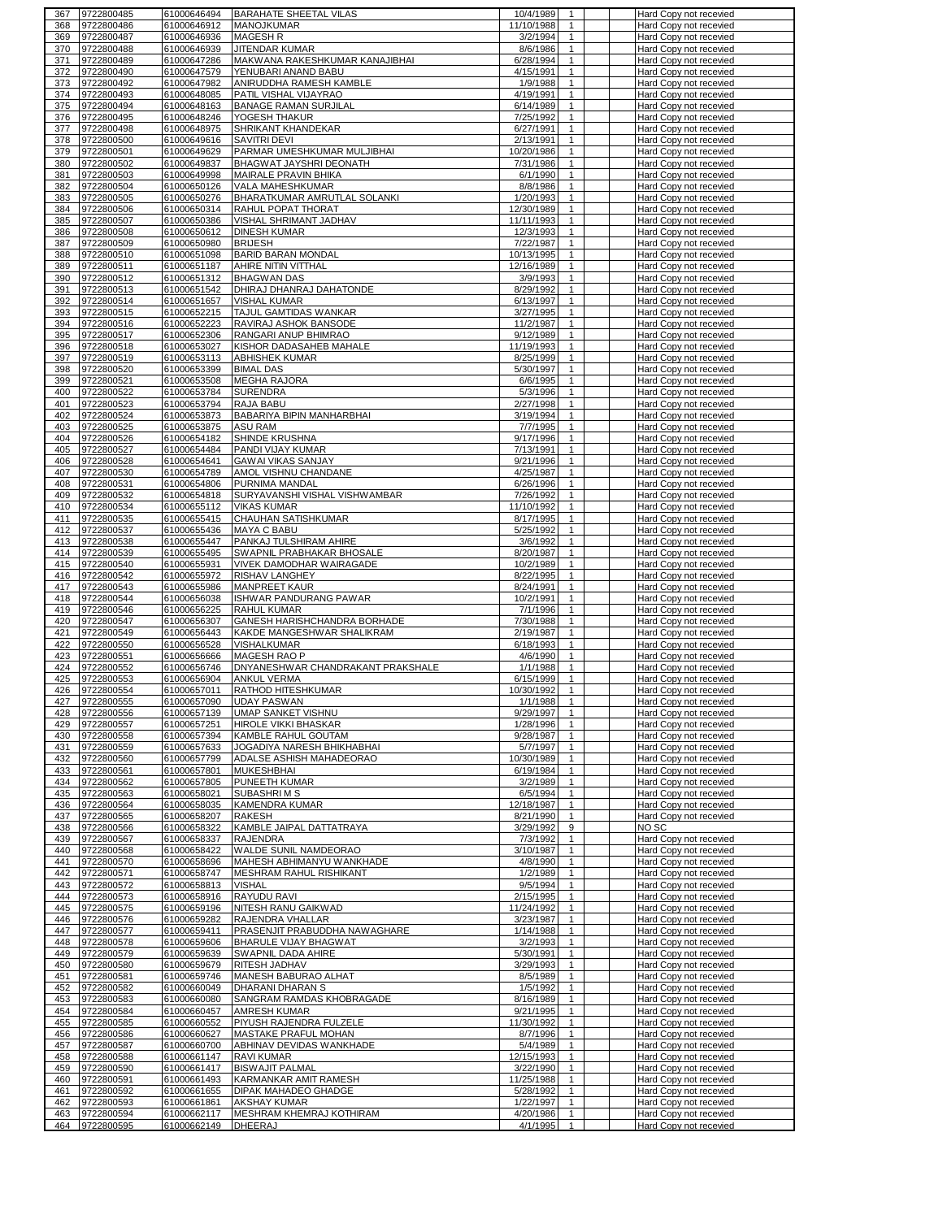| 367 | 9722800485 | 61000646494 | BARAHATE SHEETAL VILAS | 10/4/1989 | 1 | | | Hard Copy not recevied |
|---|---|---|---|---|---|---|---|---|
| 368 | 9722800486 | 61000646912 | MANOJKUMAR | 11/10/1988 | 1 | | | Hard Copy not recevied |
| 369 | 9722800487 | 61000646936 | MAGESH R | 3/2/1994 | 1 | | | Hard Copy not recevied |
| 370 | 9722800488 | 61000646939 | JITENDAR KUMAR | 8/6/1986 | 1 | | | Hard Copy not recevied |
| 371 | 9722800489 | 61000647286 | MAKWANA RAKESHKUMAR KANAJIBHAI | 6/28/1994 | 1 | | | Hard Copy not recevied |
| 372 | 9722800490 | 61000647579 | YENUBARI ANAND BABU | 4/15/1991 | 1 | | | Hard Copy not recevied |
| 373 | 9722800492 | 61000647982 | ANIRUDDHA RAMESH KAMBLE | 1/9/1988 | 1 | | | Hard Copy not recevied |
| 374 | 9722800493 | 61000648085 | PATIL VISHAL VIJAYRAO | 4/19/1991 | 1 | | | Hard Copy not recevied |
| 375 | 9722800494 | 61000648163 | BANAGE RAMAN SURJILAL | 6/14/1989 | 1 | | | Hard Copy not recevied |
| 376 | 9722800495 | 61000648246 | YOGESH THAKUR | 7/25/1992 | 1 | | | Hard Copy not recevied |
| 377 | 9722800498 | 61000648975 | SHRIKANT KHANDEKAR | 6/27/1991 | 1 | | | Hard Copy not recevied |
| 378 | 9722800500 | 61000649616 | SAVITRI DEVI | 2/13/1991 | 1 | | | Hard Copy not recevied |
| 379 | 9722800501 | 61000649629 | PARMAR UMESHKUMAR MULJIBHAI | 10/20/1986 | 1 | | | Hard Copy not recevied |
| 380 | 9722800502 | 61000649837 | BHAGWAT JAYSHRI DEONATH | 7/31/1986 | 1 | | | Hard Copy not recevied |
| 381 | 9722800503 | 61000649998 | MAIRALE PRAVIN BHIKA | 6/1/1990 | 1 | | | Hard Copy not recevied |
| 382 | 9722800504 | 61000650126 | VALA MAHESHKUMAR | 8/8/1986 | 1 | | | Hard Copy not recevied |
| 383 | 9722800505 | 61000650276 | BHARATKUMAR AMRUTLAL SOLANKI | 1/20/1993 | 1 | | | Hard Copy not recevied |
| 384 | 9722800506 | 61000650314 | RAHUL POPAT THORAT | 12/30/1989 | 1 | | | Hard Copy not recevied |
| 385 | 9722800507 | 61000650386 | VISHAL SHRIMANT JADHAV | 11/11/1993 | 1 | | | Hard Copy not recevied |
| 386 | 9722800508 | 61000650612 | DINESH KUMAR | 12/3/1993 | 1 | | | Hard Copy not recevied |
| 387 | 9722800509 | 61000650980 | BRIJESH | 7/22/1987 | 1 | | | Hard Copy not recevied |
| 388 | 9722800510 | 61000651098 | BARID BARAN MONDAL | 10/13/1995 | 1 | | | Hard Copy not recevied |
| 389 | 9722800511 | 61000651187 | AHIRE NITIN VITTHAL | 12/16/1989 | 1 | | | Hard Copy not recevied |
| 390 | 9722800512 | 61000651312 | BHAGWAN DAS | 3/9/1993 | 1 | | | Hard Copy not recevied |
| 391 | 9722800513 | 61000651542 | DHIRAJ DHANRAJ DAHATONDE | 8/29/1992 | 1 | | | Hard Copy not recevied |
| 392 | 9722800514 | 61000651657 | VISHAL KUMAR | 6/13/1997 | 1 | | | Hard Copy not recevied |
| 393 | 9722800515 | 61000652215 | TAJUL GAMTIDAS WANKAR | 3/27/1995 | 1 | | | Hard Copy not recevied |
| 394 | 9722800516 | 61000652223 | RAVIRAJ ASHOK BANSODE | 11/2/1987 | 1 | | | Hard Copy not recevied |
| 395 | 9722800517 | 61000652306 | RANGARI ANUP BHIMRAO | 9/12/1989 | 1 | | | Hard Copy not recevied |
| 396 | 9722800518 | 61000653027 | KISHOR DADASAHEB MAHALE | 11/19/1993 | 1 | | | Hard Copy not recevied |
| 397 | 9722800519 | 61000653113 | ABHISHEK KUMAR | 8/25/1999 | 1 | | | Hard Copy not recevied |
| 398 | 9722800520 | 61000653399 | BIMAL DAS | 5/30/1997 | 1 | | | Hard Copy not recevied |
| 399 | 9722800521 | 61000653508 | MEGHA RAJORA | 6/6/1995 | 1 | | | Hard Copy not recevied |
| 400 | 9722800522 | 61000653784 | SURENDRA | 5/3/1996 | 1 | | | Hard Copy not recevied |
| 401 | 9722800523 | 61000653794 | RAJA BABU | 2/27/1998 | 1 | | | Hard Copy not recevied |
| 402 | 9722800524 | 61000653873 | BABARIYA BIPIN MANHARBHAI | 3/19/1994 | 1 | | | Hard Copy not recevied |
| 403 | 9722800525 | 61000653875 | ASU RAM | 7/7/1995 | 1 | | | Hard Copy not recevied |
| 404 | 9722800526 | 61000654182 | SHINDE KRUSHNA | 9/17/1996 | 1 | | | Hard Copy not recevied |
| 405 | 9722800527 | 61000654484 | PANDI VIJAY KUMAR | 7/13/1991 | 1 | | | Hard Copy not recevied |
| 406 | 9722800528 | 61000654641 | GAWAI VIKAS SANJAY | 9/21/1996 | 1 | | | Hard Copy not recevied |
| 407 | 9722800530 | 61000654789 | AMOL VISHNU CHANDANE | 4/25/1987 | 1 | | | Hard Copy not recevied |
| 408 | 9722800531 | 61000654806 | PURNIMA MANDAL | 6/26/1996 | 1 | | | Hard Copy not recevied |
| 409 | 9722800532 | 61000654818 | SURYAVANSHI VISHAL VISHWAMBAR | 7/26/1992 | 1 | | | Hard Copy not recevied |
| 410 | 9722800534 | 61000655112 | VIKAS KUMAR | 11/10/1992 | 1 | | | Hard Copy not recevied |
| 411 | 9722800535 | 61000655415 | CHAUHAN SATISHKUMAR | 8/17/1995 | 1 | | | Hard Copy not recevied |
| 412 | 9722800537 | 61000655436 | MAYA C BABU | 5/25/1992 | 1 | | | Hard Copy not recevied |
| 413 | 9722800538 | 61000655447 | PANKAJ TULSHIRAM AHIRE | 3/6/1992 | 1 | | | Hard Copy not recevied |
| 414 | 9722800539 | 61000655495 | SWAPNIL PRABHAKAR BHOSALE | 8/20/1987 | 1 | | | Hard Copy not recevied |
| 415 | 9722800540 | 61000655931 | VIVEK DAMODHAR WAIRAGADE | 10/2/1989 | 1 | | | Hard Copy not recevied |
| 416 | 9722800542 | 61000655972 | RISHAV LANGHEY | 8/22/1995 | 1 | | | Hard Copy not recevied |
| 417 | 9722800543 | 61000655986 | MANPREET KAUR | 8/24/1991 | 1 | | | Hard Copy not recevied |
| 418 | 9722800544 | 61000656038 | ISHWAR PANDURANG PAWAR | 10/2/1991 | 1 | | | Hard Copy not recevied |
| 419 | 9722800546 | 61000656225 | RAHUL KUMAR | 7/1/1996 | 1 | | | Hard Copy not recevied |
| 420 | 9722800547 | 61000656307 | GANESH HARISHCHANDRA BORHADE | 7/30/1988 | 1 | | | Hard Copy not recevied |
| 421 | 9722800549 | 61000656443 | KAKDE MANGESHWAR SHALIKRAM | 2/19/1987 | 1 | | | Hard Copy not recevied |
| 422 | 9722800550 | 61000656528 | VISHALKUMAR | 6/18/1993 | 1 | | | Hard Copy not recevied |
| 423 | 9722800551 | 61000656666 | MAGESH RAO P | 4/6/1990 | 1 | | | Hard Copy not recevied |
| 424 | 9722800552 | 61000656746 | DNYANESHWAR CHANDRAKANT PRAKSHALE | 1/1/1988 | 1 | | | Hard Copy not recevied |
| 425 | 9722800553 | 61000656904 | ANKUL VERMA | 6/15/1999 | 1 | | | Hard Copy not recevied |
| 426 | 9722800554 | 61000657011 | RATHOD HITESHKUMAR | 10/30/1992 | 1 | | | Hard Copy not recevied |
| 427 | 9722800555 | 61000657090 | UDAY PASWAN | 1/1/1988 | 1 | | | Hard Copy not recevied |
| 428 | 9722800556 | 61000657139 | UMAP SANKET VISHNU | 9/29/1997 | 1 | | | Hard Copy not recevied |
| 429 | 9722800557 | 61000657251 | HIROLE VIKKI BHASKAR | 1/28/1996 | 1 | | | Hard Copy not recevied |
| 430 | 9722800558 | 61000657394 | KAMBLE RAHUL GOUTAM | 9/28/1987 | 1 | | | Hard Copy not recevied |
| 431 | 9722800559 | 61000657633 | JOGADIYA NARESH BHIKHABHAI | 5/7/1997 | 1 | | | Hard Copy not recevied |
| 432 | 9722800560 | 61000657799 | ADALSE ASHISH MAHADEORAO | 10/30/1989 | 1 | | | Hard Copy not recevied |
| 433 | 9722800561 | 61000657801 | MUKESHBHAI | 6/19/1984 | 1 | | | Hard Copy not recevied |
| 434 | 9722800562 | 61000657805 | PUNEETH KUMAR | 3/2/1989 | 1 | | | Hard Copy not recevied |
| 435 | 9722800563 | 61000658021 | SUBASHRI M S | 6/5/1994 | 1 | | | Hard Copy not recevied |
| 436 | 9722800564 | 61000658035 | KAMENDRA KUMAR | 12/18/1987 | 1 | | | Hard Copy not recevied |
| 437 | 9722800565 | 61000658207 | RAKESH | 8/21/1990 | 1 | | | Hard Copy not recevied |
| 438 | 9722800566 | 61000658322 | KAMBLE JAIPAL DATTATRAYA | 3/29/1992 | 9 | | | NO SC |
| 439 | 9722800567 | 61000658337 | RAJENDRA | 7/3/1992 | 1 | | | Hard Copy not recevied |
| 440 | 9722800568 | 61000658422 | WALDE SUNIL NAMDEORAO | 3/10/1987 | 1 | | | Hard Copy not recevied |
| 441 | 9722800570 | 61000658696 | MAHESH ABHIMANYU WANKHADE | 4/8/1990 | 1 | | | Hard Copy not recevied |
| 442 | 9722800571 | 61000658747 | MESHRAM RAHUL RISHIKANT | 1/2/1989 | 1 | | | Hard Copy not recevied |
| 443 | 9722800572 | 61000658813 | VISHAL | 9/5/1994 | 1 | | | Hard Copy not recevied |
| 444 | 9722800573 | 61000658916 | RAYUDU RAVI | 2/15/1995 | 1 | | | Hard Copy not recevied |
| 445 | 9722800575 | 61000659196 | NITESH RANU GAIKWAD | 11/24/1992 | 1 | | | Hard Copy not recevied |
| 446 | 9722800576 | 61000659282 | RAJENDRA VHALLAR | 3/23/1987 | 1 | | | Hard Copy not recevied |
| 447 | 9722800577 | 61000659411 | PRASENJIT PRABUDDHA NAWAGHARE | 1/14/1988 | 1 | | | Hard Copy not recevied |
| 448 | 9722800578 | 61000659606 | BHARULE VIJAY BHAGWAT | 3/2/1993 | 1 | | | Hard Copy not recevied |
| 449 | 9722800579 | 61000659639 | SWAPNIL DADA AHIRE | 5/30/1991 | 1 | | | Hard Copy not recevied |
| 450 | 9722800580 | 61000659679 | RITESH JADHAV | 3/29/1993 | 1 | | | Hard Copy not recevied |
| 451 | 9722800581 | 61000659746 | MANESH BABURAO ALHAT | 8/5/1989 | 1 | | | Hard Copy not recevied |
| 452 | 9722800582 | 61000660049 | DHARANI DHARAN S | 1/5/1992 | 1 | | | Hard Copy not recevied |
| 453 | 9722800583 | 61000660080 | SANGRAM RAMDAS KHOBRAGADE | 8/16/1989 | 1 | | | Hard Copy not recevied |
| 454 | 9722800584 | 61000660457 | AMRESH KUMAR | 9/21/1995 | 1 | | | Hard Copy not recevied |
| 455 | 9722800585 | 61000660552 | PIYUSH RAJENDRA FULZELE | 11/30/1992 | 1 | | | Hard Copy not recevied |
| 456 | 9722800586 | 61000660627 | MASTAKE PRAFUL MOHAN | 8/7/1996 | 1 | | | Hard Copy not recevied |
| 457 | 9722800587 | 61000660700 | ABHINAV DEVIDAS WANKHADE | 5/4/1989 | 1 | | | Hard Copy not recevied |
| 458 | 9722800588 | 61000661147 | RAVI KUMAR | 12/15/1993 | 1 | | | Hard Copy not recevied |
| 459 | 9722800590 | 61000661417 | BISWAJIT PALMAL | 3/22/1990 | 1 | | | Hard Copy not recevied |
| 460 | 9722800591 | 61000661493 | KARMANKAR AMIT RAMESH | 11/25/1988 | 1 | | | Hard Copy not recevied |
| 461 | 9722800592 | 61000661655 | DIPAK MAHADEO GHADGE | 5/28/1992 | 1 | | | Hard Copy not recevied |
| 462 | 9722800593 | 61000661861 | AKSHAY KUMAR | 1/22/1997 | 1 | | | Hard Copy not recevied |
| 463 | 9722800594 | 61000662117 | MESHRAM KHEMRAJ KOTHIRAM | 4/20/1986 | 1 | | | Hard Copy not recevied |
| 464 | 9722800595 | 61000662149 | DHEERAJ | 4/1/1995 | 1 | | | Hard Copy not recevied |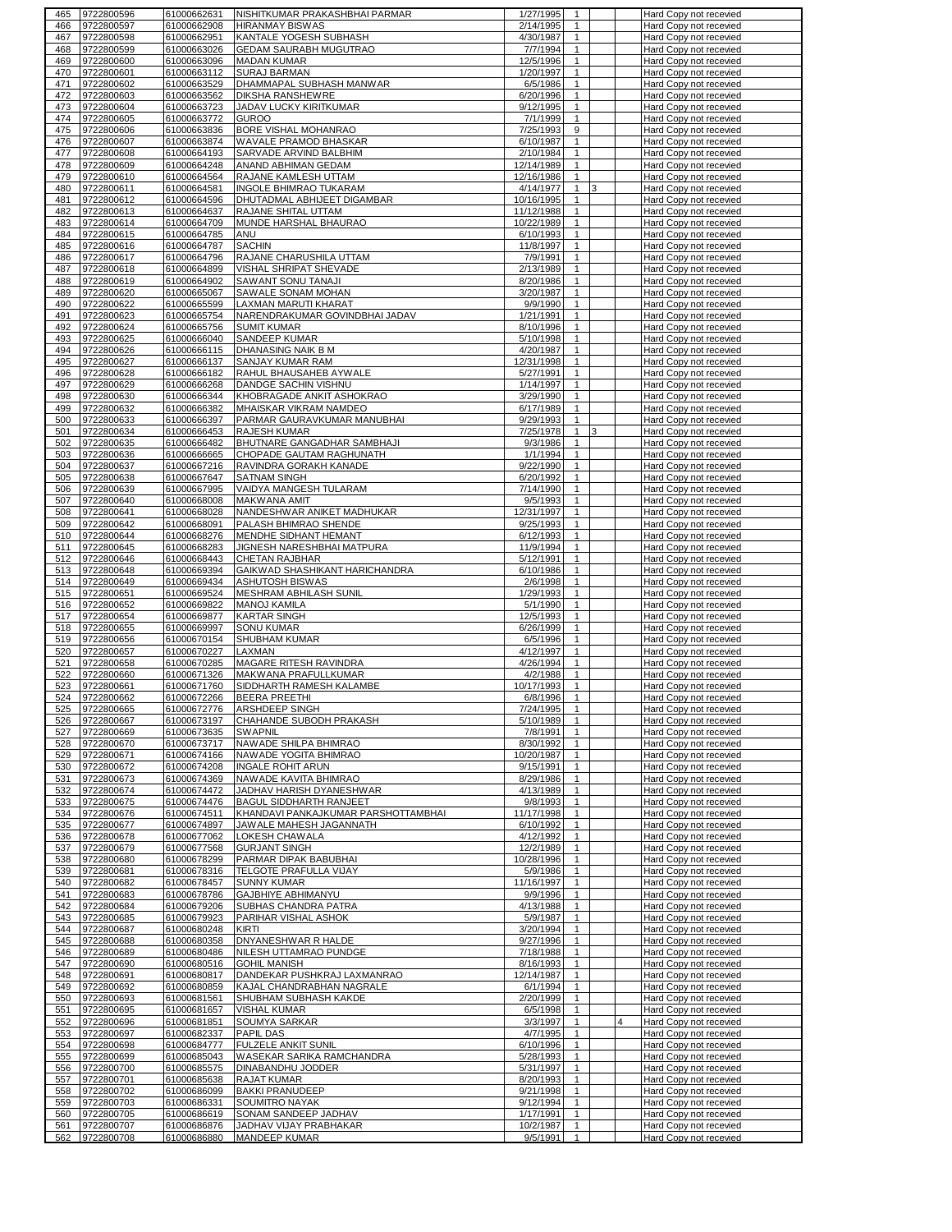| | | | | | | | | |
|---|---|---|---|---|---|---|---|---|
| 465 | 9722800596 | 61000662631 | NISHITKUMAR PRAKASHBHAI PARMAR | 1/27/1995 | 1 | | | Hard Copy not recevied |
| 466 | 9722800597 | 61000662908 | HIRANMAY BISWAS | 2/14/1995 | 1 | | | Hard Copy not recevied |
| 467 | 9722800598 | 61000662951 | KANTALE YOGESH SUBHASH | 4/30/1987 | 1 | | | Hard Copy not recevied |
| 468 | 9722800599 | 61000663026 | GEDAM SAURABH MUGUTRAO | 7/7/1994 | 1 | | | Hard Copy not recevied |
| 469 | 9722800600 | 61000663096 | MADAN KUMAR | 12/5/1996 | 1 | | | Hard Copy not recevied |
| 470 | 9722800601 | 61000663112 | SURAJ BARMAN | 1/20/1997 | 1 | | | Hard Copy not recevied |
| 471 | 9722800602 | 61000663529 | DHAMMAPAL SUBHASH MANWAR | 6/5/1986 | 1 | | | Hard Copy not recevied |
| 472 | 9722800603 | 61000663562 | DIKSHA RANSHEWRE | 6/20/1996 | 1 | | | Hard Copy not recevied |
| 473 | 9722800604 | 61000663723 | JADAV LUCKY KIRITKUMAR | 9/12/1995 | 1 | | | Hard Copy not recevied |
| 474 | 9722800605 | 61000663772 | GUROO | 7/1/1999 | 1 | | | Hard Copy not recevied |
| 475 | 9722800606 | 61000663836 | BORE VISHAL MOHANRAO | 7/25/1993 | 9 | | | Hard Copy not recevied |
| 476 | 9722800607 | 61000663874 | WAVALE PRAMOD BHASKAR | 6/10/1987 | 1 | | | Hard Copy not recevied |
| 477 | 9722800608 | 61000664193 | SARVADE ARVIND BALBHIM | 2/10/1984 | 1 | | | Hard Copy not recevied |
| 478 | 9722800609 | 61000664248 | ANAND ABHIMAN GEDAM | 12/14/1989 | 1 | | | Hard Copy not recevied |
| 479 | 9722800610 | 61000664564 | RAJANE KAMLESH UTTAM | 12/16/1986 | 1 | | | Hard Copy not recevied |
| 480 | 9722800611 | 61000664581 | INGOLE BHIMRAO TUKARAM | 4/14/1977 | 1 | 3 | | Hard Copy not recevied |
| 481 | 9722800612 | 61000664596 | DHUTADMAL ABHIJEET DIGAMBAR | 10/16/1995 | 1 | | | Hard Copy not recevied |
| 482 | 9722800613 | 61000664637 | RAJANE SHITAL UTTAM | 11/12/1988 | 1 | | | Hard Copy not recevied |
| 483 | 9722800614 | 61000664709 | MUNDE HARSHAL BHAURAO | 10/22/1989 | 1 | | | Hard Copy not recevied |
| 484 | 9722800615 | 61000664785 | ANU | 6/10/1993 | 1 | | | Hard Copy not recevied |
| 485 | 9722800616 | 61000664787 | SACHIN | 11/8/1997 | 1 | | | Hard Copy not recevied |
| 486 | 9722800617 | 61000664796 | RAJANE CHARUSHILA UTTAM | 7/9/1991 | 1 | | | Hard Copy not recevied |
| 487 | 9722800618 | 61000664899 | VISHAL SHRIPAT SHEVADE | 2/13/1989 | 1 | | | Hard Copy not recevied |
| 488 | 9722800619 | 61000664902 | SAWANT SONU TANAJI | 8/20/1986 | 1 | | | Hard Copy not recevied |
| 489 | 9722800620 | 61000665067 | SAWALE SONAM MOHAN | 3/20/1987 | 1 | | | Hard Copy not recevied |
| 490 | 9722800622 | 61000665599 | LAXMAN MARUTI KHARAT | 9/9/1990 | 1 | | | Hard Copy not recevied |
| 491 | 9722800623 | 61000665754 | NARENDRAKUMAR GOVINDBHAI JADAV | 1/21/1991 | 1 | | | Hard Copy not recevied |
| 492 | 9722800624 | 61000665756 | SUMIT KUMAR | 8/10/1996 | 1 | | | Hard Copy not recevied |
| 493 | 9722800625 | 61000666040 | SANDEEP KUMAR | 5/10/1998 | 1 | | | Hard Copy not recevied |
| 494 | 9722800626 | 61000666115 | DHANASING NAIK B M | 4/20/1987 | 1 | | | Hard Copy not recevied |
| 495 | 9722800627 | 61000666137 | SANJAY KUMAR RAM | 12/31/1998 | 1 | | | Hard Copy not recevied |
| 496 | 9722800628 | 61000666182 | RAHUL BHAUSAHEB AYWALE | 5/27/1991 | 1 | | | Hard Copy not recevied |
| 497 | 9722800629 | 61000666268 | DANDGE SACHIN VISHNU | 1/14/1997 | 1 | | | Hard Copy not recevied |
| 498 | 9722800630 | 61000666344 | KHOBRAGADE ANKIT ASHOKRAO | 3/29/1990 | 1 | | | Hard Copy not recevied |
| 499 | 9722800632 | 61000666382 | MHAISKAR VIKRAM NAMDEO | 6/17/1989 | 1 | | | Hard Copy not recevied |
| 500 | 9722800633 | 61000666397 | PARMAR GAURAVKUMAR MANUBHAI | 9/29/1993 | 1 | | | Hard Copy not recevied |
| 501 | 9722800634 | 61000666453 | RAJESH KUMAR | 7/25/1978 | 1 | 3 | | Hard Copy not recevied |
| 502 | 9722800635 | 61000666482 | BHUTNARE GANGADHAR SAMBHAJI | 9/3/1986 | 1 | | | Hard Copy not recevied |
| 503 | 9722800636 | 61000666665 | CHOPADE GAUTAM RAGHUNATH | 1/1/1994 | 1 | | | Hard Copy not recevied |
| 504 | 9722800637 | 61000667216 | RAVINDRA GORAKH KANADE | 9/22/1990 | 1 | | | Hard Copy not recevied |
| 505 | 9722800638 | 61000667647 | SATNAM SINGH | 6/20/1992 | 1 | | | Hard Copy not recevied |
| 506 | 9722800639 | 61000667995 | VAIDYA MANGESH TULARAM | 7/14/1990 | 1 | | | Hard Copy not recevied |
| 507 | 9722800640 | 61000668008 | MAKWANA AMIT | 9/5/1993 | 1 | | | Hard Copy not recevied |
| 508 | 9722800641 | 61000668028 | NANDESHWAR ANIKET MADHUKAR | 12/31/1997 | 1 | | | Hard Copy not recevied |
| 509 | 9722800642 | 61000668091 | PALASH BHIMRAO SHENDE | 9/25/1993 | 1 | | | Hard Copy not recevied |
| 510 | 9722800644 | 61000668276 | MENDHE SIDHANT HEMANT | 6/12/1993 | 1 | | | Hard Copy not recevied |
| 511 | 9722800645 | 61000668283 | JIGNESH NARESHBHAI MATPURA | 11/9/1994 | 1 | | | Hard Copy not recevied |
| 512 | 9722800646 | 61000668443 | CHETAN RAJBHAR | 5/12/1991 | 1 | | | Hard Copy not recevied |
| 513 | 9722800648 | 61000669394 | GAIKWAD SHASHIKANT HARICHANDRA | 6/10/1986 | 1 | | | Hard Copy not recevied |
| 514 | 9722800649 | 61000669434 | ASHUTOSH BISWAS | 2/6/1998 | 1 | | | Hard Copy not recevied |
| 515 | 9722800651 | 61000669524 | MESHRAM ABHILASH SUNIL | 1/29/1993 | 1 | | | Hard Copy not recevied |
| 516 | 9722800652 | 61000669822 | MANOJ KAMILA | 5/1/1990 | 1 | | | Hard Copy not recevied |
| 517 | 9722800654 | 61000669877 | KARTAR SINGH | 12/5/1993 | 1 | | | Hard Copy not recevied |
| 518 | 9722800655 | 61000669997 | SONU KUMAR | 6/26/1999 | 1 | | | Hard Copy not recevied |
| 519 | 9722800656 | 61000670154 | SHUBHAM KUMAR | 6/5/1996 | 1 | | | Hard Copy not recevied |
| 520 | 9722800657 | 61000670227 | LAXMAN | 4/12/1997 | 1 | | | Hard Copy not recevied |
| 521 | 9722800658 | 61000670285 | MAGARE RITESH RAVINDRA | 4/26/1994 | 1 | | | Hard Copy not recevied |
| 522 | 9722800660 | 61000671326 | MAKWANA PRAFULLKUMAR | 4/2/1988 | 1 | | | Hard Copy not recevied |
| 523 | 9722800661 | 61000671760 | SIDDHARTH RAMESH KALAMBE | 10/17/1993 | 1 | | | Hard Copy not recevied |
| 524 | 9722800662 | 61000672266 | BEERA PREETHI | 6/8/1996 | 1 | | | Hard Copy not recevied |
| 525 | 9722800665 | 61000672776 | ARSHDEEP SINGH | 7/24/1995 | 1 | | | Hard Copy not recevied |
| 526 | 9722800667 | 61000673197 | CHAHANDE SUBODH PRAKASH | 5/10/1989 | 1 | | | Hard Copy not recevied |
| 527 | 9722800669 | 61000673635 | SWAPNIL | 7/8/1991 | 1 | | | Hard Copy not recevied |
| 528 | 9722800670 | 61000673717 | NAWADE SHILPA BHIMRAO | 8/30/1992 | 1 | | | Hard Copy not recevied |
| 529 | 9722800671 | 61000674166 | NAWADE YOGITA BHIMRAO | 10/20/1987 | 1 | | | Hard Copy not recevied |
| 530 | 9722800672 | 61000674208 | INGALE ROHIT ARUN | 9/15/1991 | 1 | | | Hard Copy not recevied |
| 531 | 9722800673 | 61000674369 | NAWADE KAVITA BHIMRAO | 8/29/1986 | 1 | | | Hard Copy not recevied |
| 532 | 9722800674 | 61000674472 | JADHAV HARISH DYANESHWAR | 4/13/1989 | 1 | | | Hard Copy not recevied |
| 533 | 9722800675 | 61000674476 | BAGUL SIDDHARTH RANJEET | 9/8/1993 | 1 | | | Hard Copy not recevied |
| 534 | 9722800676 | 61000674511 | KHANDAVI PANKAJKUMAR PARSHOTTAMBHAI | 11/17/1998 | 1 | | | Hard Copy not recevied |
| 535 | 9722800677 | 61000674897 | JAWALE MAHESH JAGANNATH | 6/10/1992 | 1 | | | Hard Copy not recevied |
| 536 | 9722800678 | 61000677062 | LOKESH CHAWALA | 4/12/1992 | 1 | | | Hard Copy not recevied |
| 537 | 9722800679 | 61000677568 | GURJANT SINGH | 12/2/1989 | 1 | | | Hard Copy not recevied |
| 538 | 9722800680 | 61000678299 | PARMAR DIPAK BABUBHAI | 10/28/1996 | 1 | | | Hard Copy not recevied |
| 539 | 9722800681 | 61000678316 | TELGOTE PRAFULLA VIJAY | 5/9/1986 | 1 | | | Hard Copy not recevied |
| 540 | 9722800682 | 61000678457 | SUNNY KUMAR | 11/16/1997 | 1 | | | Hard Copy not recevied |
| 541 | 9722800683 | 61000678786 | GAJBHIYE ABHIMANYU | 9/9/1996 | 1 | | | Hard Copy not recevied |
| 542 | 9722800684 | 61000679206 | SUBHAS CHANDRA PATRA | 4/13/1988 | 1 | | | Hard Copy not recevied |
| 543 | 9722800685 | 61000679923 | PARIHAR VISHAL ASHOK | 5/9/1987 | 1 | | | Hard Copy not recevied |
| 544 | 9722800687 | 61000680248 | KIRTI | 3/20/1994 | 1 | | | Hard Copy not recevied |
| 545 | 9722800688 | 61000680358 | DNYANESHWAR R HALDE | 9/27/1996 | 1 | | | Hard Copy not recevied |
| 546 | 9722800689 | 61000680486 | NILESH UTTAMRAO PUNDGE | 7/18/1988 | 1 | | | Hard Copy not recevied |
| 547 | 9722800690 | 61000680516 | GOHIL MANISH | 8/16/1993 | 1 | | | Hard Copy not recevied |
| 548 | 9722800691 | 61000680817 | DANDEKAR PUSHKRAJ LAXMANRAO | 12/14/1987 | 1 | | | Hard Copy not recevied |
| 549 | 9722800692 | 61000680859 | KAJAL CHANDRABHAN NAGRALE | 6/1/1994 | 1 | | | Hard Copy not recevied |
| 550 | 9722800693 | 61000681561 | SHUBHAM SUBHASH KAKDE | 2/20/1999 | 1 | | | Hard Copy not recevied |
| 551 | 9722800695 | 61000681657 | VISHAL KUMAR | 6/5/1998 | 1 | | | Hard Copy not recevied |
| 552 | 9722800696 | 61000681851 | SOUMYA SARKAR | 3/3/1997 | 1 | | 4 | Hard Copy not recevied |
| 553 | 9722800697 | 61000682337 | PAPIL DAS | 4/7/1995 | 1 | | | Hard Copy not recevied |
| 554 | 9722800698 | 61000684777 | FULZELE ANKIT SUNIL | 6/10/1996 | 1 | | | Hard Copy not recevied |
| 555 | 9722800699 | 61000685043 | WASEKAR SARIKA RAMCHANDRA | 5/28/1993 | 1 | | | Hard Copy not recevied |
| 556 | 9722800700 | 61000685575 | DINABANDHU JODDER | 5/31/1997 | 1 | | | Hard Copy not recevied |
| 557 | 9722800701 | 61000685638 | RAJAT KUMAR | 8/20/1993 | 1 | | | Hard Copy not recevied |
| 558 | 9722800702 | 61000686099 | BAKKI PRANUDEEP | 9/21/1998 | 1 | | | Hard Copy not recevied |
| 559 | 9722800703 | 61000686331 | SOUMITRO NAYAK | 9/12/1994 | 1 | | | Hard Copy not recevied |
| 560 | 9722800705 | 61000686619 | SONAM SANDEEP JADHAV | 1/17/1991 | 1 | | | Hard Copy not recevied |
| 561 | 9722800707 | 61000686876 | JADHAV VIJAY PRABHAKAR | 10/2/1987 | 1 | | | Hard Copy not recevied |
| 562 | 9722800708 | 61000686880 | MANDEEP KUMAR | 9/5/1991 | 1 | | | Hard Copy not recevied |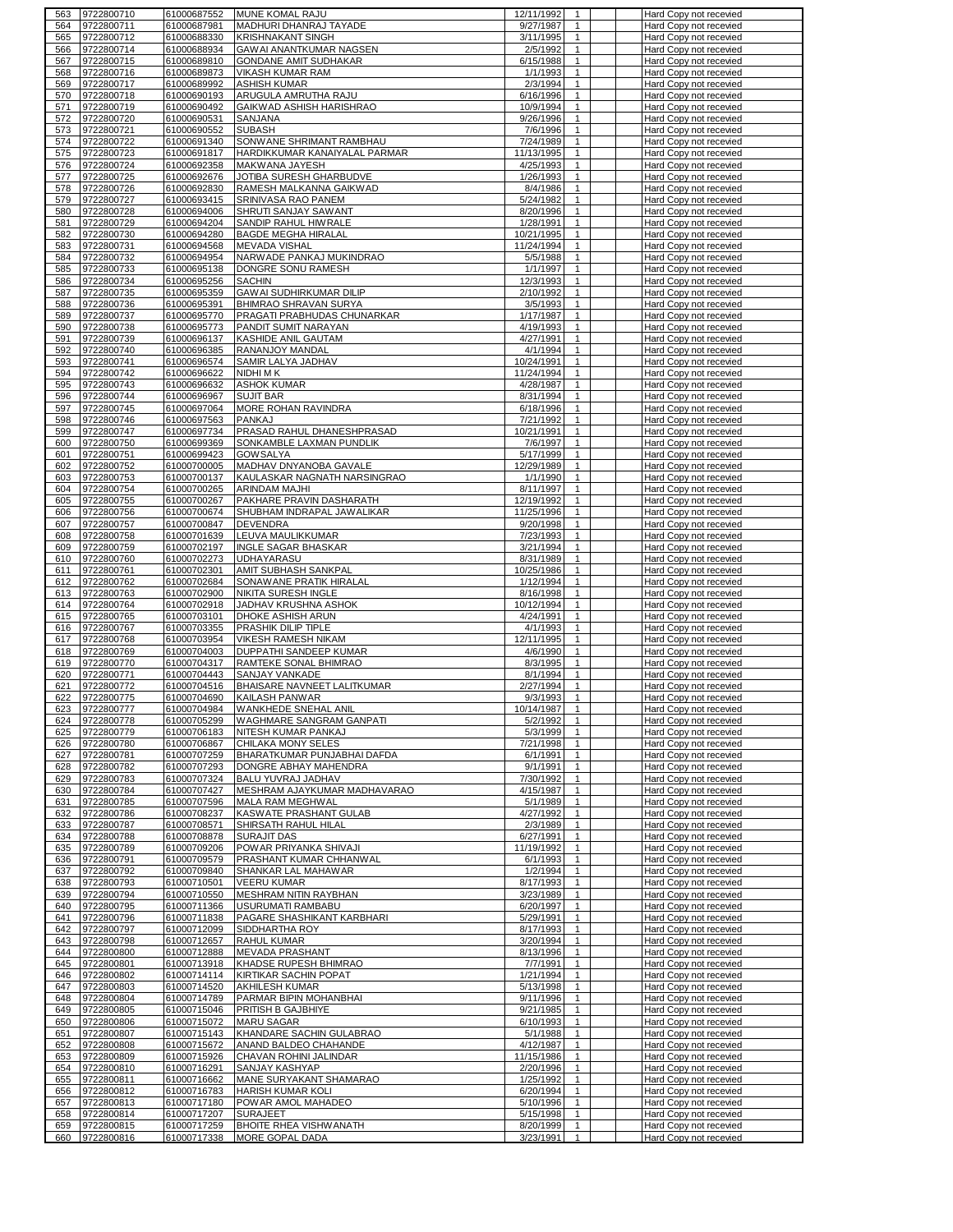| 563 | 9722800710 | 61000687552 | MUNE KOMAL RAJU | 12/11/1992 | 1 | | | Hard Copy not recevied |
|---|---|---|---|---|---|---|---|---|
| 564 | 9722800711 | 61000687981 | MADHURI DHANRAJ TAYADE | 9/27/1987 | 1 | | | Hard Copy not recevied |
| 565 | 9722800712 | 61000688330 | KRISHNAKANT SINGH | 3/11/1995 | 1 | | | Hard Copy not recevied |
| 566 | 9722800714 | 61000688934 | GAWAI ANANTKUMAR NAGSEN | 2/5/1992 | 1 | | | Hard Copy not recevied |
| 567 | 9722800715 | 61000689810 | GONDANE AMIT SUDHAKAR | 6/15/1988 | 1 | | | Hard Copy not recevied |
| 568 | 9722800716 | 61000689873 | VIKASH KUMAR RAM | 1/1/1993 | 1 | | | Hard Copy not recevied |
| 569 | 9722800717 | 61000689992 | ASHISH KUMAR | 2/3/1994 | 1 | | | Hard Copy not recevied |
| 570 | 9722800718 | 61000690193 | ARUGULA AMRUTHA RAJU | 6/16/1996 | 1 | | | Hard Copy not recevied |
| 571 | 9722800719 | 61000690492 | GAIKWAD ASHISH HARISHRAO | 10/9/1994 | 1 | | | Hard Copy not recevied |
| 572 | 9722800720 | 61000690531 | SANJANA | 9/26/1996 | 1 | | | Hard Copy not recevied |
| 573 | 9722800721 | 61000690552 | SUBASH | 7/6/1996 | 1 | | | Hard Copy not recevied |
| 574 | 9722800722 | 61000691340 | SONWANE SHRIMANT RAMBHAU | 7/24/1989 | 1 | | | Hard Copy not recevied |
| 575 | 9722800723 | 61000691817 | HARDIKKUMAR KANAIYALAL PARMAR | 11/13/1995 | 1 | | | Hard Copy not recevied |
| 576 | 9722800724 | 61000692358 | MAKWANA JAYESH | 4/25/1993 | 1 | | | Hard Copy not recevied |
| 577 | 9722800725 | 61000692676 | JOTIBA SURESH GHARBUDVE | 1/26/1993 | 1 | | | Hard Copy not recevied |
| 578 | 9722800726 | 61000692830 | RAMESH MALKANNA GAIKWAD | 8/4/1986 | 1 | | | Hard Copy not recevied |
| 579 | 9722800727 | 61000693415 | SRINIVASA RAO PANEM | 5/24/1982 | 1 | | | Hard Copy not recevied |
| 580 | 9722800728 | 61000694006 | SHRUTI SANJAY SAWANT | 8/20/1996 | 1 | | | Hard Copy not recevied |
| 581 | 9722800729 | 61000694204 | SANDIP RAHUL HIWRALE | 1/28/1991 | 1 | | | Hard Copy not recevied |
| 582 | 9722800730 | 61000694280 | BAGDE MEGHA HIRALAL | 10/21/1995 | 1 | | | Hard Copy not recevied |
| 583 | 9722800731 | 61000694568 | MEVADA VISHAL | 11/24/1994 | 1 | | | Hard Copy not recevied |
| 584 | 9722800732 | 61000694954 | NARWADE PANKAJ MUKINDRAO | 5/5/1988 | 1 | | | Hard Copy not recevied |
| 585 | 9722800733 | 61000695138 | DONGRE SONU RAMESH | 1/1/1997 | 1 | | | Hard Copy not recevied |
| 586 | 9722800734 | 61000695256 | SACHIN | 12/3/1993 | 1 | | | Hard Copy not recevied |
| 587 | 9722800735 | 61000695359 | GAWAI SUDHIRKUMAR DILIP | 2/10/1992 | 1 | | | Hard Copy not recevied |
| 588 | 9722800736 | 61000695391 | BHIMRAO SHRAVAN SURYA | 3/5/1993 | 1 | | | Hard Copy not recevied |
| 589 | 9722800737 | 61000695770 | PRAGATI PRABHUDAS CHUNARKAR | 1/17/1987 | 1 | | | Hard Copy not recevied |
| 590 | 9722800738 | 61000695773 | PANDIT SUMIT NARAYAN | 4/19/1993 | 1 | | | Hard Copy not recevied |
| 591 | 9722800739 | 61000696137 | KASHIDE ANIL GAUTAM | 4/27/1991 | 1 | | | Hard Copy not recevied |
| 592 | 9722800740 | 61000696385 | RANANJOY MANDAL | 4/1/1994 | 1 | | | Hard Copy not recevied |
| 593 | 9722800741 | 61000696574 | SAMIR LALYA JADHAV | 10/24/1991 | 1 | | | Hard Copy not recevied |
| 594 | 9722800742 | 61000696622 | NIDHI M K | 11/24/1994 | 1 | | | Hard Copy not recevied |
| 595 | 9722800743 | 61000696632 | ASHOK KUMAR | 4/28/1987 | 1 | | | Hard Copy not recevied |
| 596 | 9722800744 | 61000696967 | SUJIT BAR | 8/31/1994 | 1 | | | Hard Copy not recevied |
| 597 | 9722800745 | 61000697064 | MORE ROHAN RAVINDRA | 6/18/1996 | 1 | | | Hard Copy not recevied |
| 598 | 9722800746 | 61000697563 | PANKAJ | 7/21/1992 | 1 | | | Hard Copy not recevied |
| 599 | 9722800747 | 61000697734 | PRASAD RAHUL DHANESHPRASAD | 10/21/1991 | 1 | | | Hard Copy not recevied |
| 600 | 9722800750 | 61000699369 | SONKAMBLE LAXMAN PUNDLIK | 7/6/1997 | 1 | | | Hard Copy not recevied |
| 601 | 9722800751 | 61000699423 | GOWSALYA | 5/17/1999 | 1 | | | Hard Copy not recevied |
| 602 | 9722800752 | 61000700005 | MADHAV DNYANOBA GAVALE | 12/29/1989 | 1 | | | Hard Copy not recevied |
| 603 | 9722800753 | 61000700137 | KAULASKAR NAGNATH NARSINGRAO | 1/1/1990 | 1 | | | Hard Copy not recevied |
| 604 | 9722800754 | 61000700265 | ARINDAM MAJHI | 8/11/1997 | 1 | | | Hard Copy not recevied |
| 605 | 9722800755 | 61000700267 | PAKHARE PRAVIN DASHARATH | 12/19/1992 | 1 | | | Hard Copy not recevied |
| 606 | 9722800756 | 61000700674 | SHUBHAM INDRAPAL JAWALIKAR | 11/25/1996 | 1 | | | Hard Copy not recevied |
| 607 | 9722800757 | 61000700847 | DEVENDRA | 9/20/1998 | 1 | | | Hard Copy not recevied |
| 608 | 9722800758 | 61000701639 | LEUVA MAULIKKUMAR | 7/23/1993 | 1 | | | Hard Copy not recevied |
| 609 | 9722800759 | 61000702197 | INGLE SAGAR BHASKAR | 3/21/1994 | 1 | | | Hard Copy not recevied |
| 610 | 9722800760 | 61000702273 | UDHAYARASU | 8/31/1989 | 1 | | | Hard Copy not recevied |
| 611 | 9722800761 | 61000702301 | AMIT SUBHASH SANKPAL | 10/25/1986 | 1 | | | Hard Copy not recevied |
| 612 | 9722800762 | 61000702684 | SONAWANE PRATIK HIRALAL | 1/12/1994 | 1 | | | Hard Copy not recevied |
| 613 | 9722800763 | 61000702900 | NIKITA SURESH INGLE | 8/16/1998 | 1 | | | Hard Copy not recevied |
| 614 | 9722800764 | 61000702918 | JADHAV KRUSHNA ASHOK | 10/12/1994 | 1 | | | Hard Copy not recevied |
| 615 | 9722800765 | 61000703101 | DHOKE ASHISH ARUN | 4/24/1991 | 1 | | | Hard Copy not recevied |
| 616 | 9722800767 | 61000703355 | PRASHIK DILIP TIPLE | 4/1/1993 | 1 | | | Hard Copy not recevied |
| 617 | 9722800768 | 61000703954 | VIKESH RAMESH NIKAM | 12/11/1995 | 1 | | | Hard Copy not recevied |
| 618 | 9722800769 | 61000704003 | DUPPATHI SANDEEP KUMAR | 4/6/1990 | 1 | | | Hard Copy not recevied |
| 619 | 9722800770 | 61000704317 | RAMTEKE SONAL BHIMRAO | 8/3/1995 | 1 | | | Hard Copy not recevied |
| 620 | 9722800771 | 61000704443 | SANJAY VANKADE | 8/1/1994 | 1 | | | Hard Copy not recevied |
| 621 | 9722800772 | 61000704516 | BHAISARE NAVNEET LALITKUMAR | 2/27/1994 | 1 | | | Hard Copy not recevied |
| 622 | 9722800775 | 61000704690 | KAILASH PANWAR | 9/3/1993 | 1 | | | Hard Copy not recevied |
| 623 | 9722800777 | 61000704984 | WANKHEDE SNEHAL ANIL | 10/14/1987 | 1 | | | Hard Copy not recevied |
| 624 | 9722800778 | 61000705299 | WAGHMARE SANGRAM GANPATI | 5/2/1992 | 1 | | | Hard Copy not recevied |
| 625 | 9722800779 | 61000706183 | NITESH KUMAR PANKAJ | 5/3/1999 | 1 | | | Hard Copy not recevied |
| 626 | 9722800780 | 61000706867 | CHILAKA MONY SELES | 7/21/1998 | 1 | | | Hard Copy not recevied |
| 627 | 9722800781 | 61000707259 | BHARATKUMAR PUNJABHAI DAFDA | 6/1/1991 | 1 | | | Hard Copy not recevied |
| 628 | 9722800782 | 61000707293 | DONGRE ABHAY MAHENDRA | 9/1/1991 | 1 | | | Hard Copy not recevied |
| 629 | 9722800783 | 61000707324 | BALU YUVRAJ JADHAV | 7/30/1992 | 1 | | | Hard Copy not recevied |
| 630 | 9722800784 | 61000707427 | MESHRAM AJAYKUMAR MADHAVARAO | 4/15/1987 | 1 | | | Hard Copy not recevied |
| 631 | 9722800785 | 61000707596 | MALA RAM MEGHWAL | 5/1/1989 | 1 | | | Hard Copy not recevied |
| 632 | 9722800786 | 61000708237 | KASWATE PRASHANT GULAB | 4/27/1992 | 1 | | | Hard Copy not recevied |
| 633 | 9722800787 | 61000708571 | SHIRSATH RAHUL HILAL | 2/3/1989 | 1 | | | Hard Copy not recevied |
| 634 | 9722800788 | 61000708878 | SURAJIT DAS | 6/27/1991 | 1 | | | Hard Copy not recevied |
| 635 | 9722800789 | 61000709206 | POWAR PRIYANKA SHIVAJI | 11/19/1992 | 1 | | | Hard Copy not recevied |
| 636 | 9722800791 | 61000709579 | PRASHANT KUMAR CHHANWAL | 6/1/1993 | 1 | | | Hard Copy not recevied |
| 637 | 9722800792 | 61000709840 | SHANKAR LAL MAHAWAR | 1/2/1994 | 1 | | | Hard Copy not recevied |
| 638 | 9722800793 | 61000710501 | VEERU KUMAR | 8/17/1993 | 1 | | | Hard Copy not recevied |
| 639 | 9722800794 | 61000710550 | MESHRAM NITIN RAYBHAN | 3/23/1989 | 1 | | | Hard Copy not recevied |
| 640 | 9722800795 | 61000711366 | USURUMATI RAMBABU | 6/20/1997 | 1 | | | Hard Copy not recevied |
| 641 | 9722800796 | 61000711838 | PAGARE SHASHIKANT KARBHARI | 5/29/1991 | 1 | | | Hard Copy not recevied |
| 642 | 9722800797 | 61000712099 | SIDDHARTHA ROY | 8/17/1993 | 1 | | | Hard Copy not recevied |
| 643 | 9722800798 | 61000712657 | RAHUL KUMAR | 3/20/1994 | 1 | | | Hard Copy not recevied |
| 644 | 9722800800 | 61000712888 | MEVADA PRASHANT | 8/13/1996 | 1 | | | Hard Copy not recevied |
| 645 | 9722800801 | 61000713918 | KHADSE RUPESH BHIMRAO | 7/7/1991 | 1 | | | Hard Copy not recevied |
| 646 | 9722800802 | 61000714114 | KIRTIKAR SACHIN POPAT | 1/21/1994 | 1 | | | Hard Copy not recevied |
| 647 | 9722800803 | 61000714520 | AKHILESH KUMAR | 5/13/1998 | 1 | | | Hard Copy not recevied |
| 648 | 9722800804 | 61000714789 | PARMAR BIPIN MOHANBHAI | 9/11/1996 | 1 | | | Hard Copy not recevied |
| 649 | 9722800805 | 61000715046 | PRITISH B GAJBHIYE | 9/21/1985 | 1 | | | Hard Copy not recevied |
| 650 | 9722800806 | 61000715072 | MARU SAGAR | 6/10/1993 | 1 | | | Hard Copy not recevied |
| 651 | 9722800807 | 61000715143 | KHANDARE SACHIN GULABRAO | 5/1/1988 | 1 | | | Hard Copy not recevied |
| 652 | 9722800808 | 61000715672 | ANAND BALDEO CHAHANDE | 4/12/1987 | 1 | | | Hard Copy not recevied |
| 653 | 9722800809 | 61000715926 | CHAVAN ROHINI JALINDAR | 11/15/1986 | 1 | | | Hard Copy not recevied |
| 654 | 9722800810 | 61000716291 | SANJAY KASHYAP | 2/20/1996 | 1 | | | Hard Copy not recevied |
| 655 | 9722800811 | 61000716662 | MANE SURYAKANT SHAMARAO | 1/25/1992 | 1 | | | Hard Copy not recevied |
| 656 | 9722800812 | 61000716783 | HARISH KUMAR KOLI | 6/20/1994 | 1 | | | Hard Copy not recevied |
| 657 | 9722800813 | 61000717180 | POWAR AMOL MAHADEO | 5/10/1996 | 1 | | | Hard Copy not recevied |
| 658 | 9722800814 | 61000717207 | SURAJEET | 5/15/1998 | 1 | | | Hard Copy not recevied |
| 659 | 9722800815 | 61000717259 | BHOITE RHEA VISHWANATH | 8/20/1999 | 1 | | | Hard Copy not recevied |
| 660 | 9722800816 | 61000717338 | MORE GOPAL DADA | 3/23/1991 | 1 | | | Hard Copy not recevied |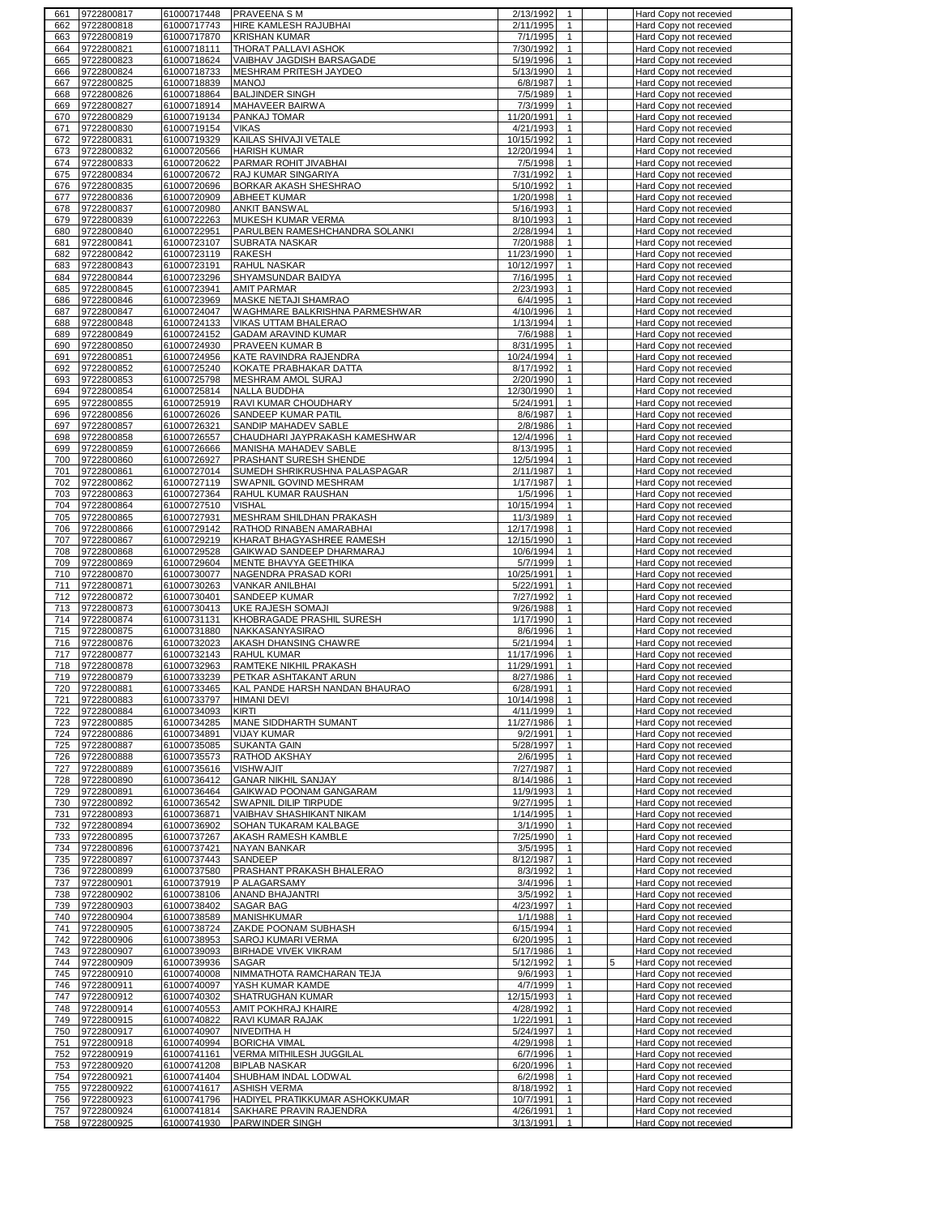| | | | | | | | | |
|---|---|---|---|---|---|---|---|---|
| 661 | 9722800817 | 61000717448 | PRAVEENA S M | 2/13/1992 | 1 | | | Hard Copy not recevied |
| 662 | 9722800818 | 61000717743 | HIRE KAMLESH RAJUBHAI | 2/11/1995 | 1 | | | Hard Copy not recevied |
| 663 | 9722800819 | 61000717870 | KRISHAN KUMAR | 7/1/1995 | 1 | | | Hard Copy not recevied |
| 664 | 9722800821 | 61000718111 | THORAT PALLAVI ASHOK | 7/30/1992 | 1 | | | Hard Copy not recevied |
| 665 | 9722800823 | 61000718624 | VAIBHAV JAGDISH BARSAGADE | 5/19/1996 | 1 | | | Hard Copy not recevied |
| 666 | 9722800824 | 61000718733 | MESHRAM PRITESH JAYDEO | 5/13/1990 | 1 | | | Hard Copy not recevied |
| 667 | 9722800825 | 61000718839 | MANOJ | 6/8/1987 | 1 | | | Hard Copy not recevied |
| 668 | 9722800826 | 61000718864 | BALJINDER SINGH | 7/5/1989 | 1 | | | Hard Copy not recevied |
| 669 | 9722800827 | 61000718914 | MAHAVEER BAIRWA | 7/3/1999 | 1 | | | Hard Copy not recevied |
| 670 | 9722800829 | 61000719134 | PANKAJ TOMAR | 11/20/1991 | 1 | | | Hard Copy not recevied |
| 671 | 9722800830 | 61000719154 | VIKAS | 4/21/1993 | 1 | | | Hard Copy not recevied |
| 672 | 9722800831 | 61000719329 | KAILAS SHIVAJI VETALE | 10/15/1992 | 1 | | | Hard Copy not recevied |
| 673 | 9722800832 | 61000720566 | HARISH KUMAR | 12/20/1994 | 1 | | | Hard Copy not recevied |
| 674 | 9722800833 | 61000720622 | PARMAR ROHIT JIVABHAI | 7/5/1998 | 1 | | | Hard Copy not recevied |
| 675 | 9722800834 | 61000720672 | RAJ KUMAR SINGARIYA | 7/31/1992 | 1 | | | Hard Copy not recevied |
| 676 | 9722800835 | 61000720696 | BORKAR AKASH SHESHRAO | 5/10/1992 | 1 | | | Hard Copy not recevied |
| 677 | 9722800836 | 61000720909 | ABHEET KUMAR | 1/20/1998 | 1 | | | Hard Copy not recevied |
| 678 | 9722800837 | 61000720980 | ANKIT BANSWAL | 5/16/1993 | 1 | | | Hard Copy not recevied |
| 679 | 9722800839 | 61000722263 | MUKESH KUMAR VERMA | 8/10/1993 | 1 | | | Hard Copy not recevied |
| 680 | 9722800840 | 61000722951 | PARULBEN RAMESHCHANDRA SOLANKI | 2/28/1994 | 1 | | | Hard Copy not recevied |
| 681 | 9722800841 | 61000723107 | SUBRATA NASKAR | 7/20/1988 | 1 | | | Hard Copy not recevied |
| 682 | 9722800842 | 61000723119 | RAKESH | 11/23/1990 | 1 | | | Hard Copy not recevied |
| 683 | 9722800843 | 61000723191 | RAHUL NASKAR | 10/12/1997 | 1 | | | Hard Copy not recevied |
| 684 | 9722800844 | 61000723296 | SHYAMSUNDAR BAIDYA | 7/16/1995 | 1 | | | Hard Copy not recevied |
| 685 | 9722800845 | 61000723941 | AMIT PARMAR | 2/23/1993 | 1 | | | Hard Copy not recevied |
| 686 | 9722800846 | 61000723969 | MASKE NETAJI SHAMRAO | 6/4/1995 | 1 | | | Hard Copy not recevied |
| 687 | 9722800847 | 61000724047 | WAGHMARE BALKRISHNA PARMESHWAR | 4/10/1996 | 1 | | | Hard Copy not recevied |
| 688 | 9722800848 | 61000724133 | VIKAS UTTAM BHALERAO | 1/13/1994 | 1 | | | Hard Copy not recevied |
| 689 | 9722800849 | 61000724152 | GADAM ARAVIND KUMAR | 7/6/1988 | 1 | | | Hard Copy not recevied |
| 690 | 9722800850 | 61000724930 | PRAVEEN KUMAR B | 8/31/1995 | 1 | | | Hard Copy not recevied |
| 691 | 9722800851 | 61000724956 | KATE RAVINDRA RAJENDRA | 10/24/1994 | 1 | | | Hard Copy not recevied |
| 692 | 9722800852 | 61000725240 | KOKATE PRABHAKAR DATTA | 8/17/1992 | 1 | | | Hard Copy not recevied |
| 693 | 9722800853 | 61000725798 | MESHRAM AMOL SURAJ | 2/20/1990 | 1 | | | Hard Copy not recevied |
| 694 | 9722800854 | 61000725814 | NALLA BUDDHA | 12/30/1990 | 1 | | | Hard Copy not recevied |
| 695 | 9722800855 | 61000725919 | RAVI KUMAR CHOUDHARY | 5/24/1991 | 1 | | | Hard Copy not recevied |
| 696 | 9722800856 | 61000726026 | SANDEEP KUMAR PATIL | 8/6/1987 | 1 | | | Hard Copy not recevied |
| 697 | 9722800857 | 61000726321 | SANDIP MAHADEV SABLE | 2/8/1986 | 1 | | | Hard Copy not recevied |
| 698 | 9722800858 | 61000726557 | CHAUDHARI JAYPRAKASH KAMESHWAR | 12/4/1996 | 1 | | | Hard Copy not recevied |
| 699 | 9722800859 | 61000726666 | MANISHA MAHADEV SABLE | 8/13/1995 | 1 | | | Hard Copy not recevied |
| 700 | 9722800860 | 61000726927 | PRASHANT SURESH SHENDE | 12/5/1994 | 1 | | | Hard Copy not recevied |
| 701 | 9722800861 | 61000727014 | SUMEDH SHRIKRUSHNA PALASPAGAR | 2/11/1987 | 1 | | | Hard Copy not recevied |
| 702 | 9722800862 | 61000727119 | SWAPNIL GOVIND MESHRAM | 1/17/1987 | 1 | | | Hard Copy not recevied |
| 703 | 9722800863 | 61000727364 | RAHUL KUMAR RAUSHAN | 1/5/1996 | 1 | | | Hard Copy not recevied |
| 704 | 9722800864 | 61000727510 | VISHAL | 10/15/1994 | 1 | | | Hard Copy not recevied |
| 705 | 9722800865 | 61000727931 | MESHRAM SHILDHAN PRAKASH | 11/3/1989 | 1 | | | Hard Copy not recevied |
| 706 | 9722800866 | 61000729142 | RATHOD RINABEN AMARABHAI | 12/17/1998 | 1 | | | Hard Copy not recevied |
| 707 | 9722800867 | 61000729219 | KHARAT BHAGYASHREE RAMESH | 12/15/1990 | 1 | | | Hard Copy not recevied |
| 708 | 9722800868 | 61000729528 | GAIKWAD SANDEEP DHARMARAJ | 10/6/1994 | 1 | | | Hard Copy not recevied |
| 709 | 9722800869 | 61000729604 | MENTE BHAVYA GEETHIKA | 5/7/1999 | 1 | | | Hard Copy not recevied |
| 710 | 9722800870 | 61000730077 | NAGENDRA PRASAD KORI | 10/25/1991 | 1 | | | Hard Copy not recevied |
| 711 | 9722800871 | 61000730263 | VANKAR ANILBHAI | 5/22/1991 | 1 | | | Hard Copy not recevied |
| 712 | 9722800872 | 61000730401 | SANDEEP KUMAR | 7/27/1992 | 1 | | | Hard Copy not recevied |
| 713 | 9722800873 | 61000730413 | UKE RAJESH SOMAJI | 9/26/1988 | 1 | | | Hard Copy not recevied |
| 714 | 9722800874 | 61000731131 | KHOBRAGADE PRASHIL SURESH | 1/17/1990 | 1 | | | Hard Copy not recevied |
| 715 | 9722800875 | 61000731880 | NAKKASANYASIRAO | 8/6/1996 | 1 | | | Hard Copy not recevied |
| 716 | 9722800876 | 61000732023 | AKASH DHANSING CHAWRE | 5/21/1994 | 1 | | | Hard Copy not recevied |
| 717 | 9722800877 | 61000732143 | RAHUL KUMAR | 11/17/1996 | 1 | | | Hard Copy not recevied |
| 718 | 9722800878 | 61000732963 | RAMTEKE NIKHIL PRAKASH | 11/29/1991 | 1 | | | Hard Copy not recevied |
| 719 | 9722800879 | 61000733239 | PETKAR ASHTAKANT ARUN | 8/27/1986 | 1 | | | Hard Copy not recevied |
| 720 | 9722800881 | 61000733465 | KAL PANDE HARSH NANDAN BHAURAO | 6/28/1991 | 1 | | | Hard Copy not recevied |
| 721 | 9722800883 | 61000733797 | HIMANI DEVI | 10/14/1998 | 1 | | | Hard Copy not recevied |
| 722 | 9722800884 | 61000734093 | KIRTI | 4/11/1999 | 1 | | | Hard Copy not recevied |
| 723 | 9722800885 | 61000734285 | MANE SIDDHARTH SUMANT | 11/27/1986 | 1 | | | Hard Copy not recevied |
| 724 | 9722800886 | 61000734891 | VIJAY KUMAR | 9/2/1991 | 1 | | | Hard Copy not recevied |
| 725 | 9722800887 | 61000735085 | SUKANTA GAIN | 5/28/1997 | 1 | | | Hard Copy not recevied |
| 726 | 9722800888 | 61000735573 | RATHOD AKSHAY | 2/6/1995 | 1 | | | Hard Copy not recevied |
| 727 | 9722800889 | 61000735616 | VISHWAJIT | 7/27/1987 | 1 | | | Hard Copy not recevied |
| 728 | 9722800890 | 61000736412 | GANAR NIKHIL SANJAY | 8/14/1986 | 1 | | | Hard Copy not recevied |
| 729 | 9722800891 | 61000736464 | GAIKWAD POONAM GANGARAM | 11/9/1993 | 1 | | | Hard Copy not recevied |
| 730 | 9722800892 | 61000736542 | SWAPNIL DILIP TIRPUDE | 9/27/1995 | 1 | | | Hard Copy not recevied |
| 731 | 9722800893 | 61000736871 | VAIBHAV SHASHIKANT NIKAM | 1/14/1995 | 1 | | | Hard Copy not recevied |
| 732 | 9722800894 | 61000736902 | SOHAN TUKARAM KALBAGE | 3/1/1990 | 1 | | | Hard Copy not recevied |
| 733 | 9722800895 | 61000737267 | AKASH RAMESH KAMBLE | 7/25/1990 | 1 | | | Hard Copy not recevied |
| 734 | 9722800896 | 61000737421 | NAYAN BANKAR | 3/5/1995 | 1 | | | Hard Copy not recevied |
| 735 | 9722800897 | 61000737443 | SANDEEP | 8/12/1987 | 1 | | | Hard Copy not recevied |
| 736 | 9722800899 | 61000737580 | PRASHANT PRAKASH BHALERAO | 8/3/1992 | 1 | | | Hard Copy not recevied |
| 737 | 9722800901 | 61000737919 | P ALAGARSAMY | 3/4/1996 | 1 | | | Hard Copy not recevied |
| 738 | 9722800902 | 61000738106 | ANAND BHAJANTRI | 3/5/1992 | 1 | | | Hard Copy not recevied |
| 739 | 9722800903 | 61000738402 | SAGAR BAG | 4/23/1997 | 1 | | | Hard Copy not recevied |
| 740 | 9722800904 | 61000738589 | MANISHKUMAR | 1/1/1988 | 1 | | | Hard Copy not recevied |
| 741 | 9722800905 | 61000738724 | ZAKDE POONAM SUBHASH | 6/15/1994 | 1 | | | Hard Copy not recevied |
| 742 | 9722800906 | 61000738953 | SAROJ KUMARI VERMA | 6/20/1995 | 1 | | | Hard Copy not recevied |
| 743 | 9722800907 | 61000739093 | BIRHADE VIVEK VIKRAM | 5/17/1986 | 1 | | | Hard Copy not recevied |
| 744 | 9722800909 | 61000739936 | SAGAR | 5/12/1992 | 1 | | 5 | Hard Copy not recevied |
| 745 | 9722800910 | 61000740008 | NIMMATHOTA RAMCHARAN TEJA | 9/6/1993 | 1 | | | Hard Copy not recevied |
| 746 | 9722800911 | 61000740097 | YASH KUMAR KAMDE | 4/7/1999 | 1 | | | Hard Copy not recevied |
| 747 | 9722800912 | 61000740302 | SHATRUGHAN KUMAR | 12/15/1993 | 1 | | | Hard Copy not recevied |
| 748 | 9722800914 | 61000740553 | AMIT POKHRAJ KHAIRE | 4/28/1992 | 1 | | | Hard Copy not recevied |
| 749 | 9722800915 | 61000740822 | RAVI KUMAR RAJAK | 1/22/1991 | 1 | | | Hard Copy not recevied |
| 750 | 9722800917 | 61000740907 | NIVEDITHA H | 5/24/1997 | 1 | | | Hard Copy not recevied |
| 751 | 9722800918 | 61000740994 | BORICHA VIMAL | 4/29/1998 | 1 | | | Hard Copy not recevied |
| 752 | 9722800919 | 61000741161 | VERMA MITHILESH JUGGILAL | 6/7/1996 | 1 | | | Hard Copy not recevied |
| 753 | 9722800920 | 61000741208 | BIPLAB NASKAR | 6/20/1996 | 1 | | | Hard Copy not recevied |
| 754 | 9722800921 | 61000741404 | SHUBHAM INDAL LODWAL | 6/2/1998 | 1 | | | Hard Copy not recevied |
| 755 | 9722800922 | 61000741617 | ASHISH VERMA | 8/18/1992 | 1 | | | Hard Copy not recevied |
| 756 | 9722800923 | 61000741796 | HADIYEL PRATIKKUMAR ASHOKKUMAR | 10/7/1991 | 1 | | | Hard Copy not recevied |
| 757 | 9722800924 | 61000741814 | SAKHARE PRAVIN RAJENDRA | 4/26/1991 | 1 | | | Hard Copy not recevied |
| 758 | 9722800925 | 61000741930 | PARWINDER SINGH | 3/13/1991 | 1 | | | Hard Copy not recevied |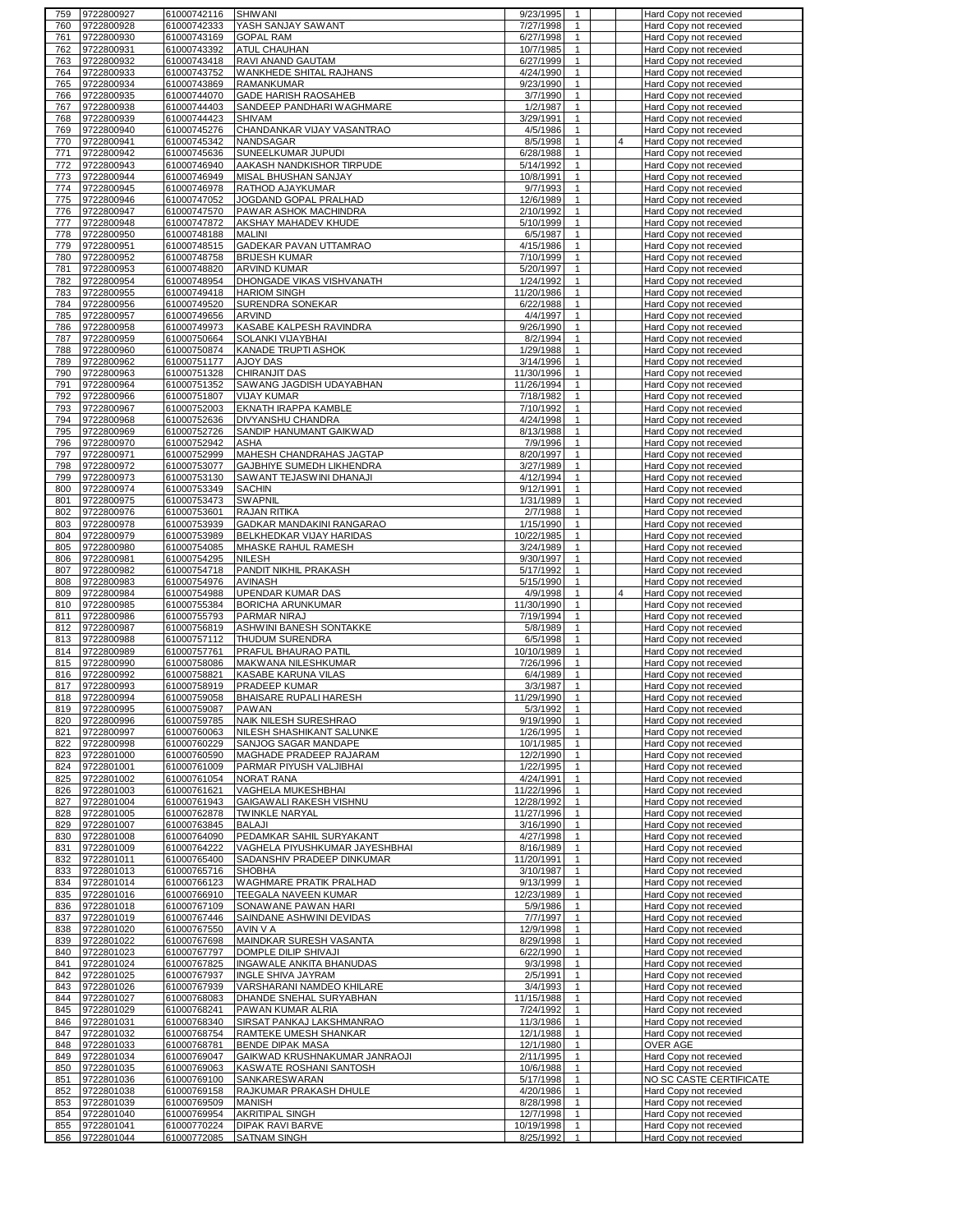| 759 | 9722800927 | 61000742116 | SHIWANI | 9/23/1995 | 1 | | | Hard Copy not recevied |
|---|---|---|---|---|---|---|---|---|
| 760 | 9722800928 | 61000742333 | YASH SANJAY SAWANT | 7/27/1998 | 1 | | | Hard Copy not recevied |
| 761 | 9722800930 | 61000743169 | GOPAL RAM | 6/27/1998 | 1 | | | Hard Copy not recevied |
| 762 | 9722800931 | 61000743392 | ATUL CHAUHAN | 10/7/1985 | 1 | | | Hard Copy not recevied |
| 763 | 9722800932 | 61000743418 | RAVI ANAND GAUTAM | 6/27/1999 | 1 | | | Hard Copy not recevied |
| 764 | 9722800933 | 61000743752 | WANKHEDE SHITAL RAJHANS | 4/24/1990 | 1 | | | Hard Copy not recevied |
| 765 | 9722800934 | 61000743869 | RAMANKUMAR | 9/23/1990 | 1 | | | Hard Copy not recevied |
| 766 | 9722800935 | 61000744070 | GADE HARISH RAOSAHEB | 3/7/1990 | 1 | | | Hard Copy not recevied |
| 767 | 9722800938 | 61000744403 | SANDEEP PANDHARI WAGHMARE | 1/2/1987 | 1 | | | Hard Copy not recevied |
| 768 | 9722800939 | 61000744423 | SHIVAM | 3/29/1991 | 1 | | | Hard Copy not recevied |
| 769 | 9722800940 | 61000745276 | CHANDANKAR VIJAY VASANTRAO | 4/5/1986 | 1 | | | Hard Copy not recevied |
| 770 | 9722800941 | 61000745342 | NANDSAGAR | 8/5/1998 | 1 | | 4 | Hard Copy not recevied |
| 771 | 9722800942 | 61000745636 | SUNEELKUMAR JUPUDI | 6/28/1988 | 1 | | | Hard Copy not recevied |
| 772 | 9722800943 | 61000746940 | AAKASH NANDKISHOR TIRPUDE | 5/14/1992 | 1 | | | Hard Copy not recevied |
| 773 | 9722800944 | 61000746949 | MISAL BHUSHAN SANJAY | 10/8/1991 | 1 | | | Hard Copy not recevied |
| 774 | 9722800945 | 61000746978 | RATHOD AJAYKUMAR | 9/7/1993 | 1 | | | Hard Copy not recevied |
| 775 | 9722800946 | 61000747052 | JOGDAND GOPAL PRALHAD | 12/6/1989 | 1 | | | Hard Copy not recevied |
| 776 | 9722800947 | 61000747570 | PAWAR ASHOK MACHINDRA | 2/10/1992 | 1 | | | Hard Copy not recevied |
| 777 | 9722800948 | 61000747872 | AKSHAY MAHADEV KHUDE | 5/10/1999 | 1 | | | Hard Copy not recevied |
| 778 | 9722800950 | 61000748188 | MALINI | 6/5/1987 | 1 | | | Hard Copy not recevied |
| 779 | 9722800951 | 61000748515 | GADEKAR PAVAN UTTAMRAO | 4/15/1986 | 1 | | | Hard Copy not recevied |
| 780 | 9722800952 | 61000748758 | BRIJESH KUMAR | 7/10/1999 | 1 | | | Hard Copy not recevied |
| 781 | 9722800953 | 61000748820 | ARVIND KUMAR | 5/20/1997 | 1 | | | Hard Copy not recevied |
| 782 | 9722800954 | 61000748954 | DHONGADE VIKAS VISHVANATH | 1/24/1992 | 1 | | | Hard Copy not recevied |
| 783 | 9722800955 | 61000749418 | HARIOM SINGH | 11/20/1986 | 1 | | | Hard Copy not recevied |
| 784 | 9722800956 | 61000749520 | SURENDRA SONEKAR | 6/22/1988 | 1 | | | Hard Copy not recevied |
| 785 | 9722800957 | 61000749656 | ARVIND | 4/4/1997 | 1 | | | Hard Copy not recevied |
| 786 | 9722800958 | 61000749973 | KASABE KALPESH RAVINDRA | 9/26/1990 | 1 | | | Hard Copy not recevied |
| 787 | 9722800959 | 61000750664 | SOLANKI VIJAYBHAI | 8/2/1994 | 1 | | | Hard Copy not recevied |
| 788 | 9722800960 | 61000750874 | KANADE TRUPTI ASHOK | 1/29/1988 | 1 | | | Hard Copy not recevied |
| 789 | 9722800962 | 61000751177 | AJOY DAS | 3/14/1996 | 1 | | | Hard Copy not recevied |
| 790 | 9722800963 | 61000751328 | CHIRANJIT DAS | 11/30/1996 | 1 | | | Hard Copy not recevied |
| 791 | 9722800964 | 61000751352 | SAWANG JAGDISH UDAYABHAN | 11/26/1994 | 1 | | | Hard Copy not recevied |
| 792 | 9722800966 | 61000751807 | VIJAY KUMAR | 7/18/1982 | 1 | | | Hard Copy not recevied |
| 793 | 9722800967 | 61000752003 | EKNATH IRAPPA KAMBLE | 7/10/1992 | 1 | | | Hard Copy not recevied |
| 794 | 9722800968 | 61000752636 | DIVYANSHU CHANDRA | 4/24/1998 | 1 | | | Hard Copy not recevied |
| 795 | 9722800969 | 61000752726 | SANDIP HANUMANT GAIKWAD | 8/13/1988 | 1 | | | Hard Copy not recevied |
| 796 | 9722800970 | 61000752942 | ASHA | 7/9/1996 | 1 | | | Hard Copy not recevied |
| 797 | 9722800971 | 61000752999 | MAHESH CHANDRAHAS JAGTAP | 8/20/1997 | 1 | | | Hard Copy not recevied |
| 798 | 9722800972 | 61000753077 | GAJBHIYE SUMEDH LIKHENDRA | 3/27/1989 | 1 | | | Hard Copy not recevied |
| 799 | 9722800973 | 61000753130 | SAWANT TEJASWINI DHANAJI | 4/12/1994 | 1 | | | Hard Copy not recevied |
| 800 | 9722800974 | 61000753349 | SACHIN | 9/12/1991 | 1 | | | Hard Copy not recevied |
| 801 | 9722800975 | 61000753473 | SWAPNIL | 1/31/1989 | 1 | | | Hard Copy not recevied |
| 802 | 9722800976 | 61000753601 | RAJAN RITIKA | 2/7/1988 | 1 | | | Hard Copy not recevied |
| 803 | 9722800978 | 61000753939 | GADKAR MANDAKINI RANGARAO | 1/15/1990 | 1 | | | Hard Copy not recevied |
| 804 | 9722800979 | 61000753989 | BELKHEDKAR VIJAY HARIDAS | 10/22/1985 | 1 | | | Hard Copy not recevied |
| 805 | 9722800980 | 61000754085 | MHASKE RAHUL RAMESH | 3/24/1989 | 1 | | | Hard Copy not recevied |
| 806 | 9722800981 | 61000754295 | NILESH | 9/30/1997 | 1 | | | Hard Copy not recevied |
| 807 | 9722800982 | 61000754718 | PANDIT NIKHIL PRAKASH | 5/17/1992 | 1 | | | Hard Copy not recevied |
| 808 | 9722800983 | 61000754976 | AVINASH | 5/15/1990 | 1 | | | Hard Copy not recevied |
| 809 | 9722800984 | 61000754988 | UPENDAR KUMAR DAS | 4/9/1998 | 1 | | 4 | Hard Copy not recevied |
| 810 | 9722800985 | 61000755384 | BORICHA ARUNKUMAR | 11/30/1990 | 1 | | | Hard Copy not recevied |
| 811 | 9722800986 | 61000755793 | PARMAR NIRAJ | 7/19/1994 | 1 | | | Hard Copy not recevied |
| 812 | 9722800987 | 61000756819 | ASHWINI BANESH SONTAKKE | 5/8/1989 | 1 | | | Hard Copy not recevied |
| 813 | 9722800988 | 61000757112 | THUDUM SURENDRA | 6/5/1998 | 1 | | | Hard Copy not recevied |
| 814 | 9722800989 | 61000757761 | PRAFUL BHAURAO PATIL | 10/10/1989 | 1 | | | Hard Copy not recevied |
| 815 | 9722800990 | 61000758086 | MAKWANA NILESHKUMAR | 7/26/1996 | 1 | | | Hard Copy not recevied |
| 816 | 9722800992 | 61000758821 | KASABE KARUNA VILAS | 6/4/1989 | 1 | | | Hard Copy not recevied |
| 817 | 9722800993 | 61000758919 | PRADEEP KUMAR | 3/3/1987 | 1 | | | Hard Copy not recevied |
| 818 | 9722800994 | 61000759058 | BHAISARE RUPALI HARESH | 11/29/1990 | 1 | | | Hard Copy not recevied |
| 819 | 9722800995 | 61000759087 | PAWAN | 5/3/1992 | 1 | | | Hard Copy not recevied |
| 820 | 9722800996 | 61000759785 | NAIK NILESH SURESHRAO | 9/19/1990 | 1 | | | Hard Copy not recevied |
| 821 | 9722800997 | 61000760063 | NILESH SHASHIKANT SALUNKE | 1/26/1995 | 1 | | | Hard Copy not recevied |
| 822 | 9722800998 | 61000760229 | SANJOG SAGAR MANDAPE | 10/1/1985 | 1 | | | Hard Copy not recevied |
| 823 | 9722801000 | 61000760590 | MAGHADE PRADEEP RAJARAM | 12/2/1990 | 1 | | | Hard Copy not recevied |
| 824 | 9722801001 | 61000761009 | PARMAR PIYUSH VALJIBHAI | 1/22/1995 | 1 | | | Hard Copy not recevied |
| 825 | 9722801002 | 61000761054 | NORAT RANA | 4/24/1991 | 1 | | | Hard Copy not recevied |
| 826 | 9722801003 | 61000761621 | VAGHELA MUKESHBHAI | 11/22/1996 | 1 | | | Hard Copy not recevied |
| 827 | 9722801004 | 61000761943 | GAIGAWALI RAKESH VISHNU | 12/28/1992 | 1 | | | Hard Copy not recevied |
| 828 | 9722801005 | 61000762878 | TWINKLE NARYAL | 11/27/1996 | 1 | | | Hard Copy not recevied |
| 829 | 9722801007 | 61000763845 | BALAJI | 3/16/1990 | 1 | | | Hard Copy not recevied |
| 830 | 9722801008 | 61000764090 | PEDAMKAR SAHIL SURYAKANT | 4/27/1998 | 1 | | | Hard Copy not recevied |
| 831 | 9722801009 | 61000764222 | VAGHELA PIYUSHKUMAR JAYESHBHAI | 8/16/1989 | 1 | | | Hard Copy not recevied |
| 832 | 9722801011 | 61000765400 | SADANSHIV PRADEEP DINKUMAR | 11/20/1991 | 1 | | | Hard Copy not recevied |
| 833 | 9722801013 | 61000765716 | SHOBHA | 3/10/1987 | 1 | | | Hard Copy not recevied |
| 834 | 9722801014 | 61000766123 | WAGHMARE PRATIK PRALHAD | 9/13/1999 | 1 | | | Hard Copy not recevied |
| 835 | 9722801016 | 61000766910 | TEEGALA NAVEEN KUMAR | 12/23/1989 | 1 | | | Hard Copy not recevied |
| 836 | 9722801018 | 61000767109 | SONAWANE PAWAN HARI | 5/9/1986 | 1 | | | Hard Copy not recevied |
| 837 | 9722801019 | 61000767446 | SAINDANE ASHWINI DEVIDAS | 7/7/1997 | 1 | | | Hard Copy not recevied |
| 838 | 9722801020 | 61000767550 | AVIN V A | 12/9/1998 | 1 | | | Hard Copy not recevied |
| 839 | 9722801022 | 61000767698 | MAINDKAR SURESH VASANTA | 8/29/1998 | 1 | | | Hard Copy not recevied |
| 840 | 9722801023 | 61000767797 | DOMPLE DILIP SHIVAJI | 6/22/1990 | 1 | | | Hard Copy not recevied |
| 841 | 9722801024 | 61000767825 | INGAWALE ANKITA BHANUDAS | 9/3/1998 | 1 | | | Hard Copy not recevied |
| 842 | 9722801025 | 61000767937 | INGLE SHIVA JAYRAM | 2/5/1991 | 1 | | | Hard Copy not recevied |
| 843 | 9722801026 | 61000767939 | VARSHARANI NAMDEO KHILARE | 3/4/1993 | 1 | | | Hard Copy not recevied |
| 844 | 9722801027 | 61000768083 | DHANDE SNEHAL SURYABHAN | 11/15/1988 | 1 | | | Hard Copy not recevied |
| 845 | 9722801029 | 61000768241 | PAWAN KUMAR ALRIA | 7/24/1992 | 1 | | | Hard Copy not recevied |
| 846 | 9722801031 | 61000768340 | SIRSAT PANKAJ LAKSHMANRAO | 11/3/1986 | 1 | | | Hard Copy not recevied |
| 847 | 9722801032 | 61000768754 | RAMTEKE UMESH SHANKAR | 12/1/1988 | 1 | | | Hard Copy not recevied |
| 848 | 9722801033 | 61000768781 | BENDE DIPAK MASA | 12/1/1980 | 1 | | | OVER AGE |
| 849 | 9722801034 | 61000769047 | GAIKWAD KRUSHNAKUMAR JANRAOJI | 2/11/1995 | 1 | | | Hard Copy not recevied |
| 850 | 9722801035 | 61000769063 | KASWATE ROSHANI SANTOSH | 10/6/1988 | 1 | | | Hard Copy not recevied |
| 851 | 9722801036 | 61000769100 | SANKARESWARAN | 5/17/1998 | 1 | | | NO SC CASTE CERTIFICATE |
| 852 | 9722801038 | 61000769158 | RAJKUMAR PRAKASH DHULE | 4/20/1986 | 1 | | | Hard Copy not recevied |
| 853 | 9722801039 | 61000769509 | MANISH | 8/28/1998 | 1 | | | Hard Copy not recevied |
| 854 | 9722801040 | 61000769954 | AKRITIPAL SINGH | 12/7/1998 | 1 | | | Hard Copy not recevied |
| 855 | 9722801041 | 61000770224 | DIPAK RAVI BARVE | 10/19/1998 | 1 | | | Hard Copy not recevied |
| 856 | 9722801044 | 61000772085 | SATNAM SINGH | 8/25/1992 | 1 | | | Hard Copy not recevied |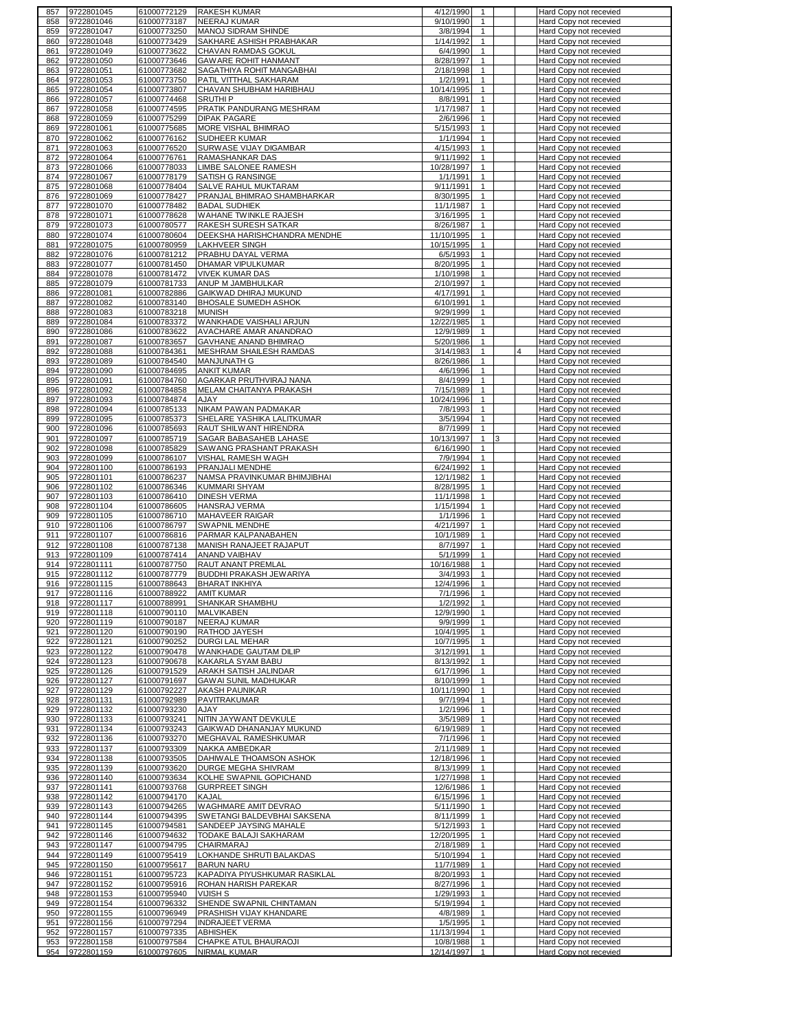| | | | | | | | | |
|---|---|---|---|---|---|---|---|---|
| 857 | 9722801045 | 61000772129 | RAKESH KUMAR | 4/12/1990 | 1 | | | Hard Copy not recevied |
| 858 | 9722801046 | 61000773187 | NEERAJ KUMAR | 9/10/1990 | 1 | | | Hard Copy not recevied |
| 859 | 9722801047 | 61000773250 | MANOJ SIDRAM SHINDE | 3/8/1994 | 1 | | | Hard Copy not recevied |
| 860 | 9722801048 | 61000773429 | SAKHARE ASHISH PRABHAKAR | 1/14/1992 | 1 | | | Hard Copy not recevied |
| 861 | 9722801049 | 61000773622 | CHAVAN RAMDAS GOKUL | 6/4/1990 | 1 | | | Hard Copy not recevied |
| 862 | 9722801050 | 61000773646 | GAWARE ROHIT HANMANT | 8/28/1997 | 1 | | | Hard Copy not recevied |
| 863 | 9722801051 | 61000773682 | SAGATHIYA ROHIT MANGABHAI | 2/18/1998 | 1 | | | Hard Copy not recevied |
| 864 | 9722801053 | 61000773750 | PATIL VITTHAL SAKHARAM | 1/2/1991 | 1 | | | Hard Copy not recevied |
| 865 | 9722801054 | 61000773807 | CHAVAN SHUBHAM HARIBHAU | 10/14/1995 | 1 | | | Hard Copy not recevied |
| 866 | 9722801057 | 61000774468 | SRUTHI P | 8/8/1991 | 1 | | | Hard Copy not recevied |
| 867 | 9722801058 | 61000774595 | PRATIK PANDURANG MESHRAM | 1/17/1987 | 1 | | | Hard Copy not recevied |
| 868 | 9722801059 | 61000775299 | DIPAK PAGARE | 2/6/1996 | 1 | | | Hard Copy not recevied |
| 869 | 9722801061 | 61000775685 | MORE VISHAL BHIMRAO | 5/15/1993 | 1 | | | Hard Copy not recevied |
| 870 | 9722801062 | 61000776162 | SUDHEER KUMAR | 1/1/1994 | 1 | | | Hard Copy not recevied |
| 871 | 9722801063 | 61000776520 | SURWASE VIJAY DIGAMBAR | 4/15/1993 | 1 | | | Hard Copy not recevied |
| 872 | 9722801064 | 61000776761 | RAMASHANKAR DAS | 9/11/1992 | 1 | | | Hard Copy not recevied |
| 873 | 9722801066 | 61000778033 | LIMBE SALONEE RAMESH | 10/28/1997 | 1 | | | Hard Copy not recevied |
| 874 | 9722801067 | 61000778179 | SATISH G RANSINGE | 1/1/1991 | 1 | | | Hard Copy not recevied |
| 875 | 9722801068 | 61000778404 | SALVE RAHUL MUKTARAM | 9/11/1991 | 1 | | | Hard Copy not recevied |
| 876 | 9722801069 | 61000778427 | PRANJAL BHIMRAO SHAMBHARKAR | 8/30/1995 | 1 | | | Hard Copy not recevied |
| 877 | 9722801070 | 61000778482 | BADAL SUDHIEK | 11/1/1987 | 1 | | | Hard Copy not recevied |
| 878 | 9722801071 | 61000778628 | WAHANE TWINKLE RAJESH | 3/16/1995 | 1 | | | Hard Copy not recevied |
| 879 | 9722801073 | 61000780577 | RAKESH SURESH SATKAR | 8/26/1987 | 1 | | | Hard Copy not recevied |
| 880 | 9722801074 | 61000780604 | DEEKSHA HARISHCHANDRA MENDHE | 11/10/1995 | 1 | | | Hard Copy not recevied |
| 881 | 9722801075 | 61000780959 | LAKHVEER SINGH | 10/15/1995 | 1 | | | Hard Copy not recevied |
| 882 | 9722801076 | 61000781212 | PRABHU DAYAL VERMA | 6/5/1993 | 1 | | | Hard Copy not recevied |
| 883 | 9722801077 | 61000781450 | DHAMAR VIPULKUMAR | 8/20/1995 | 1 | | | Hard Copy not recevied |
| 884 | 9722801078 | 61000781472 | VIVEK KUMAR DAS | 1/10/1998 | 1 | | | Hard Copy not recevied |
| 885 | 9722801079 | 61000781733 | ANUP M JAMBHULKAR | 2/10/1997 | 1 | | | Hard Copy not recevied |
| 886 | 9722801081 | 61000782886 | GAIKWAD DHIRAJ MUKUND | 4/17/1991 | 1 | | | Hard Copy not recevied |
| 887 | 9722801082 | 61000783140 | BHOSALE SUMEDH ASHOK | 6/10/1991 | 1 | | | Hard Copy not recevied |
| 888 | 9722801083 | 61000783218 | MUNISH | 9/29/1999 | 1 | | | Hard Copy not recevied |
| 889 | 9722801084 | 61000783372 | WANKHADE VAISHALI ARJUN | 12/22/1985 | 1 | | | Hard Copy not recevied |
| 890 | 9722801086 | 61000783622 | AVACHARE AMAR ANANDRAO | 12/9/1989 | 1 | | | Hard Copy not recevied |
| 891 | 9722801087 | 61000783657 | GAVHANE ANAND BHIMRAO | 5/20/1986 | 1 | | | Hard Copy not recevied |
| 892 | 9722801088 | 61000784361 | MESHRAM SHAILESH RAMDAS | 3/14/1983 | 1 | | 4 | Hard Copy not recevied |
| 893 | 9722801089 | 61000784540 | MANJUNATH G | 8/26/1986 | 1 | | | Hard Copy not recevied |
| 894 | 9722801090 | 61000784695 | ANKIT KUMAR | 4/6/1996 | 1 | | | Hard Copy not recevied |
| 895 | 9722801091 | 61000784760 | AGARKAR PRUTHVIRAJ NANA | 8/4/1999 | 1 | | | Hard Copy not recevied |
| 896 | 9722801092 | 61000784858 | MELAM CHAITANYA PRAKASH | 7/15/1989 | 1 | | | Hard Copy not recevied |
| 897 | 9722801093 | 61000784874 | AJAY | 10/24/1996 | 1 | | | Hard Copy not recevied |
| 898 | 9722801094 | 61000785133 | NIKAM PAWAN PADMAKAR | 7/8/1993 | 1 | | | Hard Copy not recevied |
| 899 | 9722801095 | 61000785373 | SHELARE YASHIKA LALITKUMAR | 3/5/1994 | 1 | | | Hard Copy not recevied |
| 900 | 9722801096 | 61000785693 | RAUT SHILWANT HIRENDRA | 8/7/1999 | 1 | | | Hard Copy not recevied |
| 901 | 9722801097 | 61000785719 | SAGAR BABASAHEB LAHASE | 10/13/1997 | 1 | 3 | | Hard Copy not recevied |
| 902 | 9722801098 | 61000785829 | SAWANG PRASHANT PRAKASH | 6/16/1990 | 1 | | | Hard Copy not recevied |
| 903 | 9722801099 | 61000786107 | VISHAL RAMESH WAGH | 7/9/1994 | 1 | | | Hard Copy not recevied |
| 904 | 9722801100 | 61000786193 | PRANJALI MENDHE | 6/24/1992 | 1 | | | Hard Copy not recevied |
| 905 | 9722801101 | 61000786237 | NAMSA PRAVINKUMAR BHIMJIBHAI | 12/1/1982 | 1 | | | Hard Copy not recevied |
| 906 | 9722801102 | 61000786346 | KUMMARI SHYAM | 8/28/1995 | 1 | | | Hard Copy not recevied |
| 907 | 9722801103 | 61000786410 | DINESH VERMA | 11/1/1998 | 1 | | | Hard Copy not recevied |
| 908 | 9722801104 | 61000786605 | HANSRAJ VERMA | 1/15/1994 | 1 | | | Hard Copy not recevied |
| 909 | 9722801105 | 61000786710 | MAHAVEER RAIGAR | 1/1/1996 | 1 | | | Hard Copy not recevied |
| 910 | 9722801106 | 61000786797 | SWAPNIL MENDHE | 4/21/1997 | 1 | | | Hard Copy not recevied |
| 911 | 9722801107 | 61000786816 | PARMAR KALPANABAHEN | 10/1/1989 | 1 | | | Hard Copy not recevied |
| 912 | 9722801108 | 61000787138 | MANISH RANAJEET RAJAPUT | 8/7/1997 | 1 | | | Hard Copy not recevied |
| 913 | 9722801109 | 61000787414 | ANAND VAIBHAV | 5/1/1999 | 1 | | | Hard Copy not recevied |
| 914 | 9722801111 | 61000787750 | RAUT ANANT PREMLAL | 10/16/1988 | 1 | | | Hard Copy not recevied |
| 915 | 9722801112 | 61000787779 | BUDDHI PRAKASH JEWARIYA | 3/4/1993 | 1 | | | Hard Copy not recevied |
| 916 | 9722801115 | 61000788643 | BHARAT INKHIYA | 12/4/1996 | 1 | | | Hard Copy not recevied |
| 917 | 9722801116 | 61000788922 | AMIT KUMAR | 7/1/1996 | 1 | | | Hard Copy not recevied |
| 918 | 9722801117 | 61000788991 | SHANKAR SHAMBHU | 1/2/1992 | 1 | | | Hard Copy not recevied |
| 919 | 9722801118 | 61000790110 | MALVIKABEN | 12/9/1990 | 1 | | | Hard Copy not recevied |
| 920 | 9722801119 | 61000790187 | NEERAJ KUMAR | 9/9/1999 | 1 | | | Hard Copy not recevied |
| 921 | 9722801120 | 61000790190 | RATHOD JAYESH | 10/4/1995 | 1 | | | Hard Copy not recevied |
| 922 | 9722801121 | 61000790252 | DURGI LAL MEHAR | 10/7/1995 | 1 | | | Hard Copy not recevied |
| 923 | 9722801122 | 61000790478 | WANKHADE GAUTAM DILIP | 3/12/1991 | 1 | | | Hard Copy not recevied |
| 924 | 9722801123 | 61000790678 | KAKARLA SYAM BABU | 8/13/1992 | 1 | | | Hard Copy not recevied |
| 925 | 9722801126 | 61000791529 | ARAKH SATISH JALINDAR | 6/17/1996 | 1 | | | Hard Copy not recevied |
| 926 | 9722801127 | 61000791697 | GAWAI SUNIL MADHUKAR | 8/10/1999 | 1 | | | Hard Copy not recevied |
| 927 | 9722801129 | 61000792227 | AKASH PAUNIKAR | 10/11/1990 | 1 | | | Hard Copy not recevied |
| 928 | 9722801131 | 61000792989 | PAVITRAKUMAR | 9/7/1994 | 1 | | | Hard Copy not recevied |
| 929 | 9722801132 | 61000793230 | AJAY | 1/2/1996 | 1 | | | Hard Copy not recevied |
| 930 | 9722801133 | 61000793241 | NITIN JAYWANT DEVKULE | 3/5/1989 | 1 | | | Hard Copy not recevied |
| 931 | 9722801134 | 61000793243 | GAIKWAD DHANANJAY MUKUND | 6/19/1989 | 1 | | | Hard Copy not recevied |
| 932 | 9722801136 | 61000793270 | MEGHAVAL RAMESHKUMAR | 7/1/1996 | 1 | | | Hard Copy not recevied |
| 933 | 9722801137 | 61000793309 | NAKKA AMBEDKAR | 2/11/1989 | 1 | | | Hard Copy not recevied |
| 934 | 9722801138 | 61000793505 | DAHIWALE THOAMSON ASHOK | 12/18/1996 | 1 | | | Hard Copy not recevied |
| 935 | 9722801139 | 61000793620 | DURGE MEGHA SHIVRAM | 8/13/1999 | 1 | | | Hard Copy not recevied |
| 936 | 9722801140 | 61000793634 | KOLHE SWAPNIL GOPICHAND | 1/27/1998 | 1 | | | Hard Copy not recevied |
| 937 | 9722801141 | 61000793768 | GURPREET SINGH | 12/6/1986 | 1 | | | Hard Copy not recevied |
| 938 | 9722801142 | 61000794170 | KAJAL | 6/15/1996 | 1 | | | Hard Copy not recevied |
| 939 | 9722801143 | 61000794265 | WAGHMARE AMIT DEVRAO | 5/11/1990 | 1 | | | Hard Copy not recevied |
| 940 | 9722801144 | 61000794395 | SWETANGI BALDEVBHAI SAKSENA | 8/11/1999 | 1 | | | Hard Copy not recevied |
| 941 | 9722801145 | 61000794581 | SANDEEP JAYSING MAHALE | 5/12/1993 | 1 | | | Hard Copy not recevied |
| 942 | 9722801146 | 61000794632 | TODAKE BALAJI SAKHARAM | 12/20/1995 | 1 | | | Hard Copy not recevied |
| 943 | 9722801147 | 61000794795 | CHAIRMARAJ | 2/18/1989 | 1 | | | Hard Copy not recevied |
| 944 | 9722801149 | 61000795419 | LOKHANDE SHRUTI BALAKDAS | 5/10/1994 | 1 | | | Hard Copy not recevied |
| 945 | 9722801150 | 61000795617 | BARUN NARU | 11/7/1989 | 1 | | | Hard Copy not recevied |
| 946 | 9722801151 | 61000795723 | KAPADIYA PIYUSHKUMAR RASIKLAL | 8/20/1993 | 1 | | | Hard Copy not recevied |
| 947 | 9722801152 | 61000795916 | ROHAN HARISH PAREKAR | 8/27/1996 | 1 | | | Hard Copy not recevied |
| 948 | 9722801153 | 61000795940 | VIJISH S | 1/29/1993 | 1 | | | Hard Copy not recevied |
| 949 | 9722801154 | 61000796332 | SHENDE SWAPNIL CHINTAMAN | 5/19/1994 | 1 | | | Hard Copy not recevied |
| 950 | 9722801155 | 61000796949 | PRASHISH VIJAY KHANDARE | 4/8/1989 | 1 | | | Hard Copy not recevied |
| 951 | 9722801156 | 61000797294 | INDRAJEET VERMA | 1/5/1995 | 1 | | | Hard Copy not recevied |
| 952 | 9722801157 | 61000797335 | ABHISHEK | 11/13/1994 | 1 | | | Hard Copy not recevied |
| 953 | 9722801158 | 61000797584 | CHAPKE ATUL BHAURAOJI | 10/8/1988 | 1 | | | Hard Copy not recevied |
| 954 | 9722801159 | 61000797605 | NIRMAL KUMAR | 12/14/1997 | 1 | | | Hard Copy not recevied |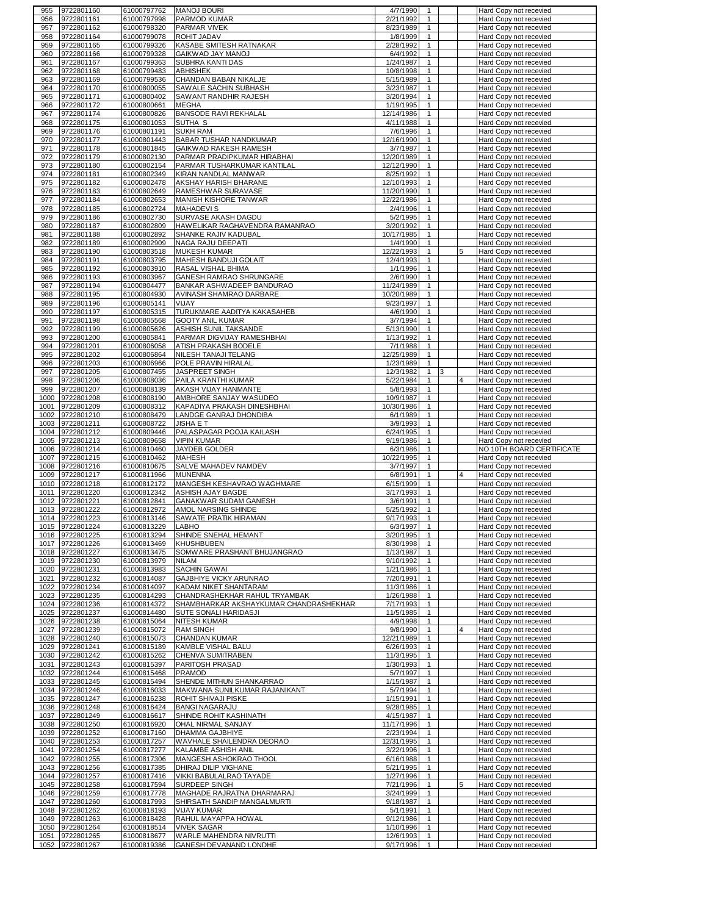| | | | | | | | | |
|---|---|---|---|---|---|---|---|---|
| 955 | 9722801160 | 61000797762 | MANOJ BOURI | 4/7/1990 | 1 | | | Hard Copy not recevied |
| 956 | 9722801161 | 61000797998 | PARMOD KUMAR | 2/21/1992 | 1 | | | Hard Copy not recevied |
| 957 | 9722801162 | 61000798320 | PARMAR VIVEK | 8/23/1989 | 1 | | | Hard Copy not recevied |
| 958 | 9722801164 | 61000799078 | ROHIT JADAV | 1/8/1999 | 1 | | | Hard Copy not recevied |
| 959 | 9722801165 | 61000799326 | KASABE SMITESH RATNAKAR | 2/28/1992 | 1 | | | Hard Copy not recevied |
| 960 | 9722801166 | 61000799328 | GAIKWAD JAY MANOJ | 6/4/1992 | 1 | | | Hard Copy not recevied |
| 961 | 9722801167 | 61000799363 | SUBHRA KANTI DAS | 1/24/1987 | 1 | | | Hard Copy not recevied |
| 962 | 9722801168 | 61000799483 | ABHISHEK | 10/8/1998 | 1 | | | Hard Copy not recevied |
| 963 | 9722801169 | 61000799536 | CHANDAN BABAN NIKALJE | 5/15/1989 | 1 | | | Hard Copy not recevied |
| 964 | 9722801170 | 61000800055 | SAWALE SACHIN SUBHASH | 3/23/1987 | 1 | | | Hard Copy not recevied |
| 965 | 9722801171 | 61000800402 | SAWANT RANDHIR RAJESH | 3/20/1994 | 1 | | | Hard Copy not recevied |
| 966 | 9722801172 | 61000800661 | MEGHA | 1/19/1995 | 1 | | | Hard Copy not recevied |
| 967 | 9722801174 | 61000800826 | BANSODE RAVI REKHALAL | 12/14/1986 | 1 | | | Hard Copy not recevied |
| 968 | 9722801175 | 61000801053 | SUTHA S | 4/11/1988 | 1 | | | Hard Copy not recevied |
| 969 | 9722801176 | 61000801191 | SUKH RAM | 7/6/1996 | 1 | | | Hard Copy not recevied |
| 970 | 9722801177 | 61000801443 | BABAR TUSHAR NANDKUMAR | 12/16/1990 | 1 | | | Hard Copy not recevied |
| 971 | 9722801178 | 61000801845 | GAIKWAD RAKESH RAMESH | 3/7/1987 | 1 | | | Hard Copy not recevied |
| 972 | 9722801179 | 61000802130 | PARMAR PRADIPKUMAR HIRABHAI | 12/20/1989 | 1 | | | Hard Copy not recevied |
| 973 | 9722801180 | 61000802154 | PARMAR TUSHARKUMAR KANTILAL | 12/12/1990 | 1 | | | Hard Copy not recevied |
| 974 | 9722801181 | 61000802349 | KIRAN NANDLAL MANWAR | 8/25/1992 | 1 | | | Hard Copy not recevied |
| 975 | 9722801182 | 61000802478 | AKSHAY HARISH BHARANE | 12/10/1993 | 1 | | | Hard Copy not recevied |
| 976 | 9722801183 | 61000802649 | RAMESHWAR SURAVASE | 11/20/1990 | 1 | | | Hard Copy not recevied |
| 977 | 9722801184 | 61000802653 | MANISH KISHORE TANWAR | 12/22/1986 | 1 | | | Hard Copy not recevied |
| 978 | 9722801185 | 61000802724 | MAHADEVI S | 2/4/1996 | 1 | | | Hard Copy not recevied |
| 979 | 9722801186 | 61000802730 | SURVASE AKASH DAGDU | 5/2/1995 | 1 | | | Hard Copy not recevied |
| 980 | 9722801187 | 61000802809 | HAWELIKAR RAGHAVENDRA RAMANRAO | 3/20/1992 | 1 | | | Hard Copy not recevied |
| 981 | 9722801188 | 61000802892 | SHANKE RAJIV KADUBAL | 10/17/1985 | 1 | | | Hard Copy not recevied |
| 982 | 9722801189 | 61000802909 | NAGA RAJU DEEPATI | 1/4/1990 | 1 | | | Hard Copy not recevied |
| 983 | 9722801190 | 61000803518 | MUKESH KUMAR | 12/22/1993 | 1 | | 5 | Hard Copy not recevied |
| 984 | 9722801191 | 61000803795 | MAHESH BANDUJI GOLAIT | 12/4/1993 | 1 | | | Hard Copy not recevied |
| 985 | 9722801192 | 61000803910 | RASAL VISHAL BHIMA | 1/1/1996 | 1 | | | Hard Copy not recevied |
| 986 | 9722801193 | 61000803967 | GANESH RAMRAO SHRUNGARE | 2/6/1990 | 1 | | | Hard Copy not recevied |
| 987 | 9722801194 | 61000804477 | BANKAR ASHWADEEP BANDURAO | 11/24/1989 | 1 | | | Hard Copy not recevied |
| 988 | 9722801195 | 61000804930 | AVINASH SHAMRAO DARBARE | 10/20/1989 | 1 | | | Hard Copy not recevied |
| 989 | 9722801196 | 61000805141 | VIJAY | 9/23/1997 | 1 | | | Hard Copy not recevied |
| 990 | 9722801197 | 61000805315 | TURUKMARE AADITYA KAKASAHEB | 4/6/1990 | 1 | | | Hard Copy not recevied |
| 991 | 9722801198 | 61000805568 | GOOTY ANIL KUMAR | 3/7/1994 | 1 | | | Hard Copy not recevied |
| 992 | 9722801199 | 61000805626 | ASHISH SUNIL TAKSANDE | 5/13/1990 | 1 | | | Hard Copy not recevied |
| 993 | 9722801200 | 61000805841 | PARMAR DIGVIJAY RAMESHBHAI | 1/13/1992 | 1 | | | Hard Copy not recevied |
| 994 | 9722801201 | 61000806058 | ATISH PRAKASH BODELE | 7/1/1988 | 1 | | | Hard Copy not recevied |
| 995 | 9722801202 | 61000806864 | NILESH TANAJI TELANG | 12/25/1989 | 1 | | | Hard Copy not recevied |
| 996 | 9722801203 | 61000806966 | POLE PRAVIN HIRALAL | 1/23/1989 | 1 | | | Hard Copy not recevied |
| 997 | 9722801205 | 61000807455 | JASPREET SINGH | 12/3/1982 | 1 | 3 | | Hard Copy not recevied |
| 998 | 9722801206 | 61000808036 | PAILA KRANTHI KUMAR | 5/22/1984 | 1 | | 4 | Hard Copy not recevied |
| 999 | 9722801207 | 61000808139 | AKASH VIJAY HANMANTE | 5/8/1993 | 1 | | | Hard Copy not recevied |
| 1000 | 9722801208 | 61000808190 | AMBHORE SANJAY WASUDEO | 10/9/1987 | 1 | | | Hard Copy not recevied |
| 1001 | 9722801209 | 61000808312 | KAPADIYA PRAKASH DINESHBHAI | 10/30/1986 | 1 | | | Hard Copy not recevied |
| 1002 | 9722801210 | 61000808479 | LANDGE GANRAJ DHONDIBA | 6/1/1989 | 1 | | | Hard Copy not recevied |
| 1003 | 9722801211 | 61000808722 | JISHA E T | 3/9/1993 | 1 | | | Hard Copy not recevied |
| 1004 | 9722801212 | 61000809446 | PALASPAGAR POOJA KAILASH | 6/24/1995 | 1 | | | Hard Copy not recevied |
| 1005 | 9722801213 | 61000809658 | VIPIN KUMAR | 9/19/1986 | 1 | | | Hard Copy not recevied |
| 1006 | 9722801214 | 61000810460 | JAYDEB GOLDER | 6/3/1986 | 1 | | | NO 10TH BOARD CERTIFICATE |
| 1007 | 9722801215 | 61000810462 | MAHESH | 10/22/1995 | 1 | | | Hard Copy not recevied |
| 1008 | 9722801216 | 61000810675 | SALVE MAHADEV NAMDEV | 3/7/1997 | 1 | | | Hard Copy not recevied |
| 1009 | 9722801217 | 61000811966 | MUNENNA | 6/8/1991 | 1 | | 4 | Hard Copy not recevied |
| 1010 | 9722801218 | 61000812172 | MANGESH KESHAVRAO WAGHMARE | 6/15/1999 | 1 | | | Hard Copy not recevied |
| 1011 | 9722801220 | 61000812342 | ASHISH AJAY BAGDE | 3/17/1993 | 1 | | | Hard Copy not recevied |
| 1012 | 9722801221 | 61000812841 | GANAKWAR SUDAM GANESH | 3/6/1991 | 1 | | | Hard Copy not recevied |
| 1013 | 9722801222 | 61000812972 | AMOL NARSING SHINDE | 5/25/1992 | 1 | | | Hard Copy not recevied |
| 1014 | 9722801223 | 61000813146 | SAWATE PRATIK HIRAMAN | 9/17/1993 | 1 | | | Hard Copy not recevied |
| 1015 | 9722801224 | 61000813229 | LABHO | 6/3/1997 | 1 | | | Hard Copy not recevied |
| 1016 | 9722801225 | 61000813294 | SHINDE SNEHAL HEMANT | 3/20/1995 | 1 | | | Hard Copy not recevied |
| 1017 | 9722801226 | 61000813469 | KHUSHBUBEN | 8/30/1998 | 1 | | | Hard Copy not recevied |
| 1018 | 9722801227 | 61000813475 | SOMWARE PRASHANT BHUJANGRAO | 1/13/1987 | 1 | | | Hard Copy not recevied |
| 1019 | 9722801230 | 61000813979 | NILAM | 9/10/1992 | 1 | | | Hard Copy not recevied |
| 1020 | 9722801231 | 61000813983 | SACHIN GAWAI | 1/21/1986 | 1 | | | Hard Copy not recevied |
| 1021 | 9722801232 | 61000814087 | GAJBHIYE VICKY ARUNRAO | 7/20/1991 | 1 | | | Hard Copy not recevied |
| 1022 | 9722801234 | 61000814097 | KADAM NIKET SHANTARAM | 11/3/1986 | 1 | | | Hard Copy not recevied |
| 1023 | 9722801235 | 61000814293 | CHANDRASHEKHAR RAHUL TRYAMBAK | 1/26/1988 | 1 | | | Hard Copy not recevied |
| 1024 | 9722801236 | 61000814372 | SHAMBHARKAR AKSHAYKUMAR CHANDRASHEKHAR | 7/17/1993 | 1 | | | Hard Copy not recevied |
| 1025 | 9722801237 | 61000814480 | SUTE SONALI HARIDASJI | 11/5/1985 | 1 | | | Hard Copy not recevied |
| 1026 | 9722801238 | 61000815064 | NITESH KUMAR | 4/9/1998 | 1 | | | Hard Copy not recevied |
| 1027 | 9722801239 | 61000815072 | RAM SINGH | 9/8/1990 | 1 | | 4 | Hard Copy not recevied |
| 1028 | 9722801240 | 61000815073 | CHANDAN KUMAR | 12/21/1989 | 1 | | | Hard Copy not recevied |
| 1029 | 9722801241 | 61000815189 | KAMBLE VISHAL BALU | 6/26/1993 | 1 | | | Hard Copy not recevied |
| 1030 | 9722801242 | 61000815262 | CHENVA SUMITRABEN | 11/3/1995 | 1 | | | Hard Copy not recevied |
| 1031 | 9722801243 | 61000815397 | PARITOSH PRASAD | 1/30/1993 | 1 | | | Hard Copy not recevied |
| 1032 | 9722801244 | 61000815468 | PRAMOD | 5/7/1997 | 1 | | | Hard Copy not recevied |
| 1033 | 9722801245 | 61000815494 | SHENDE MITHUN SHANKARRAO | 1/15/1987 | 1 | | | Hard Copy not recevied |
| 1034 | 9722801246 | 61000816033 | MAKWANA SUNILKUMAR RAJANIKANT | 5/7/1994 | 1 | | | Hard Copy not recevied |
| 1035 | 9722801247 | 61000816238 | ROHIT SHIVAJI PISKE | 1/15/1991 | 1 | | | Hard Copy not recevied |
| 1036 | 9722801248 | 61000816424 | BANGI NAGARAJU | 9/28/1985 | 1 | | | Hard Copy not recevied |
| 1037 | 9722801249 | 61000816617 | SHINDE ROHIT KASHINATH | 4/15/1987 | 1 | | | Hard Copy not recevied |
| 1038 | 9722801250 | 61000816920 | OHAL NIRMAL SANJAY | 11/17/1996 | 1 | | | Hard Copy not recevied |
| 1039 | 9722801252 | 61000817160 | DHAMMA GAJBHIYE | 2/23/1994 | 1 | | | Hard Copy not recevied |
| 1040 | 9722801253 | 61000817257 | WAVHALE SHAILENDRA DEORAO | 12/31/1995 | 1 | | | Hard Copy not recevied |
| 1041 | 9722801254 | 61000817277 | KALAMBE ASHISH ANIL | 3/22/1996 | 1 | | | Hard Copy not recevied |
| 1042 | 9722801255 | 61000817306 | MANGESH ASHOKRAO THOOL | 6/16/1988 | 1 | | | Hard Copy not recevied |
| 1043 | 9722801256 | 61000817385 | DHIRAJ DILIP VIGHANE | 5/21/1995 | 1 | | | Hard Copy not recevied |
| 1044 | 9722801257 | 61000817416 | VIKKI BABULALRAO TAYADE | 1/27/1996 | 1 | | | Hard Copy not recevied |
| 1045 | 9722801258 | 61000817594 | SURDEEP SINGH | 7/21/1996 | 1 | | 5 | Hard Copy not recevied |
| 1046 | 9722801259 | 61000817778 | MAGHADE RAJRATNA DHARMARAJ | 3/24/1999 | 1 | | | Hard Copy not recevied |
| 1047 | 9722801260 | 61000817993 | SHIRSATH SANDIP MANGALMURTI | 9/18/1987 | 1 | | | Hard Copy not recevied |
| 1048 | 9722801262 | 61000818193 | VIJAY KUMAR | 5/1/1991 | 1 | | | Hard Copy not recevied |
| 1049 | 9722801263 | 61000818428 | RAHUL MAYAPPA HOWAL | 9/12/1986 | 1 | | | Hard Copy not recevied |
| 1050 | 9722801264 | 61000818514 | VIVEK SAGAR | 1/10/1996 | 1 | | | Hard Copy not recevied |
| 1051 | 9722801265 | 61000818677 | WARLE MAHENDRA NIVRUTTI | 12/6/1993 | 1 | | | Hard Copy not recevied |
| 1052 | 9722801267 | 61000819386 | GANESH DEVANAND LONDHE | 9/17/1996 | 1 | | | Hard Copy not recevied |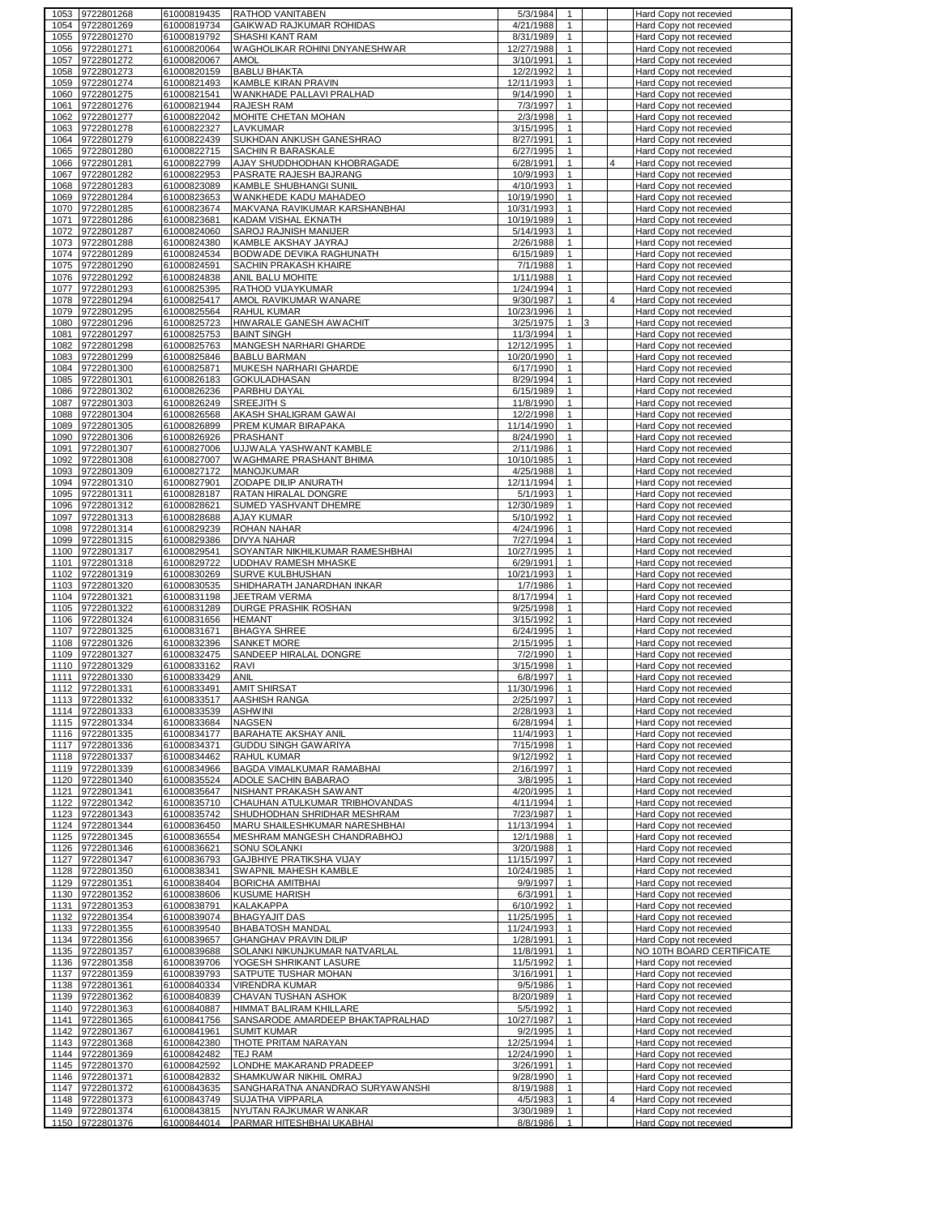| | | | | | | | | |
|---|---|---|---|---|---|---|---|---|
| 1053 | 9722801268 | 61000819435 | RATHOD VANITABEN | 5/3/1984 | 1 | | | Hard Copy not recevied |
| 1054 | 9722801269 | 61000819734 | GAIKWAD RAJKUMAR ROHIDAS | 4/21/1988 | 1 | | | Hard Copy not recevied |
| 1055 | 9722801270 | 61000819792 | SHASHI KANT RAM | 8/31/1989 | 1 | | | Hard Copy not recevied |
| 1056 | 9722801271 | 61000820064 | WAGHOLIKAR ROHINI DNYANESHWAR | 12/27/1988 | 1 | | | Hard Copy not recevied |
| 1057 | 9722801272 | 61000820067 | AMOL | 3/10/1991 | 1 | | | Hard Copy not recevied |
| 1058 | 9722801273 | 61000820159 | BABLU BHAKTA | 12/2/1992 | 1 | | | Hard Copy not recevied |
| 1059 | 9722801274 | 61000821493 | KAMBLE KIRAN PRAVIN | 12/11/1993 | 1 | | | Hard Copy not recevied |
| 1060 | 9722801275 | 61000821541 | WANKHADE PALLAVI PRALHAD | 9/14/1990 | 1 | | | Hard Copy not recevied |
| 1061 | 9722801276 | 61000821944 | RAJESH RAM | 7/3/1997 | 1 | | | Hard Copy not recevied |
| 1062 | 9722801277 | 61000822042 | MOHITE CHETAN MOHAN | 2/3/1998 | 1 | | | Hard Copy not recevied |
| 1063 | 9722801278 | 61000822327 | LAVKUMAR | 3/15/1995 | 1 | | | Hard Copy not recevied |
| 1064 | 9722801279 | 61000822439 | SUKHDAN ANKUSH GANESHRAO | 8/27/1991 | 1 | | | Hard Copy not recevied |
| 1065 | 9722801280 | 61000822715 | SACHIN R BARASKALE | 6/27/1995 | 1 | | | Hard Copy not recevied |
| 1066 | 9722801281 | 61000822799 | AJAY SHUDDHODHAN KHOBRAGADE | 6/28/1991 | 1 | | 4 | Hard Copy not recevied |
| 1067 | 9722801282 | 61000822953 | PASRATE RAJESH BAJRANG | 10/9/1993 | 1 | | | Hard Copy not recevied |
| 1068 | 9722801283 | 61000823089 | KAMBLE SHUBHANGI SUNIL | 4/10/1993 | 1 | | | Hard Copy not recevied |
| 1069 | 9722801284 | 61000823653 | WANKHEDE KADU MAHADEO | 10/19/1990 | 1 | | | Hard Copy not recevied |
| 1070 | 9722801285 | 61000823674 | MAKVANA RAVIKUMAR KARSHANBHAI | 10/31/1993 | 1 | | | Hard Copy not recevied |
| 1071 | 9722801286 | 61000823681 | KADAM VISHAL EKNATH | 10/19/1989 | 1 | | | Hard Copy not recevied |
| 1072 | 9722801287 | 61000824060 | SAROJ RAJNISH MANIJER | 5/14/1993 | 1 | | | Hard Copy not recevied |
| 1073 | 9722801288 | 61000824380 | KAMBLE AKSHAY JAYRAJ | 2/26/1988 | 1 | | | Hard Copy not recevied |
| 1074 | 9722801289 | 61000824534 | BODWADE DEVIKA RAGHUNATH | 6/15/1989 | 1 | | | Hard Copy not recevied |
| 1075 | 9722801290 | 61000824591 | SACHIN PRAKASH KHAIRE | 7/1/1988 | 1 | | | Hard Copy not recevied |
| 1076 | 9722801292 | 61000824838 | ANIL BALU MOHITE | 1/11/1988 | 1 | | | Hard Copy not recevied |
| 1077 | 9722801293 | 61000825395 | RATHOD VIJAYKUMAR | 1/24/1994 | 1 | | | Hard Copy not recevied |
| 1078 | 9722801294 | 61000825417 | AMOL RAVIKUMAR WANARE | 9/30/1987 | 1 | | 4 | Hard Copy not recevied |
| 1079 | 9722801295 | 61000825564 | RAHUL KUMAR | 10/23/1996 | 1 | | | Hard Copy not recevied |
| 1080 | 9722801296 | 61000825723 | HIWARALE GANESH AWACHIT | 3/25/1975 | 1 | 3 | | Hard Copy not recevied |
| 1081 | 9722801297 | 61000825753 | BAINT SINGH | 11/3/1994 | 1 | | | Hard Copy not recevied |
| 1082 | 9722801298 | 61000825763 | MANGESH NARHARI GHARDE | 12/12/1995 | 1 | | | Hard Copy not recevied |
| 1083 | 9722801299 | 61000825846 | BABLU BARMAN | 10/20/1990 | 1 | | | Hard Copy not recevied |
| 1084 | 9722801300 | 61000825871 | MUKESH NARHARI GHARDE | 6/17/1990 | 1 | | | Hard Copy not recevied |
| 1085 | 9722801301 | 61000826183 | GOKULADHASAN | 8/29/1994 | 1 | | | Hard Copy not recevied |
| 1086 | 9722801302 | 61000826236 | PARBHU DAYAL | 6/15/1989 | 1 | | | Hard Copy not recevied |
| 1087 | 9722801303 | 61000826249 | SREEJITH S | 11/8/1990 | 1 | | | Hard Copy not recevied |
| 1088 | 9722801304 | 61000826568 | AKASH SHALIGRAM GAWAI | 12/2/1998 | 1 | | | Hard Copy not recevied |
| 1089 | 9722801305 | 61000826899 | PREM KUMAR BIRAPAKA | 11/14/1990 | 1 | | | Hard Copy not recevied |
| 1090 | 9722801306 | 61000826926 | PRASHANT | 8/24/1990 | 1 | | | Hard Copy not recevied |
| 1091 | 9722801307 | 61000827006 | UJJWALA YASHWANT KAMBLE | 2/11/1986 | 1 | | | Hard Copy not recevied |
| 1092 | 9722801308 | 61000827007 | WAGHMARE PRASHANT BHIMA | 10/10/1985 | 1 | | | Hard Copy not recevied |
| 1093 | 9722801309 | 61000827172 | MANOJKUMAR | 4/25/1988 | 1 | | | Hard Copy not recevied |
| 1094 | 9722801310 | 61000827901 | ZODAPE DILIP ANURATH | 12/11/1994 | 1 | | | Hard Copy not recevied |
| 1095 | 9722801311 | 61000828187 | RATAN HIRALAL DONGRE | 5/1/1993 | 1 | | | Hard Copy not recevied |
| 1096 | 9722801312 | 61000828621 | SUMED YASHVANT DHEMRE | 12/30/1989 | 1 | | | Hard Copy not recevied |
| 1097 | 9722801313 | 61000828688 | AJAY KUMAR | 5/10/1992 | 1 | | | Hard Copy not recevied |
| 1098 | 9722801314 | 61000829239 | ROHAN NAHAR | 4/24/1996 | 1 | | | Hard Copy not recevied |
| 1099 | 9722801315 | 61000829386 | DIVYA NAHAR | 7/27/1994 | 1 | | | Hard Copy not recevied |
| 1100 | 9722801317 | 61000829541 | SOYANTAR NIKHILKUMAR RAMESHBHAI | 10/27/1995 | 1 | | | Hard Copy not recevied |
| 1101 | 9722801318 | 61000829722 | UDDHAV RAMESH MHASKE | 6/29/1991 | 1 | | | Hard Copy not recevied |
| 1102 | 9722801319 | 61000830269 | SURVE KULBHUSHAN | 10/21/1993 | 1 | | | Hard Copy not recevied |
| 1103 | 9722801320 | 61000830535 | SHIDHARATH JANARDHAN INKAR | 1/7/1986 | 1 | | | Hard Copy not recevied |
| 1104 | 9722801321 | 61000831198 | JEETRAM VERMA | 8/17/1994 | 1 | | | Hard Copy not recevied |
| 1105 | 9722801322 | 61000831289 | DURGE PRASHIK ROSHAN | 9/25/1998 | 1 | | | Hard Copy not recevied |
| 1106 | 9722801324 | 61000831656 | HEMANT | 3/15/1992 | 1 | | | Hard Copy not recevied |
| 1107 | 9722801325 | 61000831671 | BHAGYA SHREE | 6/24/1995 | 1 | | | Hard Copy not recevied |
| 1108 | 9722801326 | 61000832396 | SANKET MORE | 2/15/1995 | 1 | | | Hard Copy not recevied |
| 1109 | 9722801327 | 61000832475 | SANDEEP HIRALAL DONGRE | 7/2/1990 | 1 | | | Hard Copy not recevied |
| 1110 | 9722801329 | 61000833162 | RAVI | 3/15/1998 | 1 | | | Hard Copy not recevied |
| 1111 | 9722801330 | 61000833429 | ANIL | 6/8/1997 | 1 | | | Hard Copy not recevied |
| 1112 | 9722801331 | 61000833491 | AMIT SHIRSAT | 11/30/1996 | 1 | | | Hard Copy not recevied |
| 1113 | 9722801332 | 61000833517 | AASHISH RANGA | 2/25/1997 | 1 | | | Hard Copy not recevied |
| 1114 | 9722801333 | 61000833539 | ASHWINI | 2/28/1993 | 1 | | | Hard Copy not recevied |
| 1115 | 9722801334 | 61000833684 | NAGSEN | 6/28/1994 | 1 | | | Hard Copy not recevied |
| 1116 | 9722801335 | 61000834177 | BARAHATE AKSHAY ANIL | 11/4/1993 | 1 | | | Hard Copy not recevied |
| 1117 | 9722801336 | 61000834371 | GUDDU SINGH GAWARIYA | 7/15/1998 | 1 | | | Hard Copy not recevied |
| 1118 | 9722801337 | 61000834462 | RAHUL KUMAR | 9/12/1992 | 1 | | | Hard Copy not recevied |
| 1119 | 9722801339 | 61000834966 | BAGDA VIMALKUMAR RAMABHAI | 2/16/1997 | 1 | | | Hard Copy not recevied |
| 1120 | 9722801340 | 61000835524 | ADOLE SACHIN BABARAO | 3/8/1995 | 1 | | | Hard Copy not recevied |
| 1121 | 9722801341 | 61000835647 | NISHANT PRAKASH SAWANT | 4/20/1995 | 1 | | | Hard Copy not recevied |
| 1122 | 9722801342 | 61000835710 | CHAUHAN ATULKUMAR TRIBHOVANDAS | 4/11/1994 | 1 | | | Hard Copy not recevied |
| 1123 | 9722801343 | 61000835742 | SHUDHODHAN SHRIDHAR MESHRAM | 7/23/1987 | 1 | | | Hard Copy not recevied |
| 1124 | 9722801344 | 61000836450 | MARU SHAILESHKUMAR NARESHBHAI | 11/13/1994 | 1 | | | Hard Copy not recevied |
| 1125 | 9722801345 | 61000836554 | MESHRAM MANGESH CHANDRABHOJ | 12/1/1988 | 1 | | | Hard Copy not recevied |
| 1126 | 9722801346 | 61000836621 | SONU SOLANKI | 3/20/1988 | 1 | | | Hard Copy not recevied |
| 1127 | 9722801347 | 61000836793 | GAJBHIYE PRATIKSHA VIJAY | 11/15/1997 | 1 | | | Hard Copy not recevied |
| 1128 | 9722801350 | 61000838341 | SWAPNIL MAHESH KAMBLE | 10/24/1985 | 1 | | | Hard Copy not recevied |
| 1129 | 9722801351 | 61000838404 | BORICHA AMITBHAI | 9/9/1997 | 1 | | | Hard Copy not recevied |
| 1130 | 9722801352 | 61000838606 | KUSUME HARISH | 6/3/1991 | 1 | | | Hard Copy not recevied |
| 1131 | 9722801353 | 61000838791 | KALAKAPPA | 6/10/1992 | 1 | | | Hard Copy not recevied |
| 1132 | 9722801354 | 61000839074 | BHAGYAJIT DAS | 11/25/1995 | 1 | | | Hard Copy not recevied |
| 1133 | 9722801355 | 61000839540 | BHABATOSH MANDAL | 11/24/1993 | 1 | | | Hard Copy not recevied |
| 1134 | 9722801356 | 61000839657 | GHANGHAV PRAVIN DILIP | 1/28/1991 | 1 | | | Hard Copy not recevied |
| 1135 | 9722801357 | 61000839688 | SOLANKI NIKUNJKUMAR NATVARLAL | 11/8/1991 | 1 | | | NO 10TH BOARD CERTIFICATE |
| 1136 | 9722801358 | 61000839706 | YOGESH SHRIKANT LASURE | 11/5/1992 | 1 | | | Hard Copy not recevied |
| 1137 | 9722801359 | 61000839793 | SATPUTE TUSHAR MOHAN | 3/16/1991 | 1 | | | Hard Copy not recevied |
| 1138 | 9722801361 | 61000840334 | VIRENDRA KUMAR | 9/5/1986 | 1 | | | Hard Copy not recevied |
| 1139 | 9722801362 | 61000840839 | CHAVAN TUSHAN ASHOK | 8/20/1989 | 1 | | | Hard Copy not recevied |
| 1140 | 9722801363 | 61000840887 | HIMMAT BALIRAM KHILLARE | 5/5/1992 | 1 | | | Hard Copy not recevied |
| 1141 | 9722801365 | 61000841756 | SANSARODE AMARDEEP BHAKTAPRALHAD | 10/27/1987 | 1 | | | Hard Copy not recevied |
| 1142 | 9722801367 | 61000841961 | SUMIT KUMAR | 9/2/1995 | 1 | | | Hard Copy not recevied |
| 1143 | 9722801368 | 61000842380 | THOTE PRITAM NARAYAN | 12/25/1994 | 1 | | | Hard Copy not recevied |
| 1144 | 9722801369 | 61000842482 | TEJ RAM | 12/24/1990 | 1 | | | Hard Copy not recevied |
| 1145 | 9722801370 | 61000842592 | LONDHE MAKARAND PRADEEP | 3/26/1991 | 1 | | | Hard Copy not recevied |
| 1146 | 9722801371 | 61000842832 | SHAMKUWAR NIKHIL OMRAJ | 9/28/1990 | 1 | | | Hard Copy not recevied |
| 1147 | 9722801372 | 61000843635 | SANGHARATNA ANANDRAO SURYAWANSHI | 8/19/1988 | 1 | | | Hard Copy not recevied |
| 1148 | 9722801373 | 61000843749 | SUJATHA VIPPARLA | 4/5/1983 | 1 | | 4 | Hard Copy not recevied |
| 1149 | 9722801374 | 61000843815 | NYUTAN RAJKUMAR WANKAR | 3/30/1989 | 1 | | | Hard Copy not recevied |
| 1150 | 9722801376 | 61000844014 | PARMAR HITESHBHAI UKABHAI | 8/8/1986 | 1 | | | Hard Copy not recevied |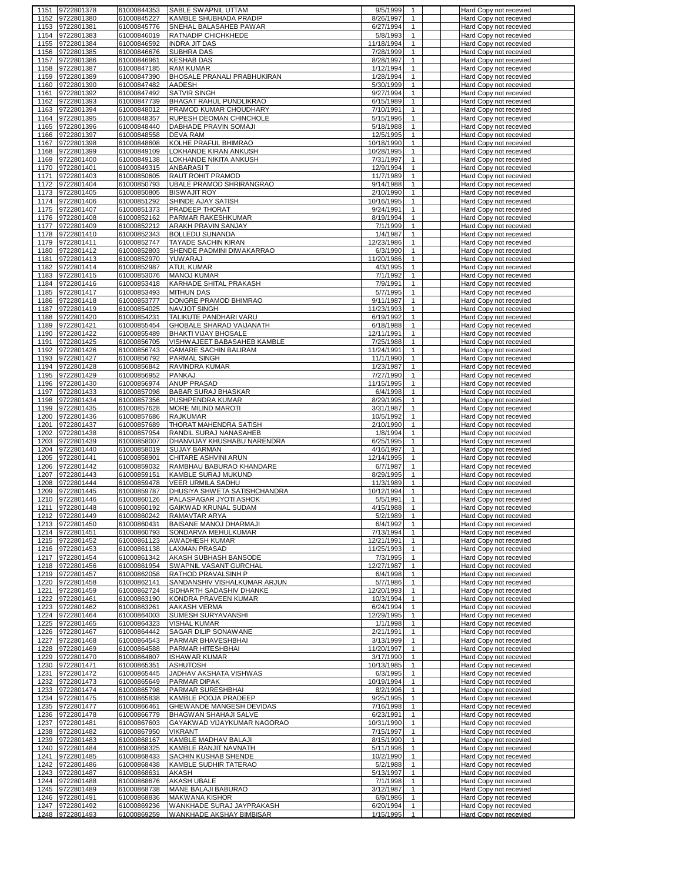| | | | | | | | | |
|---|---|---|---|---|---|---|---|---|
| 1151 | 9722801378 | 61000844353 | SABLE SWAPNIL UTTAM | 9/5/1999 | 1 | | | Hard Copy not recevied |
| 1152 | 9722801380 | 61000845227 | KAMBLE SHUBHADA PRADIP | 8/26/1997 | 1 | | | Hard Copy not recevied |
| 1153 | 9722801381 | 61000845776 | SNEHAL BALASAHEB PAWAR | 6/27/1994 | 1 | | | Hard Copy not recevied |
| 1154 | 9722801383 | 61000846019 | RATNADIP CHICHKHEDE | 5/8/1993 | 1 | | | Hard Copy not recevied |
| 1155 | 9722801384 | 61000846592 | INDRA JIT DAS | 11/18/1994 | 1 | | | Hard Copy not recevied |
| 1156 | 9722801385 | 61000846676 | SUBHRA DAS | 7/28/1999 | 1 | | | Hard Copy not recevied |
| 1157 | 9722801386 | 61000846961 | KESHAB DAS | 8/28/1997 | 1 | | | Hard Copy not recevied |
| 1158 | 9722801387 | 61000847185 | RAM KUMAR | 1/12/1994 | 1 | | | Hard Copy not recevied |
| 1159 | 9722801389 | 61000847390 | BHOSALE PRANALI PRABHUKIRAN | 1/28/1994 | 1 | | | Hard Copy not recevied |
| 1160 | 9722801390 | 61000847482 | AADESH | 5/30/1999 | 1 | | | Hard Copy not recevied |
| 1161 | 9722801392 | 61000847492 | SATVIR SINGH | 9/27/1994 | 1 | | | Hard Copy not recevied |
| 1162 | 9722801393 | 61000847739 | BHAGAT RAHUL PUNDLIKRAO | 6/15/1989 | 1 | | | Hard Copy not recevied |
| 1163 | 9722801394 | 61000848012 | PRAMOD KUMAR CHOUDHARY | 7/10/1991 | 1 | | | Hard Copy not recevied |
| 1164 | 9722801395 | 61000848357 | RUPESH DEOMAN CHINCHOLE | 5/15/1996 | 1 | | | Hard Copy not recevied |
| 1165 | 9722801396 | 61000848440 | DABHADE PRAVIN SOMAJI | 5/18/1988 | 1 | | | Hard Copy not recevied |
| 1166 | 9722801397 | 61000848558 | DEVA RAM | 12/5/1995 | 1 | | | Hard Copy not recevied |
| 1167 | 9722801398 | 61000848608 | KOLHE PRAFUL BHIMRAO | 10/18/1990 | 1 | | | Hard Copy not recevied |
| 1168 | 9722801399 | 61000849109 | LOKHANDE KIRAN ANKUSH | 10/28/1995 | 1 | | | Hard Copy not recevied |
| 1169 | 9722801400 | 61000849138 | LOKHANDE NIKITA ANKUSH | 7/31/1997 | 1 | | | Hard Copy not recevied |
| 1170 | 9722801401 | 61000849315 | ANBARASI T | 12/9/1994 | 1 | | | Hard Copy not recevied |
| 1171 | 9722801403 | 61000850605 | RAUT ROHIT PRAMOD | 11/7/1989 | 1 | | | Hard Copy not recevied |
| 1172 | 9722801404 | 61000850793 | UBALE PRAMOD SHRIRANGRAO | 9/14/1988 | 1 | | | Hard Copy not recevied |
| 1173 | 9722801405 | 61000850805 | BISWAJIT ROY | 2/10/1990 | 1 | | | Hard Copy not recevied |
| 1174 | 9722801406 | 61000851292 | SHINDE AJAY SATISH | 10/16/1995 | 1 | | | Hard Copy not recevied |
| 1175 | 9722801407 | 61000851373 | PRADEEP THORAT | 9/24/1991 | 1 | | | Hard Copy not recevied |
| 1176 | 9722801408 | 61000852162 | PARMAR RAKESHKUMAR | 8/19/1994 | 1 | | | Hard Copy not recevied |
| 1177 | 9722801409 | 61000852212 | ARAKH PRAVIN SANJAY | 7/1/1999 | 1 | | | Hard Copy not recevied |
| 1178 | 9722801410 | 61000852343 | BOLLEDU SUNANDA | 1/4/1987 | 1 | | | Hard Copy not recevied |
| 1179 | 9722801411 | 61000852747 | TAYADE SACHIN KIRAN | 12/23/1986 | 1 | | | Hard Copy not recevied |
| 1180 | 9722801412 | 61000852803 | SHENDE PADMINI DIWAKARRAO | 6/3/1990 | 1 | | | Hard Copy not recevied |
| 1181 | 9722801413 | 61000852970 | YUWARAJ | 11/20/1986 | 1 | | | Hard Copy not recevied |
| 1182 | 9722801414 | 61000852987 | ATUL KUMAR | 4/3/1995 | 1 | | | Hard Copy not recevied |
| 1183 | 9722801415 | 61000853076 | MANOJ KUMAR | 7/1/1992 | 1 | | | Hard Copy not recevied |
| 1184 | 9722801416 | 61000853418 | KARHADE SHITAL PRAKASH | 7/9/1991 | 1 | | | Hard Copy not recevied |
| 1185 | 9722801417 | 61000853493 | MITHUN DAS | 5/7/1995 | 1 | | | Hard Copy not recevied |
| 1186 | 9722801418 | 61000853777 | DONGRE PRAMOD BHIMRAO | 9/11/1987 | 1 | | | Hard Copy not recevied |
| 1187 | 9722801419 | 61000854025 | NAVJOT SINGH | 11/23/1993 | 1 | | | Hard Copy not recevied |
| 1188 | 9722801420 | 61000854231 | TALIKUTE PANDHARI VARU | 6/19/1992 | 1 | | | Hard Copy not recevied |
| 1189 | 9722801421 | 61000855454 | GHOBALE SHARAD VAIJANATH | 6/18/1988 | 1 | | | Hard Copy not recevied |
| 1190 | 9722801422 | 61000855489 | BHAKTI VIJAY BHOSALE | 12/11/1991 | 1 | | | Hard Copy not recevied |
| 1191 | 9722801425 | 61000856705 | VISHWAJEET BABASAHEB KAMBLE | 7/25/1988 | 1 | | | Hard Copy not recevied |
| 1192 | 9722801426 | 61000856743 | GAMARE SACHIN BALIRAM | 11/24/1991 | 1 | | | Hard Copy not recevied |
| 1193 | 9722801427 | 61000856792 | PARMAL SINGH | 11/1/1990 | 1 | | | Hard Copy not recevied |
| 1194 | 9722801428 | 61000856842 | RAVINDRA KUMAR | 1/23/1987 | 1 | | | Hard Copy not recevied |
| 1195 | 9722801429 | 61000856952 | PANKAJ | 7/27/1990 | 1 | | | Hard Copy not recevied |
| 1196 | 9722801430 | 61000856974 | ANUP PRASAD | 11/15/1995 | 1 | | | Hard Copy not recevied |
| 1197 | 9722801433 | 61000857098 | BABAR SURAJ BHASKAR | 6/4/1998 | 1 | | | Hard Copy not recevied |
| 1198 | 9722801434 | 61000857356 | PUSHPENDRA KUMAR | 8/29/1995 | 1 | | | Hard Copy not recevied |
| 1199 | 9722801435 | 61000857628 | MORE MILIND MAROTI | 3/31/1987 | 1 | | | Hard Copy not recevied |
| 1200 | 9722801436 | 61000857686 | RAJKUMAR | 10/5/1992 | 1 | | | Hard Copy not recevied |
| 1201 | 9722801437 | 61000857689 | THORAT MAHENDRA SATISH | 2/10/1990 | 1 | | | Hard Copy not recevied |
| 1202 | 9722801438 | 61000857954 | RANDIL SURAJ NANASAHEB | 1/8/1994 | 1 | | | Hard Copy not recevied |
| 1203 | 9722801439 | 61000858007 | DHANVIJAY KHUSHABU NARENDRA | 6/25/1995 | 1 | | | Hard Copy not recevied |
| 1204 | 9722801440 | 61000858019 | SUJAY BARMAN | 4/16/1997 | 1 | | | Hard Copy not recevied |
| 1205 | 9722801441 | 61000858901 | CHITARE ASHVINI ARUN | 12/14/1995 | 1 | | | Hard Copy not recevied |
| 1206 | 9722801442 | 61000859032 | RAMBHAU BABURAO KHANDARE | 6/7/1987 | 1 | | | Hard Copy not recevied |
| 1207 | 9722801443 | 61000859151 | KAMBLE SURAJ MUKUND | 8/29/1995 | 1 | | | Hard Copy not recevied |
| 1208 | 9722801444 | 61000859478 | VEER URMILA SADHU | 11/3/1989 | 1 | | | Hard Copy not recevied |
| 1209 | 9722801445 | 61000859787 | DHUSIYA SHWETA SATISHCHANDRA | 10/12/1994 | 1 | | | Hard Copy not recevied |
| 1210 | 9722801446 | 61000860126 | PALASPAGAR JYOTI ASHOK | 5/5/1991 | 1 | | | Hard Copy not recevied |
| 1211 | 9722801448 | 61000860192 | GAIKWAD KRUNAL SUDAM | 4/15/1988 | 1 | | | Hard Copy not recevied |
| 1212 | 9722801449 | 61000860242 | RAMAVTAR ARYA | 5/2/1989 | 1 | | | Hard Copy not recevied |
| 1213 | 9722801450 | 61000860431 | BAISANE MANOJ DHARMAJI | 6/4/1992 | 1 | | | Hard Copy not recevied |
| 1214 | 9722801451 | 61000860793 | SONDARVA MEHULKUMAR | 7/13/1994 | 1 | | | Hard Copy not recevied |
| 1215 | 9722801452 | 61000861123 | AWADHESH KUMAR | 12/21/1991 | 1 | | | Hard Copy not recevied |
| 1216 | 9722801453 | 61000861138 | LAXMAN PRASAD | 11/25/1993 | 1 | | | Hard Copy not recevied |
| 1217 | 9722801454 | 61000861342 | AKASH SUBHASH BANSODE | 7/3/1995 | 1 | | | Hard Copy not recevied |
| 1218 | 9722801456 | 61000861954 | SWAPNIL VASANT GURCHAL | 12/27/1987 | 1 | | | Hard Copy not recevied |
| 1219 | 9722801457 | 61000862058 | RATHOD PRAVALSINH P | 6/4/1998 | 1 | | | Hard Copy not recevied |
| 1220 | 9722801458 | 61000862141 | SANDANSHIV VISHALKUMAR ARJUN | 5/7/1986 | 1 | | | Hard Copy not recevied |
| 1221 | 9722801459 | 61000862724 | SIDHARTH SADASHIV DHANKE | 12/20/1993 | 1 | | | Hard Copy not recevied |
| 1222 | 9722801461 | 61000863190 | KONDRA PRAVEEN KUMAR | 10/3/1994 | 1 | | | Hard Copy not recevied |
| 1223 | 9722801462 | 61000863261 | AAKASH VERMA | 6/24/1994 | 1 | | | Hard Copy not recevied |
| 1224 | 9722801464 | 61000864003 | SUMESH SURYAVANSHI | 12/29/1995 | 1 | | | Hard Copy not recevied |
| 1225 | 9722801465 | 61000864323 | VISHAL KUMAR | 1/1/1998 | 1 | | | Hard Copy not recevied |
| 1226 | 9722801467 | 61000864442 | SAGAR DILIP SONAWANE | 2/21/1991 | 1 | | | Hard Copy not recevied |
| 1227 | 9722801468 | 61000864543 | PARMAR BHAVESHBHAI | 3/13/1999 | 1 | | | Hard Copy not recevied |
| 1228 | 9722801469 | 61000864588 | PARMAR HITESHBHAI | 11/20/1997 | 1 | | | Hard Copy not recevied |
| 1229 | 9722801470 | 61000864807 | ISHAWAR KUMAR | 3/17/1990 | 1 | | | Hard Copy not recevied |
| 1230 | 9722801471 | 61000865351 | ASHUTOSH | 10/13/1985 | 1 | | | Hard Copy not recevied |
| 1231 | 9722801472 | 61000865445 | JADHAV AKSHATA VISHWAS | 6/3/1995 | 1 | | | Hard Copy not recevied |
| 1232 | 9722801473 | 61000865649 | PARMAR DIPAK | 10/19/1994 | 1 | | | Hard Copy not recevied |
| 1233 | 9722801474 | 61000865798 | PARMAR SURESHBHAI | 8/2/1996 | 1 | | | Hard Copy not recevied |
| 1234 | 9722801475 | 61000865838 | KAMBLE POOJA PRADEEP | 9/25/1995 | 1 | | | Hard Copy not recevied |
| 1235 | 9722801477 | 61000866461 | GHEWANDE MANGESH DEVIDAS | 7/16/1998 | 1 | | | Hard Copy not recevied |
| 1236 | 9722801478 | 61000866779 | BHAGWAN SHAHAJI SALVE | 6/23/1991 | 1 | | | Hard Copy not recevied |
| 1237 | 9722801481 | 61000867603 | GAYAKWAD VIJAYKUMAR NAGORAO | 10/31/1990 | 1 | | | Hard Copy not recevied |
| 1238 | 9722801482 | 61000867950 | VIKRANT | 7/15/1997 | 1 | | | Hard Copy not recevied |
| 1239 | 9722801483 | 61000868167 | KAMBLE MADHAV BALAJI | 8/15/1990 | 1 | | | Hard Copy not recevied |
| 1240 | 9722801484 | 61000868325 | KAMBLE RANJIT NAVNATH | 5/11/1996 | 1 | | | Hard Copy not recevied |
| 1241 | 9722801485 | 61000868433 | SACHIN KUSHAB SHENDE | 10/2/1990 | 1 | | | Hard Copy not recevied |
| 1242 | 9722801486 | 61000868438 | KAMBLE SUDHIR TATERAO | 5/2/1988 | 1 | | | Hard Copy not recevied |
| 1243 | 9722801487 | 61000868631 | AKASH | 5/13/1997 | 1 | | | Hard Copy not recevied |
| 1244 | 9722801488 | 61000868676 | AKASH UBALE | 7/1/1998 | 1 | | | Hard Copy not recevied |
| 1245 | 9722801489 | 61000868738 | MANE BALAJI BABURAO | 3/12/1987 | 1 | | | Hard Copy not recevied |
| 1246 | 9722801491 | 61000868836 | MAKWANA KISHOR | 6/9/1986 | 1 | | | Hard Copy not recevied |
| 1247 | 9722801492 | 61000869236 | WANKHADE SURAJ JAYPRAKASH | 6/20/1994 | 1 | | | Hard Copy not recevied |
| 1248 | 9722801493 | 61000869259 | WANKHADE AKSHAY BIMBISAR | 1/15/1995 | 1 | | | Hard Copy not recevied |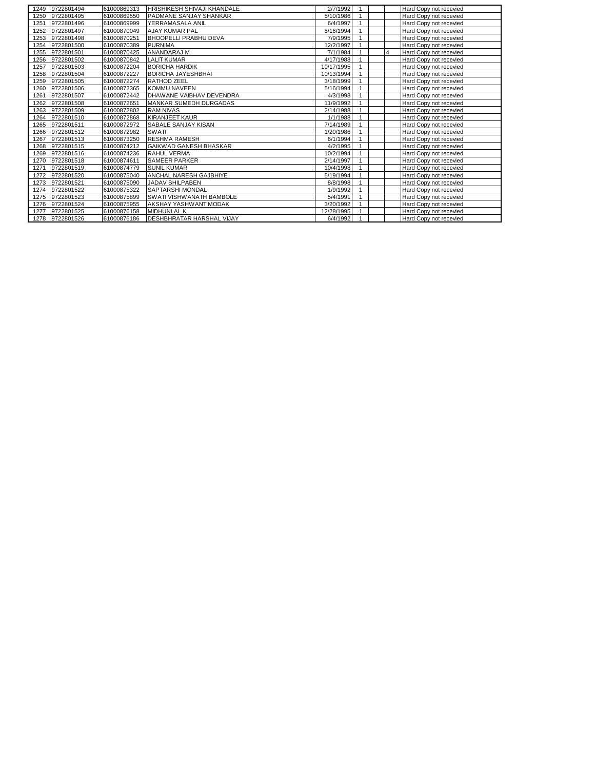| | | | | | | | | |
|---|---|---|---|---|---|---|---|---|
| 1249 | 9722801494 | 61000869313 | HRISHIKESH SHIVAJI KHANDALE | 2/7/1992 | 1 | | | Hard Copy not recevied |
| 1250 | 9722801495 | 61000869550 | PADMANE SANJAY SHANKAR | 5/10/1986 | 1 | | | Hard Copy not recevied |
| 1251 | 9722801496 | 61000869999 | YERRAMASALA ANIL | 6/4/1997 | 1 | | | Hard Copy not recevied |
| 1252 | 9722801497 | 61000870049 | AJAY KUMAR PAL | 8/16/1994 | 1 | | | Hard Copy not recevied |
| 1253 | 9722801498 | 61000870251 | BHOOPELLI PRABHU DEVA | 7/9/1995 | 1 | | | Hard Copy not recevied |
| 1254 | 9722801500 | 61000870389 | PURNIMA | 12/2/1997 | 1 | | | Hard Copy not recevied |
| 1255 | 9722801501 | 61000870425 | ANANDARAJ M | 7/1/1984 | 1 | | 4 | Hard Copy not recevied |
| 1256 | 9722801502 | 61000870842 | LALIT KUMAR | 4/17/1988 | 1 | | | Hard Copy not recevied |
| 1257 | 9722801503 | 61000872204 | BORICHA HARDIK | 10/17/1995 | 1 | | | Hard Copy not recevied |
| 1258 | 9722801504 | 61000872227 | BORICHA JAYESHBHAI | 10/13/1994 | 1 | | | Hard Copy not recevied |
| 1259 | 9722801505 | 61000872274 | RATHOD ZEEL | 3/18/1999 | 1 | | | Hard Copy not recevied |
| 1260 | 9722801506 | 61000872365 | KOMMU NAVEEN | 5/16/1994 | 1 | | | Hard Copy not recevied |
| 1261 | 9722801507 | 61000872442 | DHAWANE VAIBHAV DEVENDRA | 4/3/1998 | 1 | | | Hard Copy not recevied |
| 1262 | 9722801508 | 61000872651 | MANKAR SUMEDH DURGADAS | 11/9/1992 | 1 | | | Hard Copy not recevied |
| 1263 | 9722801509 | 61000872802 | RAM NIVAS | 2/14/1988 | 1 | | | Hard Copy not recevied |
| 1264 | 9722801510 | 61000872868 | KIRANJEET KAUR | 1/1/1988 | 1 | | | Hard Copy not recevied |
| 1265 | 9722801511 | 61000872972 | SABALE SANJAY KISAN | 7/14/1989 | 1 | | | Hard Copy not recevied |
| 1266 | 9722801512 | 61000872982 | SWATI | 1/20/1986 | 1 | | | Hard Copy not recevied |
| 1267 | 9722801513 | 61000873250 | RESHMA RAMESH | 6/1/1994 | 1 | | | Hard Copy not recevied |
| 1268 | 9722801515 | 61000874212 | GAIKWAD GANESH BHASKAR | 4/2/1995 | 1 | | | Hard Copy not recevied |
| 1269 | 9722801516 | 61000874236 | RAHUL VERMA | 10/2/1994 | 1 | | | Hard Copy not recevied |
| 1270 | 9722801518 | 61000874611 | SAMEER PARKER | 2/14/1997 | 1 | | | Hard Copy not recevied |
| 1271 | 9722801519 | 61000874779 | SUNIL KUMAR | 10/4/1998 | 1 | | | Hard Copy not recevied |
| 1272 | 9722801520 | 61000875040 | ANCHAL NARESH GAJBHIYE | 5/19/1994 | 1 | | | Hard Copy not recevied |
| 1273 | 9722801521 | 61000875090 | JADAV SHILPABEN | 8/8/1998 | 1 | | | Hard Copy not recevied |
| 1274 | 9722801522 | 61000875322 | SAPTARSHI MONDAL | 1/9/1992 | 1 | | | Hard Copy not recevied |
| 1275 | 9722801523 | 61000875899 | SWATI VISHWANATH BAMBOLE | 5/4/1991 | 1 | | | Hard Copy not recevied |
| 1276 | 9722801524 | 61000875955 | AKSHAY YASHWANT MODAK | 3/20/1992 | 1 | | | Hard Copy not recevied |
| 1277 | 9722801525 | 61000876158 | MIDHUNLAL K | 12/28/1995 | 1 | | | Hard Copy not recevied |
| 1278 | 9722801526 | 61000876186 | DESHBHRATAR HARSHAL VIJAY | 6/4/1992 | 1 | | | Hard Copy not recevied |